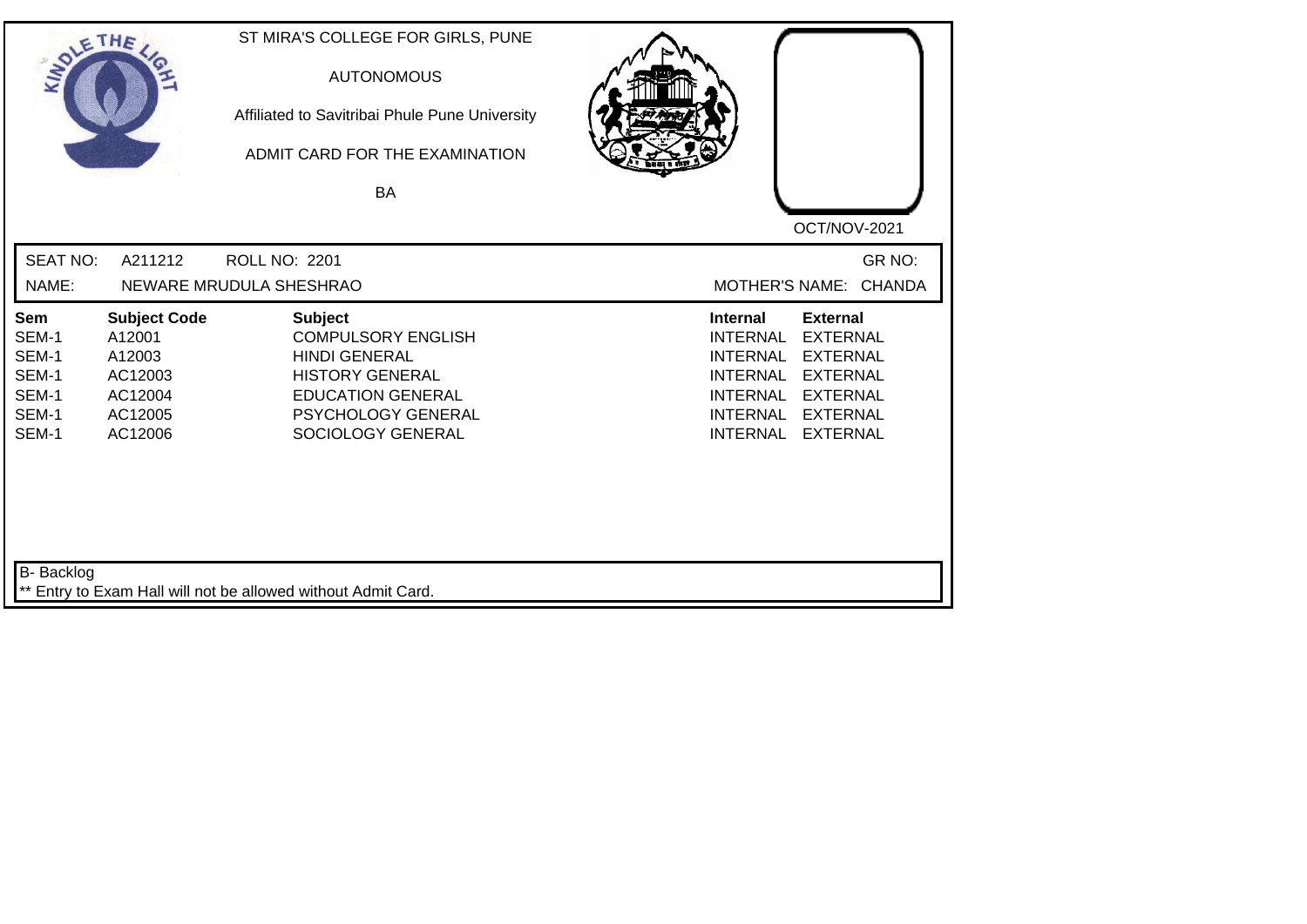ST MIRA'S COLLEGE FOR GIRLS, PUNE

AUTONOMOUS

Affiliated to Savitribai Phule Pune University

ADMIT CARD FOR THE EXAMINATION

BA

OCT/NOV-2021

SEAT NO: A211212 ROLL NO: 2201 GR NO:

NAME: NEWARE MRUDULA SHESHRAO MOTHER'S NAME: CHANDA

| Sem | Subject Code | Subject | Internal | External |
|---|---|---|---|---|
| SEM-1 | A12001 | COMPULSORY ENGLISH | INTERNAL | EXTERNAL |
| SEM-1 | A12003 | HINDI GENERAL | INTERNAL | EXTERNAL |
| SEM-1 | AC12003 | HISTORY GENERAL | INTERNAL | EXTERNAL |
| SEM-1 | AC12004 | EDUCATION GENERAL | INTERNAL | EXTERNAL |
| SEM-1 | AC12005 | PSYCHOLOGY GENERAL | INTERNAL | EXTERNAL |
| SEM-1 | AC12006 | SOCIOLOGY GENERAL | INTERNAL | EXTERNAL |

B- Backlog

** Entry to Exam Hall will not be allowed without Admit Card.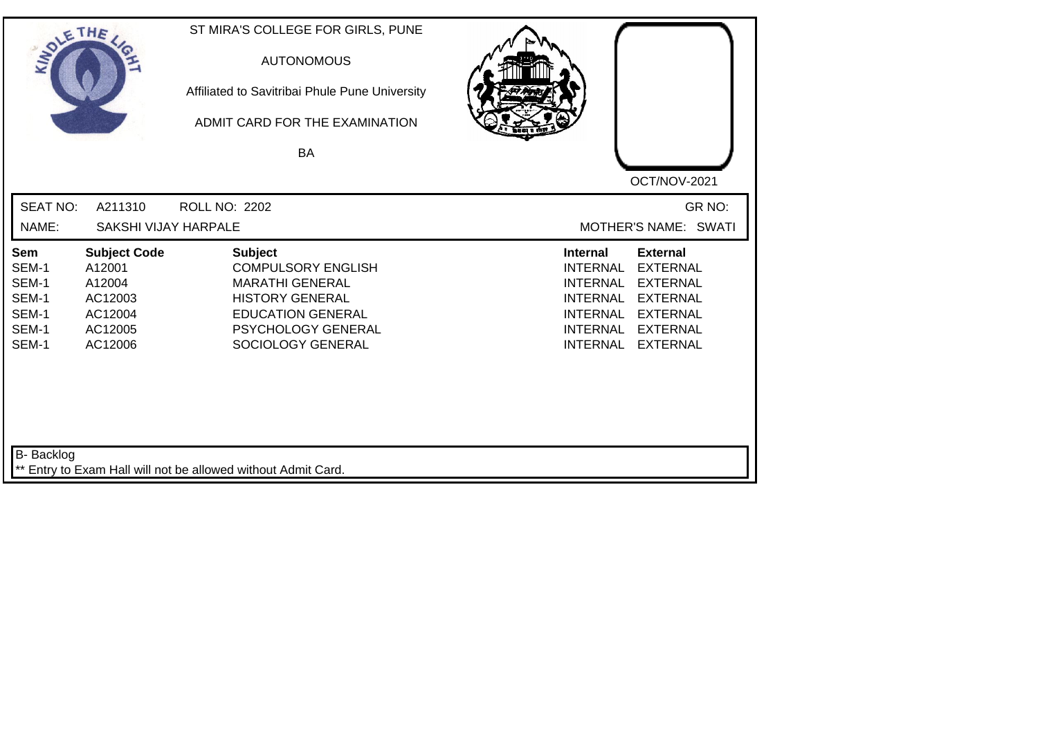ST MIRA'S COLLEGE FOR GIRLS, PUNE

AUTONOMOUS

Affiliated to Savitribai Phule Pune University

ADMIT CARD FOR THE EXAMINATION

BA

OCT/NOV-2021

SEAT NO: A211310 ROLL NO: 2202 GR NO:

NAME: SAKSHI VIJAY HARPALE MOTHER'S NAME: SWATI

| Sem | Subject Code | Subject | Internal | External |
|---|---|---|---|---|
| SEM-1 | A12001 | COMPULSORY ENGLISH | INTERNAL | EXTERNAL |
| SEM-1 | A12004 | MARATHI GENERAL | INTERNAL | EXTERNAL |
| SEM-1 | AC12003 | HISTORY GENERAL | INTERNAL | EXTERNAL |
| SEM-1 | AC12004 | EDUCATION GENERAL | INTERNAL | EXTERNAL |
| SEM-1 | AC12005 | PSYCHOLOGY GENERAL | INTERNAL | EXTERNAL |
| SEM-1 | AC12006 | SOCIOLOGY GENERAL | INTERNAL | EXTERNAL |

B- Backlog

** Entry to Exam Hall will not be allowed without Admit Card.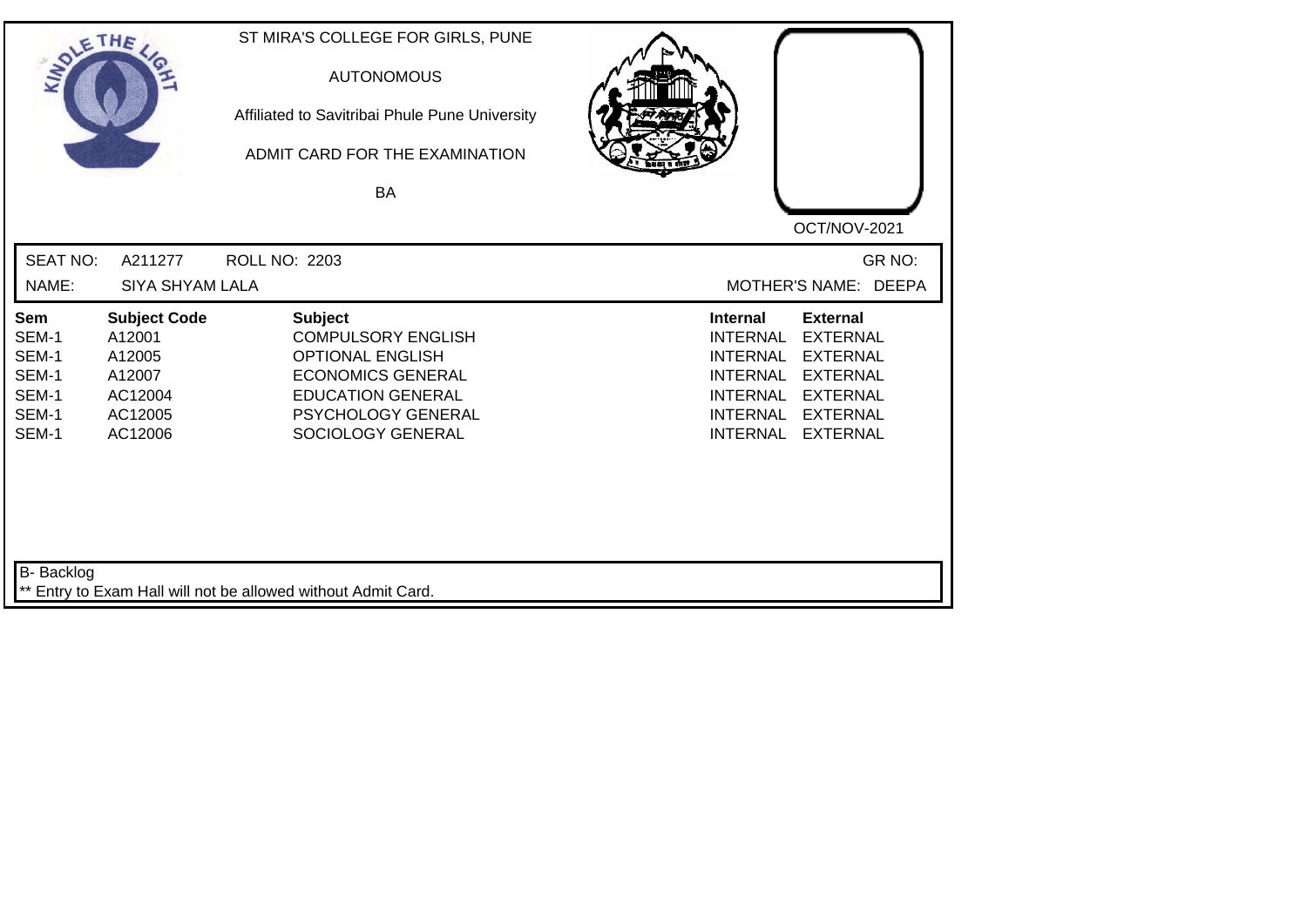ST MIRA'S COLLEGE FOR GIRLS, PUNE

AUTONOMOUS

Affiliated to Savitribai Phule Pune University

ADMIT CARD FOR THE EXAMINATION

BA

OCT/NOV-2021

SEAT NO: A211277 ROLL NO: 2203 GR NO:

NAME: SIYA SHYAM LALA MOTHER'S NAME: DEEPA

| Sem | Subject Code | Subject | Internal | External |
|---|---|---|---|---|
| SEM-1 | A12001 | COMPULSORY ENGLISH | INTERNAL | EXTERNAL |
| SEM-1 | A12005 | OPTIONAL ENGLISH | INTERNAL | EXTERNAL |
| SEM-1 | A12007 | ECONOMICS GENERAL | INTERNAL | EXTERNAL |
| SEM-1 | AC12004 | EDUCATION GENERAL | INTERNAL | EXTERNAL |
| SEM-1 | AC12005 | PSYCHOLOGY GENERAL | INTERNAL | EXTERNAL |
| SEM-1 | AC12006 | SOCIOLOGY GENERAL | INTERNAL | EXTERNAL |

B- Backlog

** Entry to Exam Hall will not be allowed without Admit Card.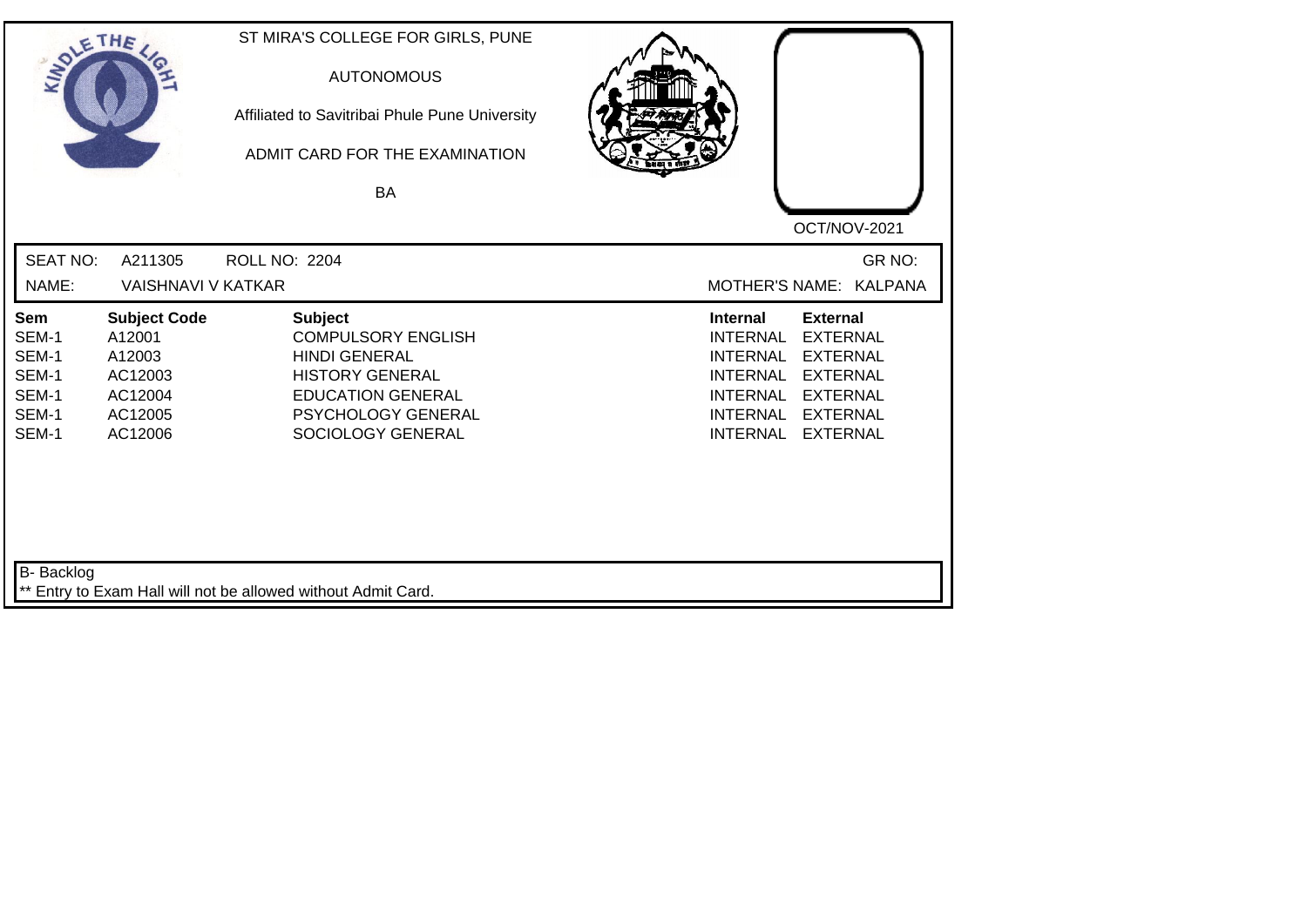ST MIRA'S COLLEGE FOR GIRLS, PUNE

AUTONOMOUS

Affiliated to Savitribai Phule Pune University

ADMIT CARD FOR THE EXAMINATION

BA

OCT/NOV-2021

SEAT NO: A211305 ROLL NO: 2204 GR NO:

NAME: VAISHNAVI V KATKAR MOTHER'S NAME: KALPANA

| Sem | Subject Code | Subject | Internal | External |
|---|---|---|---|---|
| SEM-1 | A12001 | COMPULSORY ENGLISH | INTERNAL | EXTERNAL |
| SEM-1 | A12003 | HINDI GENERAL | INTERNAL | EXTERNAL |
| SEM-1 | AC12003 | HISTORY GENERAL | INTERNAL | EXTERNAL |
| SEM-1 | AC12004 | EDUCATION GENERAL | INTERNAL | EXTERNAL |
| SEM-1 | AC12005 | PSYCHOLOGY GENERAL | INTERNAL | EXTERNAL |
| SEM-1 | AC12006 | SOCIOLOGY GENERAL | INTERNAL | EXTERNAL |

B- Backlog

** Entry to Exam Hall will not be allowed without Admit Card.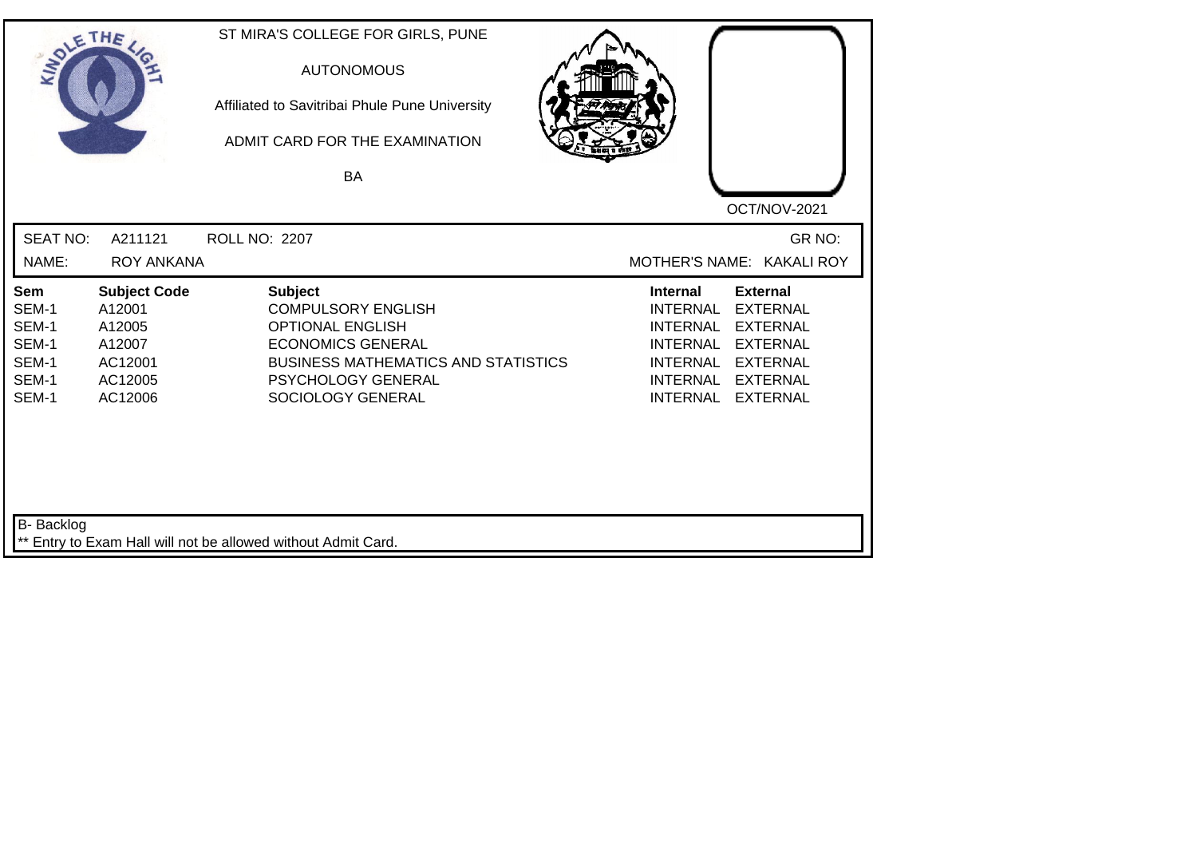ST MIRA'S COLLEGE FOR GIRLS, PUNE

AUTONOMOUS

Affiliated to Savitribai Phule Pune University

ADMIT CARD FOR THE EXAMINATION

BA

OCT/NOV-2021

| SEAT NO: | A211121 | ROLL NO: 2207 | GR NO: |
|---|---|---|---|
| NAME: | ROY ANKANA | | MOTHER'S NAME: KAKALI ROY |

| Sem | Subject Code | Subject | Internal | External |
|---|---|---|---|---|
| SEM-1 | A12001 | COMPULSORY ENGLISH | INTERNAL | EXTERNAL |
| SEM-1 | A12005 | OPTIONAL ENGLISH | INTERNAL | EXTERNAL |
| SEM-1 | A12007 | ECONOMICS GENERAL | INTERNAL | EXTERNAL |
| SEM-1 | AC12001 | BUSINESS MATHEMATICS AND STATISTICS | INTERNAL | EXTERNAL |
| SEM-1 | AC12005 | PSYCHOLOGY GENERAL | INTERNAL | EXTERNAL |
| SEM-1 | AC12006 | SOCIOLOGY GENERAL | INTERNAL | EXTERNAL |

B- Backlog

** Entry to Exam Hall will not be allowed without Admit Card.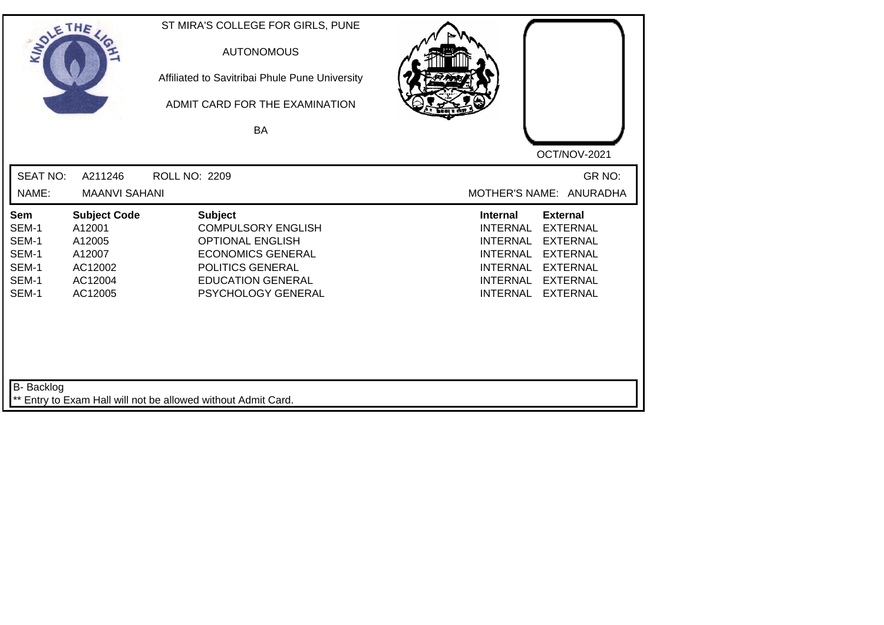ST MIRA'S COLLEGE FOR GIRLS, PUNE

AUTONOMOUS

Affiliated to Savitribai Phule Pune University

ADMIT CARD FOR THE EXAMINATION

BA

OCT/NOV-2021

SEAT NO: A211246 ROLL NO: 2209 GR NO:

NAME: MAANVI SAHANI MOTHER'S NAME: ANURADHA

| Sem | Subject Code | Subject | Internal | External |
|---|---|---|---|---|
| SEM-1 | A12001 | COMPULSORY ENGLISH | INTERNAL | EXTERNAL |
| SEM-1 | A12005 | OPTIONAL ENGLISH | INTERNAL | EXTERNAL |
| SEM-1 | A12007 | ECONOMICS GENERAL | INTERNAL | EXTERNAL |
| SEM-1 | AC12002 | POLITICS GENERAL | INTERNAL | EXTERNAL |
| SEM-1 | AC12004 | EDUCATION GENERAL | INTERNAL | EXTERNAL |
| SEM-1 | AC12005 | PSYCHOLOGY GENERAL | INTERNAL | EXTERNAL |

B- Backlog

** Entry to Exam Hall will not be allowed without Admit Card.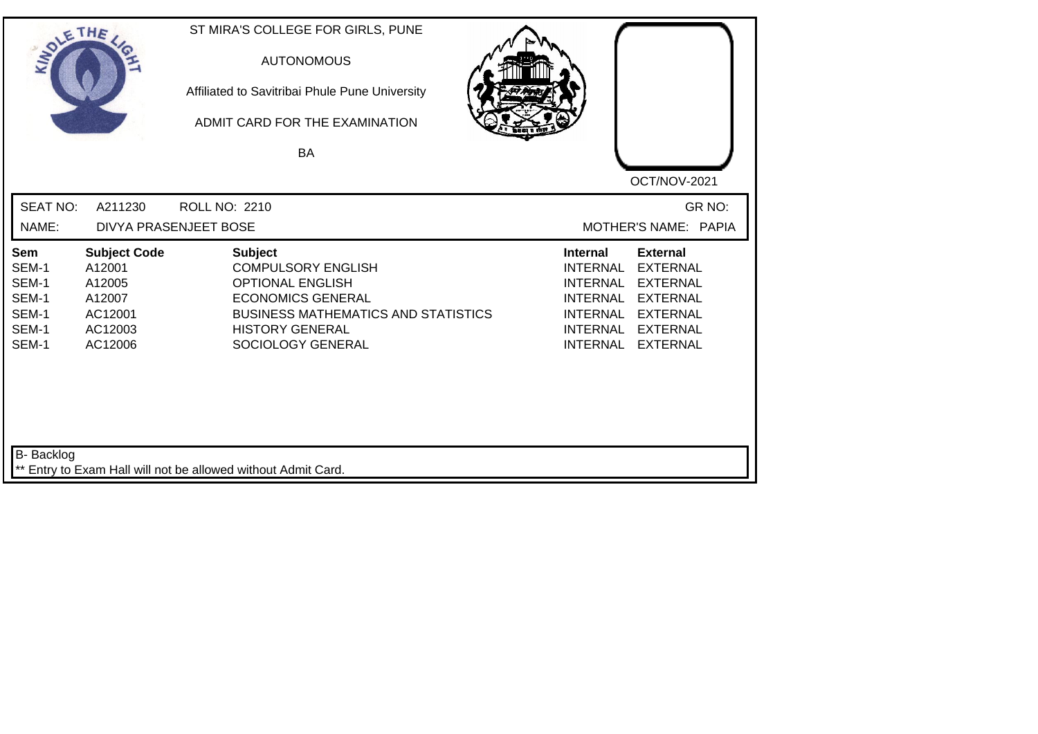ST MIRA'S COLLEGE FOR GIRLS, PUNE

AUTONOMOUS

Affiliated to Savitribai Phule Pune University

ADMIT CARD FOR THE EXAMINATION

BA

OCT/NOV-2021

SEAT NO: A211230 ROLL NO: 2210 GR NO:

NAME: DIVYA PRASENJEET BOSE MOTHER'S NAME: PAPIA

| Sem | Subject Code | Subject | Internal | External |
|---|---|---|---|---|
| SEM-1 | A12001 | COMPULSORY ENGLISH | INTERNAL | EXTERNAL |
| SEM-1 | A12005 | OPTIONAL ENGLISH | INTERNAL | EXTERNAL |
| SEM-1 | A12007 | ECONOMICS GENERAL | INTERNAL | EXTERNAL |
| SEM-1 | AC12001 | BUSINESS MATHEMATICS AND STATISTICS | INTERNAL | EXTERNAL |
| SEM-1 | AC12003 | HISTORY GENERAL | INTERNAL | EXTERNAL |
| SEM-1 | AC12006 | SOCIOLOGY GENERAL | INTERNAL | EXTERNAL |

B- Backlog

** Entry to Exam Hall will not be allowed without Admit Card.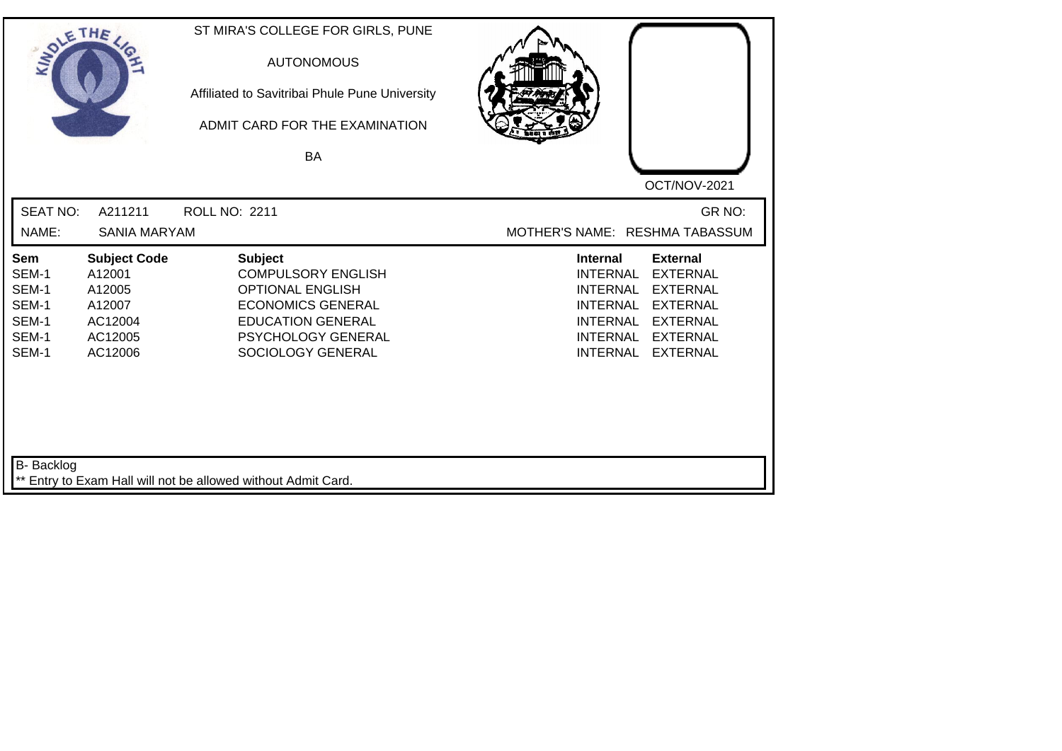ST MIRA'S COLLEGE FOR GIRLS, PUNE

AUTONOMOUS

Affiliated to Savitribai Phule Pune University

ADMIT CARD FOR THE EXAMINATION

BA

OCT/NOV-2021

SEAT NO: A211211 ROLL NO: 2211 GR NO:

NAME: SANIA MARYAM MOTHER'S NAME: RESHMA TABASSUM

| Sem | Subject Code | Subject | Internal | External |
|---|---|---|---|---|
| SEM-1 | A12001 | COMPULSORY ENGLISH | INTERNAL | EXTERNAL |
| SEM-1 | A12005 | OPTIONAL ENGLISH | INTERNAL | EXTERNAL |
| SEM-1 | A12007 | ECONOMICS GENERAL | INTERNAL | EXTERNAL |
| SEM-1 | AC12004 | EDUCATION GENERAL | INTERNAL | EXTERNAL |
| SEM-1 | AC12005 | PSYCHOLOGY GENERAL | INTERNAL | EXTERNAL |
| SEM-1 | AC12006 | SOCIOLOGY GENERAL | INTERNAL | EXTERNAL |

B- Backlog

** Entry to Exam Hall will not be allowed without Admit Card.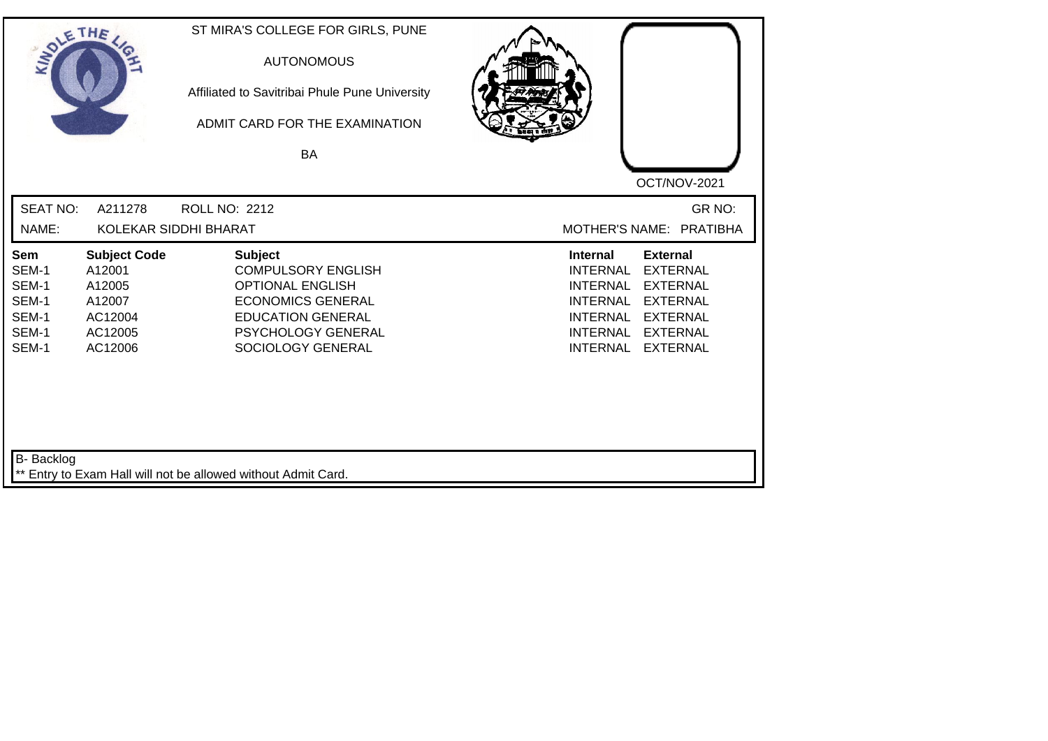ST MIRA'S COLLEGE FOR GIRLS, PUNE

AUTONOMOUS

Affiliated to Savitribai Phule Pune University

ADMIT CARD FOR THE EXAMINATION

BA

OCT/NOV-2021

SEAT NO: A211278 ROLL NO: 2212 GR NO:

NAME: KOLEKAR SIDDHI BHARAT MOTHER'S NAME: PRATIBHA

| Sem | Subject Code | Subject | Internal | External |
|---|---|---|---|---|
| SEM-1 | A12001 | COMPULSORY ENGLISH | INTERNAL | EXTERNAL |
| SEM-1 | A12005 | OPTIONAL ENGLISH | INTERNAL | EXTERNAL |
| SEM-1 | A12007 | ECONOMICS GENERAL | INTERNAL | EXTERNAL |
| SEM-1 | AC12004 | EDUCATION GENERAL | INTERNAL | EXTERNAL |
| SEM-1 | AC12005 | PSYCHOLOGY GENERAL | INTERNAL | EXTERNAL |
| SEM-1 | AC12006 | SOCIOLOGY GENERAL | INTERNAL | EXTERNAL |

B- Backlog

** Entry to Exam Hall will not be allowed without Admit Card.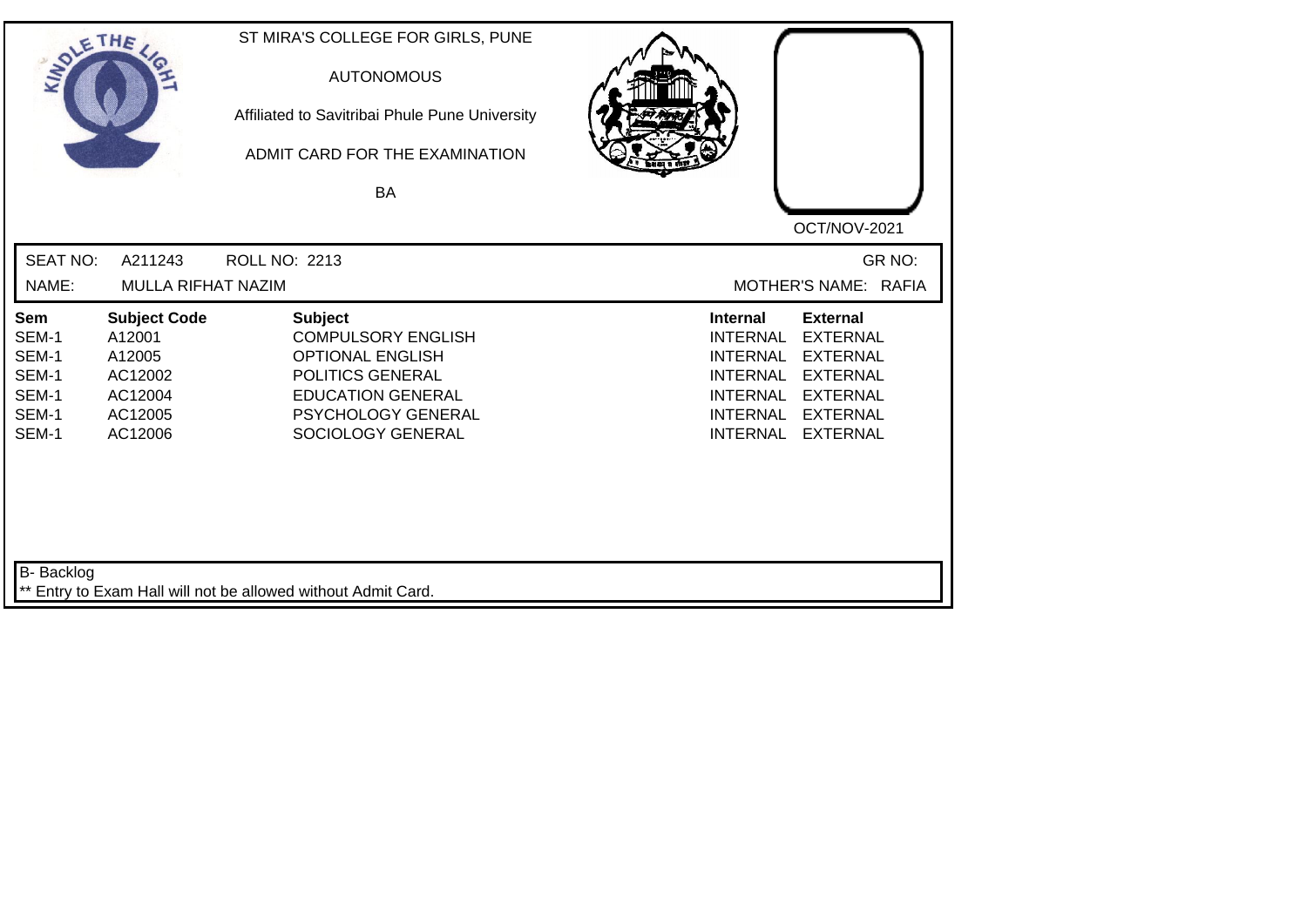ST MIRA'S COLLEGE FOR GIRLS, PUNE

AUTONOMOUS

Affiliated to Savitribai Phule Pune University

ADMIT CARD FOR THE EXAMINATION

BA

OCT/NOV-2021

SEAT NO: A211243 ROLL NO: 2213 GR NO:

NAME: MULLA RIFHAT NAZIM MOTHER'S NAME: RAFIA

| Sem | Subject Code | Subject | Internal | External |
|---|---|---|---|---|
| SEM-1 | A12001 | COMPULSORY ENGLISH | INTERNAL | EXTERNAL |
| SEM-1 | A12005 | OPTIONAL ENGLISH | INTERNAL | EXTERNAL |
| SEM-1 | AC12002 | POLITICS GENERAL | INTERNAL | EXTERNAL |
| SEM-1 | AC12004 | EDUCATION GENERAL | INTERNAL | EXTERNAL |
| SEM-1 | AC12005 | PSYCHOLOGY GENERAL | INTERNAL | EXTERNAL |
| SEM-1 | AC12006 | SOCIOLOGY GENERAL | INTERNAL | EXTERNAL |

B- Backlog

** Entry to Exam Hall will not be allowed without Admit Card.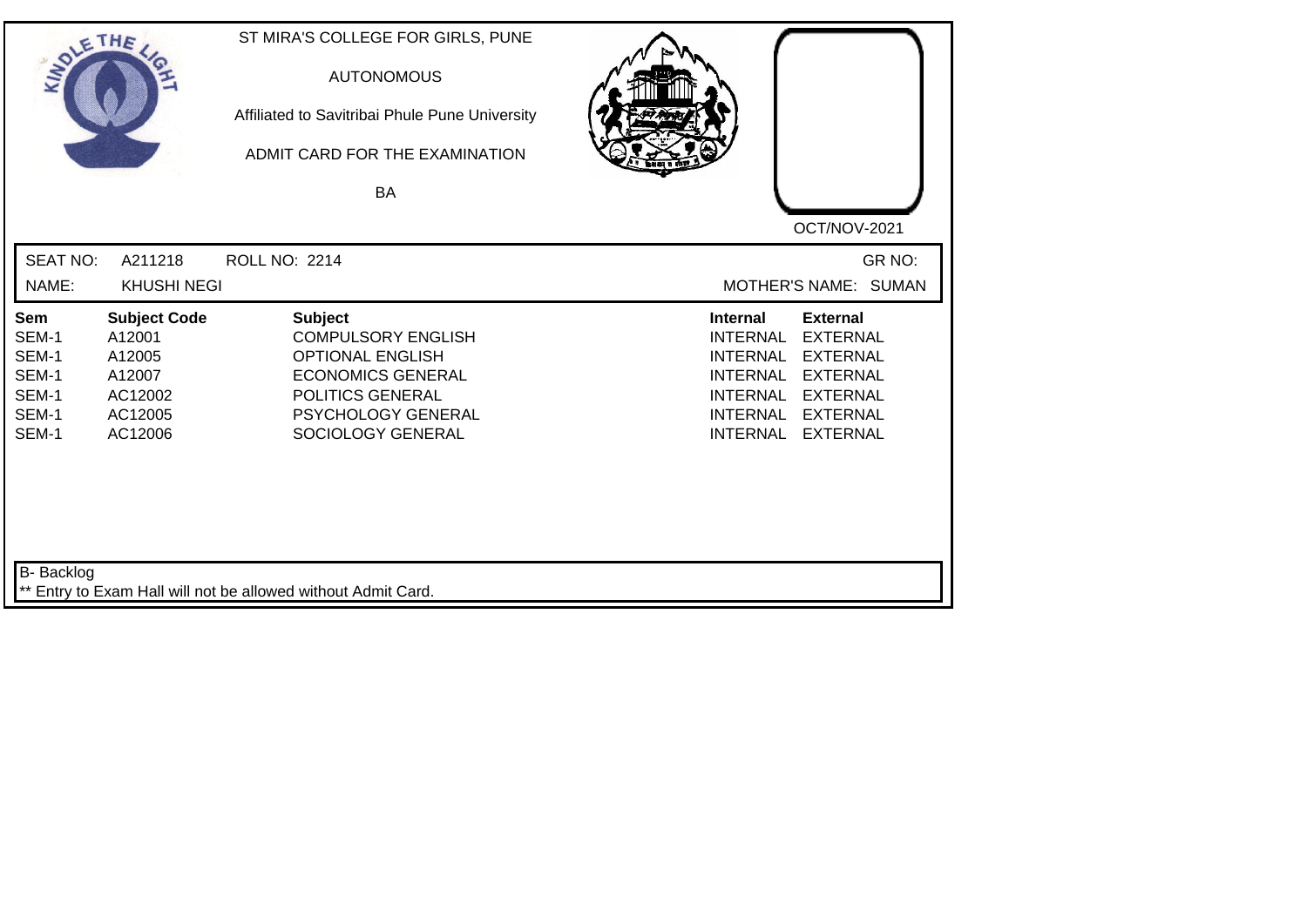ST MIRA'S COLLEGE FOR GIRLS, PUNE

AUTONOMOUS

Affiliated to Savitribai Phule Pune University

ADMIT CARD FOR THE EXAMINATION

BA

OCT/NOV-2021

SEAT NO: A211218 ROLL NO: 2214 GR NO:

NAME: KHUSHI NEGI MOTHER'S NAME: SUMAN

| Sem | Subject Code | Subject | Internal | External |
|---|---|---|---|---|
| SEM-1 | A12001 | COMPULSORY ENGLISH | INTERNAL | EXTERNAL |
| SEM-1 | A12005 | OPTIONAL ENGLISH | INTERNAL | EXTERNAL |
| SEM-1 | A12007 | ECONOMICS GENERAL | INTERNAL | EXTERNAL |
| SEM-1 | AC12002 | POLITICS GENERAL | INTERNAL | EXTERNAL |
| SEM-1 | AC12005 | PSYCHOLOGY GENERAL | INTERNAL | EXTERNAL |
| SEM-1 | AC12006 | SOCIOLOGY GENERAL | INTERNAL | EXTERNAL |

B- Backlog

** Entry to Exam Hall will not be allowed without Admit Card.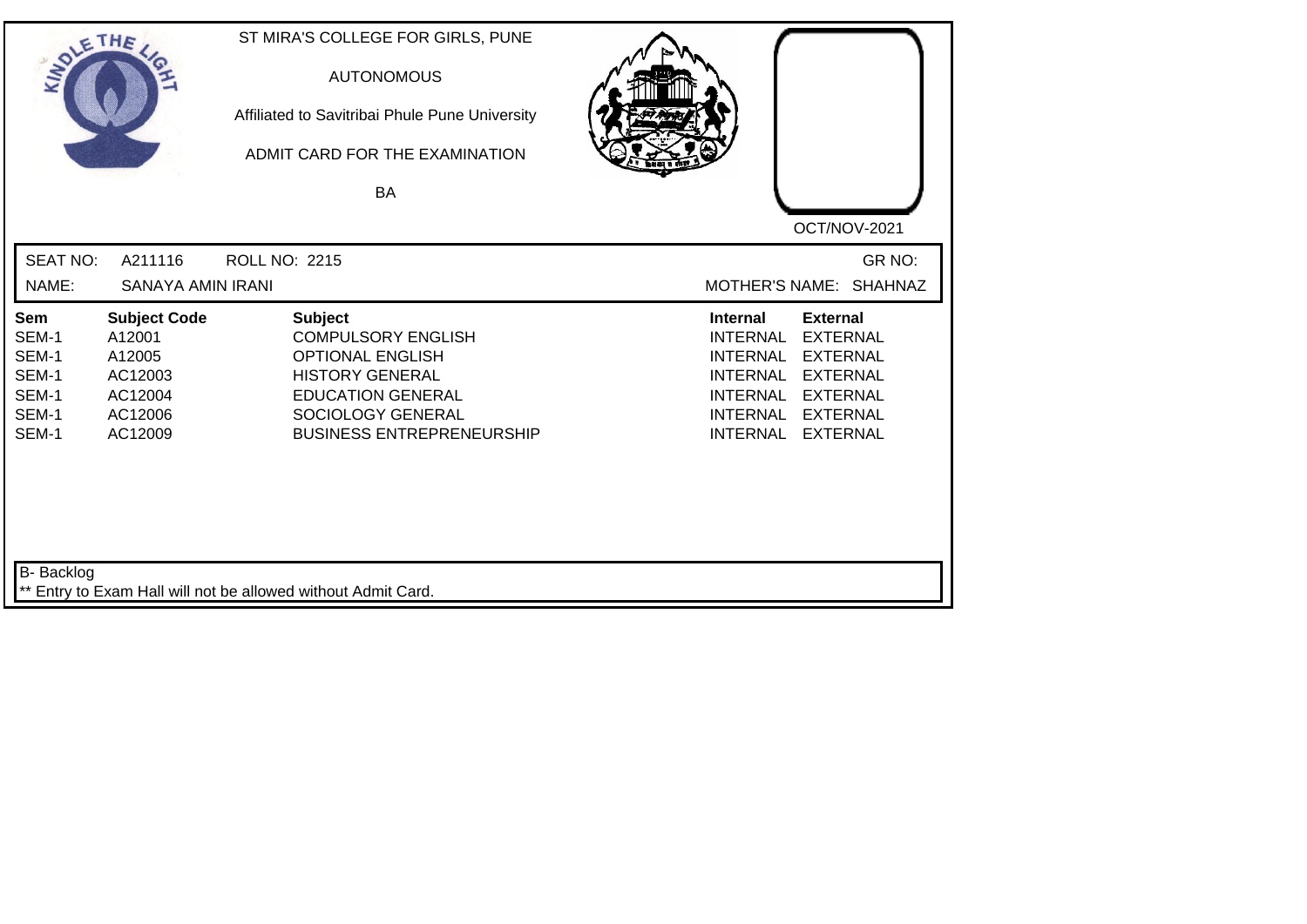ST MIRA'S COLLEGE FOR GIRLS, PUNE

AUTONOMOUS

Affiliated to Savitribai Phule Pune University

ADMIT CARD FOR THE EXAMINATION

BA

OCT/NOV-2021

SEAT NO: A211116 ROLL NO: 2215 GR NO:

NAME: SANAYA AMIN IRANI MOTHER'S NAME: SHAHNAZ

| Sem | Subject Code | Subject | Internal | External |
|---|---|---|---|---|
| SEM-1 | A12001 | COMPULSORY ENGLISH | INTERNAL | EXTERNAL |
| SEM-1 | A12005 | OPTIONAL ENGLISH | INTERNAL | EXTERNAL |
| SEM-1 | AC12003 | HISTORY GENERAL | INTERNAL | EXTERNAL |
| SEM-1 | AC12004 | EDUCATION GENERAL | INTERNAL | EXTERNAL |
| SEM-1 | AC12006 | SOCIOLOGY GENERAL | INTERNAL | EXTERNAL |
| SEM-1 | AC12009 | BUSINESS ENTREPRENEURSHIP | INTERNAL | EXTERNAL |

B- Backlog

** Entry to Exam Hall will not be allowed without Admit Card.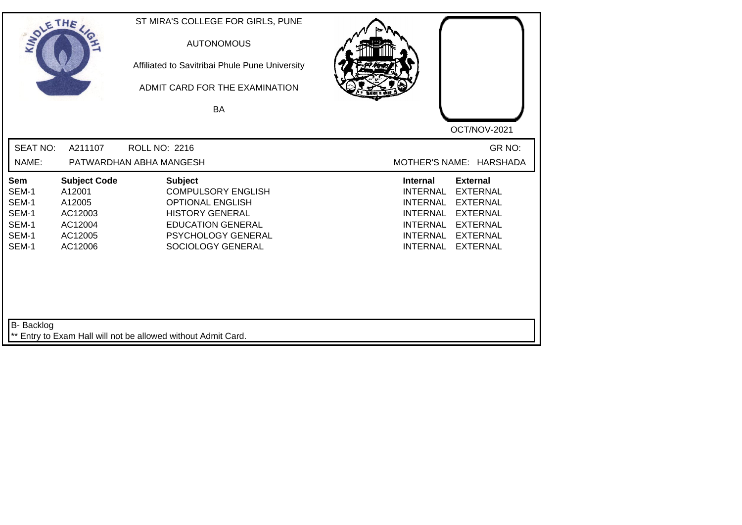ST MIRA'S COLLEGE FOR GIRLS, PUNE

AUTONOMOUS

Affiliated to Savitribai Phule Pune University

ADMIT CARD FOR THE EXAMINATION

BA

OCT/NOV-2021

SEAT NO: A211107 ROLL NO: 2216 GR NO:

NAME: PATWARDHAN ABHA MANGESH MOTHER'S NAME: HARSHADA

| Sem | Subject Code | Subject | Internal | External |
|---|---|---|---|---|
| SEM-1 | A12001 | COMPULSORY ENGLISH | INTERNAL | EXTERNAL |
| SEM-1 | A12005 | OPTIONAL ENGLISH | INTERNAL | EXTERNAL |
| SEM-1 | AC12003 | HISTORY GENERAL | INTERNAL | EXTERNAL |
| SEM-1 | AC12004 | EDUCATION GENERAL | INTERNAL | EXTERNAL |
| SEM-1 | AC12005 | PSYCHOLOGY GENERAL | INTERNAL | EXTERNAL |
| SEM-1 | AC12006 | SOCIOLOGY GENERAL | INTERNAL | EXTERNAL |

B- Backlog

** Entry to Exam Hall will not be allowed without Admit Card.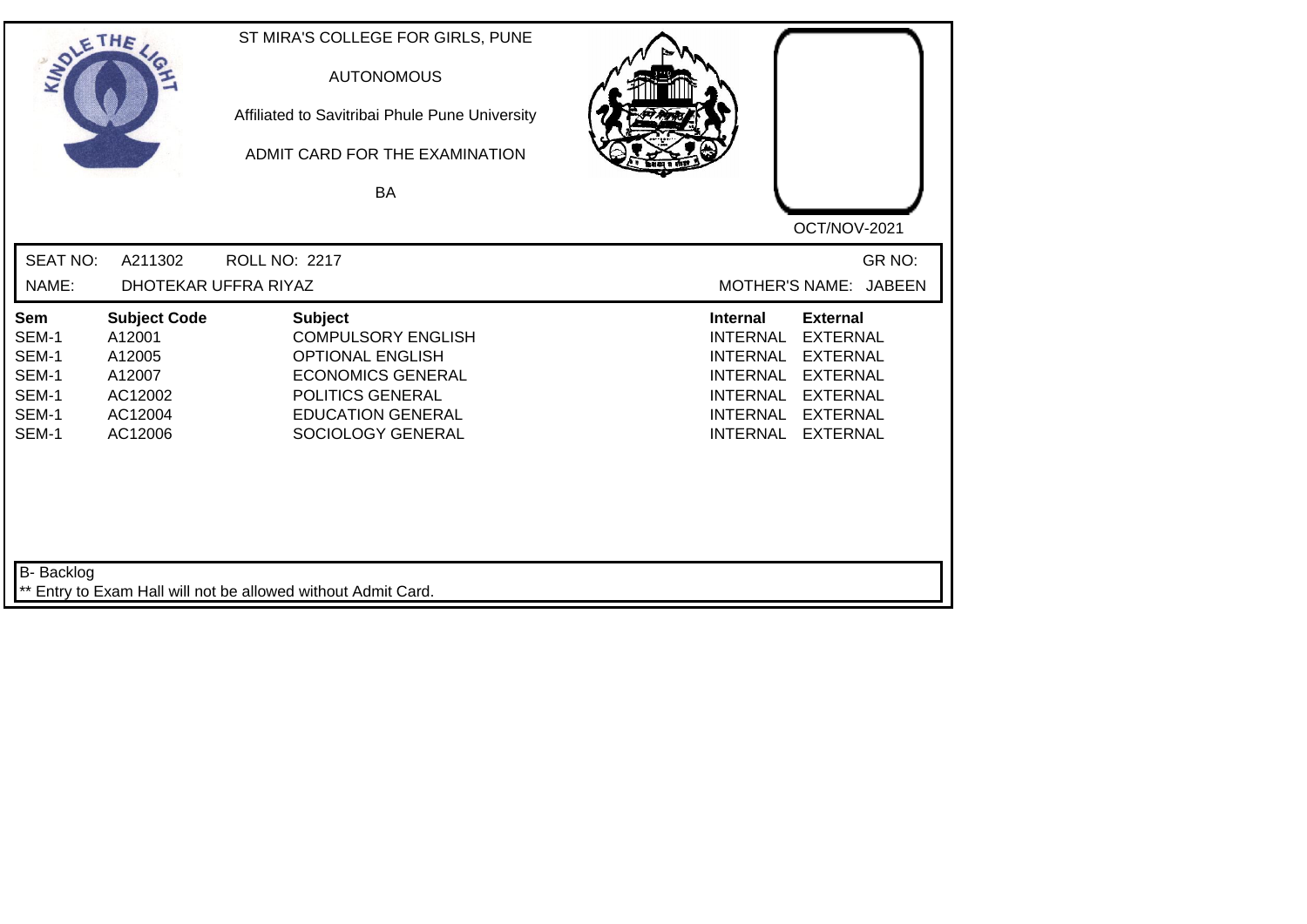ST MIRA'S COLLEGE FOR GIRLS, PUNE

AUTONOMOUS

Affiliated to Savitribai Phule Pune University

ADMIT CARD FOR THE EXAMINATION

BA

OCT/NOV-2021

SEAT NO: A211302 ROLL NO: 2217 GR NO:

NAME: DHOTEKAR UFFRA RIYAZ MOTHER'S NAME: JABEEN

| Sem | Subject Code | Subject | Internal | External |
|---|---|---|---|---|
| SEM-1 | A12001 | COMPULSORY ENGLISH | INTERNAL | EXTERNAL |
| SEM-1 | A12005 | OPTIONAL ENGLISH | INTERNAL | EXTERNAL |
| SEM-1 | A12007 | ECONOMICS GENERAL | INTERNAL | EXTERNAL |
| SEM-1 | AC12002 | POLITICS GENERAL | INTERNAL | EXTERNAL |
| SEM-1 | AC12004 | EDUCATION GENERAL | INTERNAL | EXTERNAL |
| SEM-1 | AC12006 | SOCIOLOGY GENERAL | INTERNAL | EXTERNAL |

B- Backlog

** Entry to Exam Hall will not be allowed without Admit Card.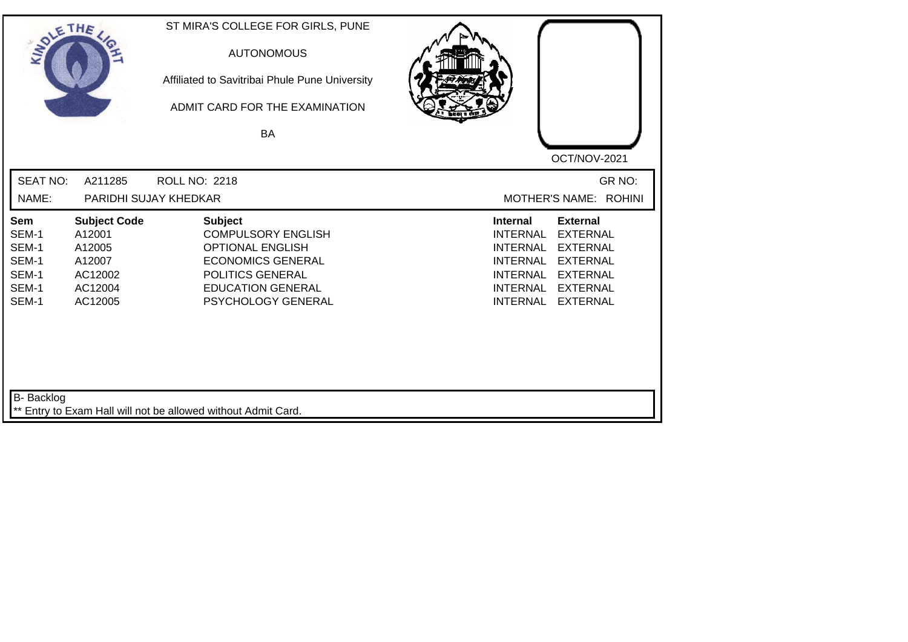ST MIRA'S COLLEGE FOR GIRLS, PUNE

AUTONOMOUS

Affiliated to Savitribai Phule Pune University

ADMIT CARD FOR THE EXAMINATION

BA

OCT/NOV-2021

SEAT NO: A211285 ROLL NO: 2218 GR NO:

NAME: PARIDHI SUJAY KHEDKAR MOTHER'S NAME: ROHINI

| Sem | Subject Code | Subject | Internal | External |
|---|---|---|---|---|
| SEM-1 | A12001 | COMPULSORY ENGLISH | INTERNAL | EXTERNAL |
| SEM-1 | A12005 | OPTIONAL ENGLISH | INTERNAL | EXTERNAL |
| SEM-1 | A12007 | ECONOMICS GENERAL | INTERNAL | EXTERNAL |
| SEM-1 | AC12002 | POLITICS GENERAL | INTERNAL | EXTERNAL |
| SEM-1 | AC12004 | EDUCATION GENERAL | INTERNAL | EXTERNAL |
| SEM-1 | AC12005 | PSYCHOLOGY GENERAL | INTERNAL | EXTERNAL |

B- Backlog

** Entry to Exam Hall will not be allowed without Admit Card.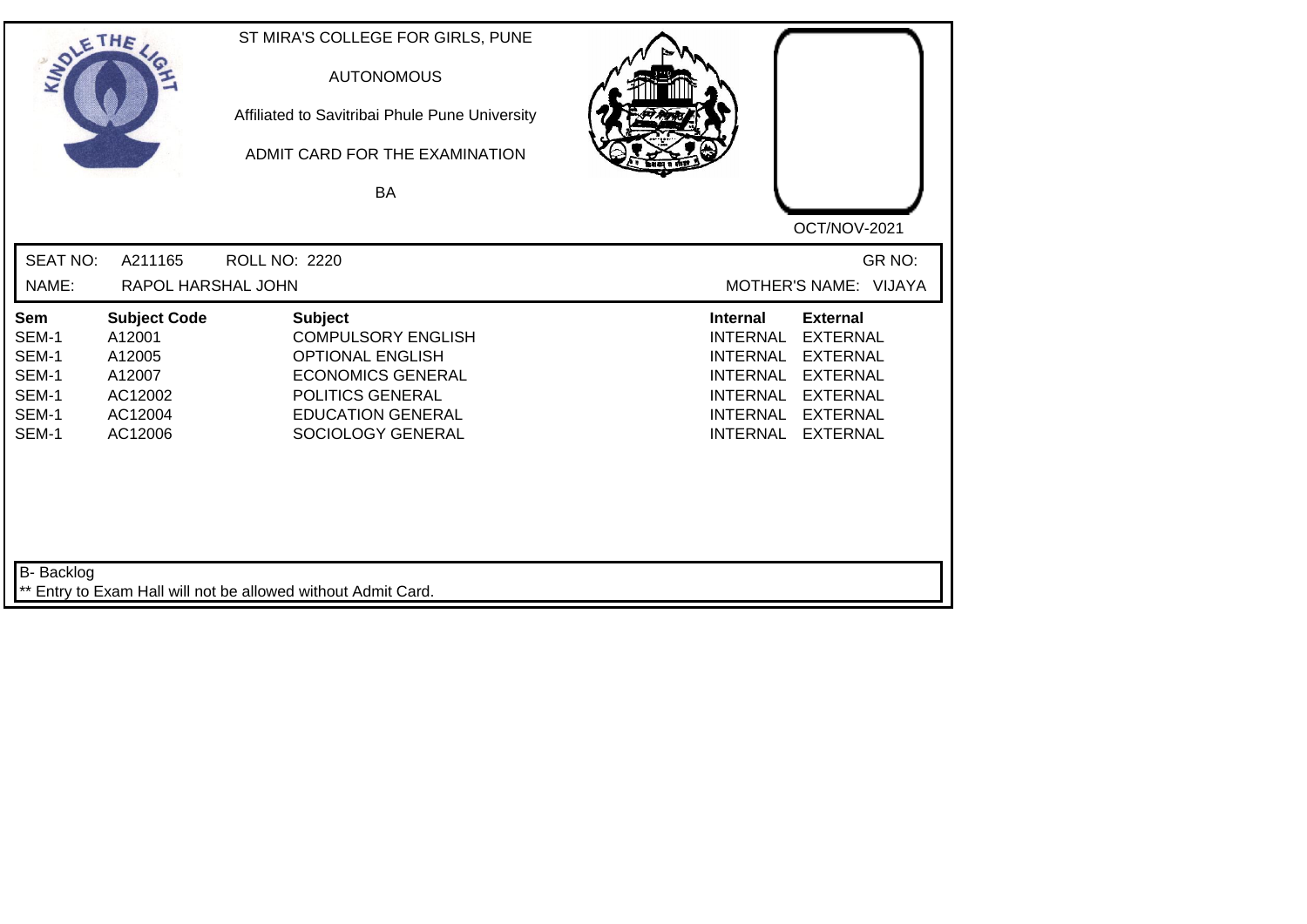ST MIRA'S COLLEGE FOR GIRLS, PUNE

AUTONOMOUS

Affiliated to Savitribai Phule Pune University

ADMIT CARD FOR THE EXAMINATION

BA

OCT/NOV-2021

SEAT NO: A211165 ROLL NO: 2220 GR NO:

NAME: RAPOL HARSHAL JOHN MOTHER'S NAME: VIJAYA

| Sem | Subject Code | Subject | Internal | External |
|---|---|---|---|---|
| SEM-1 | A12001 | COMPULSORY ENGLISH | INTERNAL | EXTERNAL |
| SEM-1 | A12005 | OPTIONAL ENGLISH | INTERNAL | EXTERNAL |
| SEM-1 | A12007 | ECONOMICS GENERAL | INTERNAL | EXTERNAL |
| SEM-1 | AC12002 | POLITICS GENERAL | INTERNAL | EXTERNAL |
| SEM-1 | AC12004 | EDUCATION GENERAL | INTERNAL | EXTERNAL |
| SEM-1 | AC12006 | SOCIOLOGY GENERAL | INTERNAL | EXTERNAL |

B- Backlog

** Entry to Exam Hall will not be allowed without Admit Card.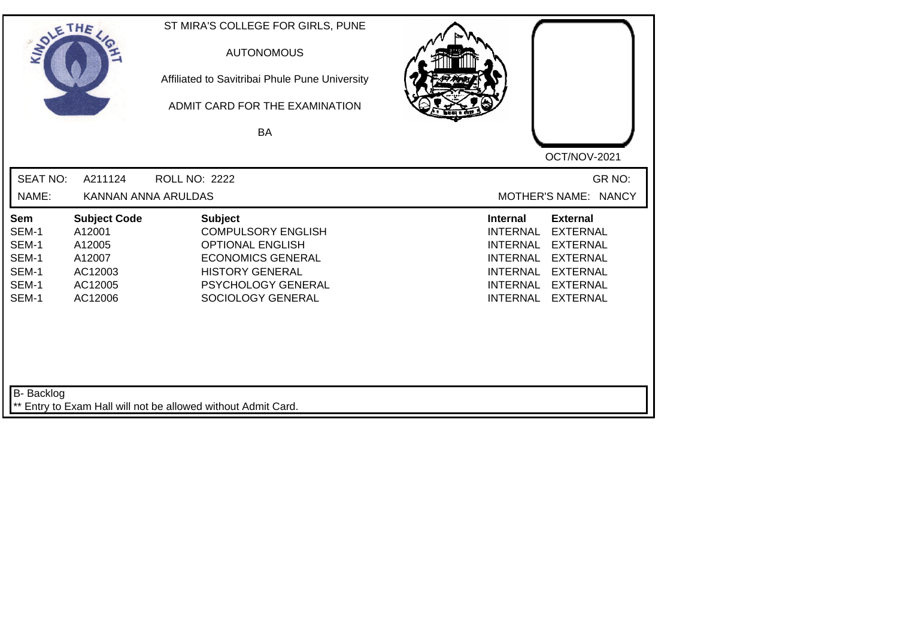ST MIRA'S COLLEGE FOR GIRLS, PUNE

AUTONOMOUS

Affiliated to Savitribai Phule Pune University

ADMIT CARD FOR THE EXAMINATION

BA

OCT/NOV-2021

SEAT NO: A211124 ROLL NO: 2222 GR NO:

NAME: KANNAN ANNA ARULDAS MOTHER'S NAME: NANCY

| Sem | Subject Code | Subject | Internal | External |
|---|---|---|---|---|
| SEM-1 | A12001 | COMPULSORY ENGLISH | INTERNAL | EXTERNAL |
| SEM-1 | A12005 | OPTIONAL ENGLISH | INTERNAL | EXTERNAL |
| SEM-1 | A12007 | ECONOMICS GENERAL | INTERNAL | EXTERNAL |
| SEM-1 | AC12003 | HISTORY GENERAL | INTERNAL | EXTERNAL |
| SEM-1 | AC12005 | PSYCHOLOGY GENERAL | INTERNAL | EXTERNAL |
| SEM-1 | AC12006 | SOCIOLOGY GENERAL | INTERNAL | EXTERNAL |

B- Backlog

** Entry to Exam Hall will not be allowed without Admit Card.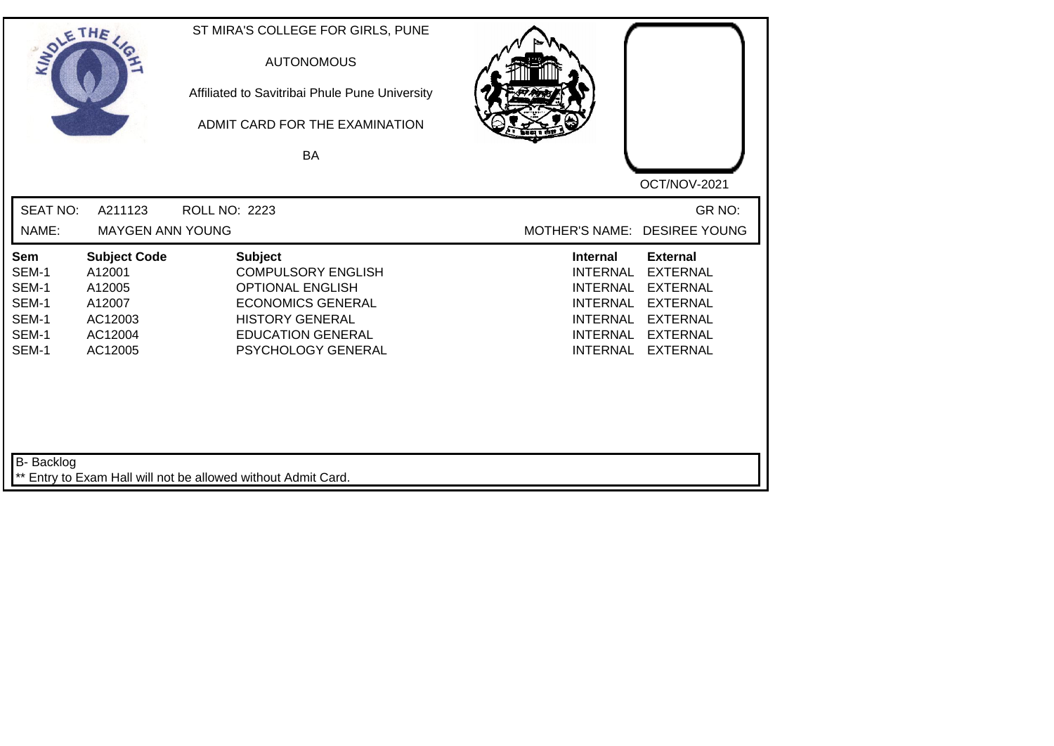ST MIRA'S COLLEGE FOR GIRLS, PUNE

AUTONOMOUS

Affiliated to Savitribai Phule Pune University

ADMIT CARD FOR THE EXAMINATION

BA

OCT/NOV-2021

SEAT NO: A211123 ROLL NO: 2223 GR NO:

NAME: MAYGEN ANN YOUNG MOTHER'S NAME: DESIREE YOUNG

| Sem | Subject Code | Subject | Internal | External |
|---|---|---|---|---|
| SEM-1 | A12001 | COMPULSORY ENGLISH | INTERNAL | EXTERNAL |
| SEM-1 | A12005 | OPTIONAL ENGLISH | INTERNAL | EXTERNAL |
| SEM-1 | A12007 | ECONOMICS GENERAL | INTERNAL | EXTERNAL |
| SEM-1 | AC12003 | HISTORY GENERAL | INTERNAL | EXTERNAL |
| SEM-1 | AC12004 | EDUCATION GENERAL | INTERNAL | EXTERNAL |
| SEM-1 | AC12005 | PSYCHOLOGY GENERAL | INTERNAL | EXTERNAL |

B- Backlog

** Entry to Exam Hall will not be allowed without Admit Card.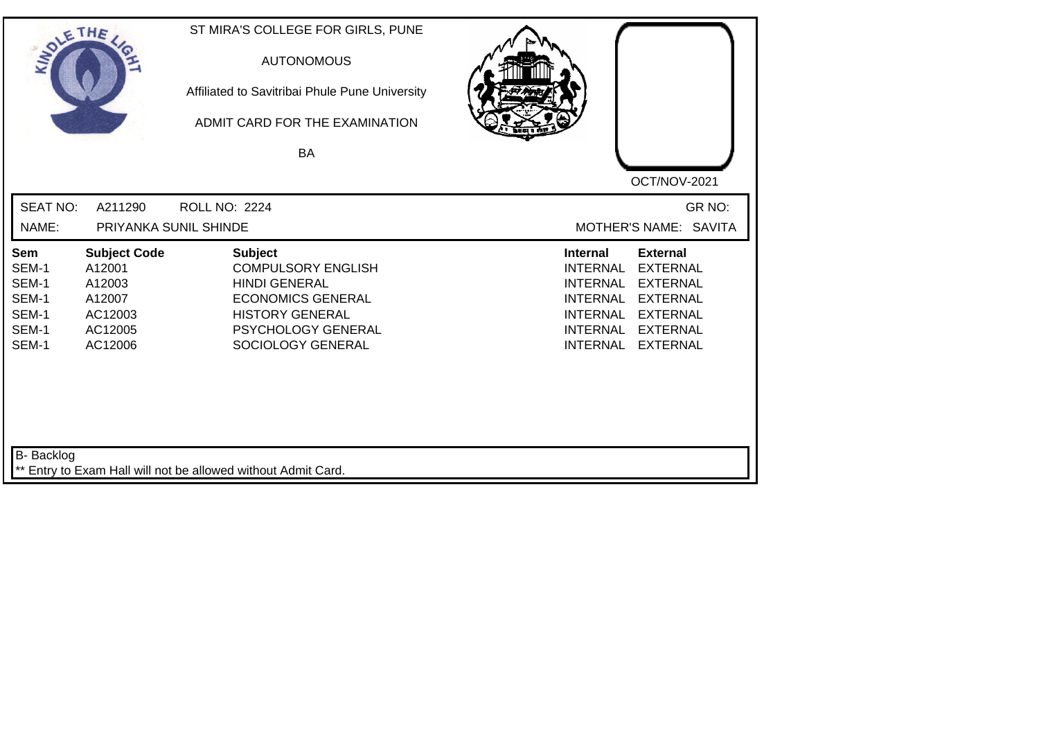ST MIRA'S COLLEGE FOR GIRLS, PUNE

AUTONOMOUS

Affiliated to Savitribai Phule Pune University

ADMIT CARD FOR THE EXAMINATION

BA

OCT/NOV-2021

SEAT NO: A211290 ROLL NO: 2224 GR NO:

NAME: PRIYANKA SUNIL SHINDE MOTHER'S NAME: SAVITA

| Sem | Subject Code | Subject | Internal | External |
|---|---|---|---|---|
| SEM-1 | A12001 | COMPULSORY ENGLISH | INTERNAL | EXTERNAL |
| SEM-1 | A12003 | HINDI GENERAL | INTERNAL | EXTERNAL |
| SEM-1 | A12007 | ECONOMICS GENERAL | INTERNAL | EXTERNAL |
| SEM-1 | AC12003 | HISTORY GENERAL | INTERNAL | EXTERNAL |
| SEM-1 | AC12005 | PSYCHOLOGY GENERAL | INTERNAL | EXTERNAL |
| SEM-1 | AC12006 | SOCIOLOGY GENERAL | INTERNAL | EXTERNAL |

B- Backlog

** Entry to Exam Hall will not be allowed without Admit Card.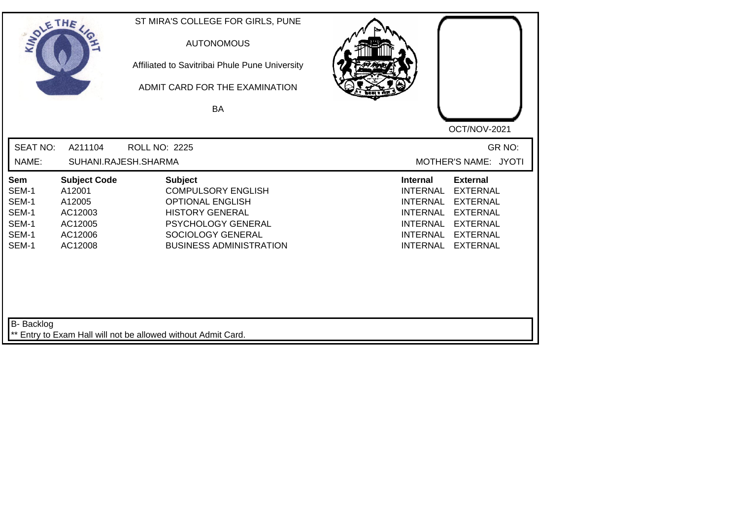ST MIRA'S COLLEGE FOR GIRLS, PUNE

AUTONOMOUS

Affiliated to Savitribai Phule Pune University

ADMIT CARD FOR THE EXAMINATION

BA

OCT/NOV-2021

SEAT NO: A211104 ROLL NO: 2225 GR NO:

NAME: SUHANI.RAJESH.SHARMA MOTHER'S NAME: JYOTI

| Sem | Subject Code | Subject | Internal | External |
|---|---|---|---|---|
| SEM-1 | A12001 | COMPULSORY ENGLISH | INTERNAL | EXTERNAL |
| SEM-1 | A12005 | OPTIONAL ENGLISH | INTERNAL | EXTERNAL |
| SEM-1 | AC12003 | HISTORY GENERAL | INTERNAL | EXTERNAL |
| SEM-1 | AC12005 | PSYCHOLOGY GENERAL | INTERNAL | EXTERNAL |
| SEM-1 | AC12006 | SOCIOLOGY GENERAL | INTERNAL | EXTERNAL |
| SEM-1 | AC12008 | BUSINESS ADMINISTRATION | INTERNAL | EXTERNAL |

B- Backlog

** Entry to Exam Hall will not be allowed without Admit Card.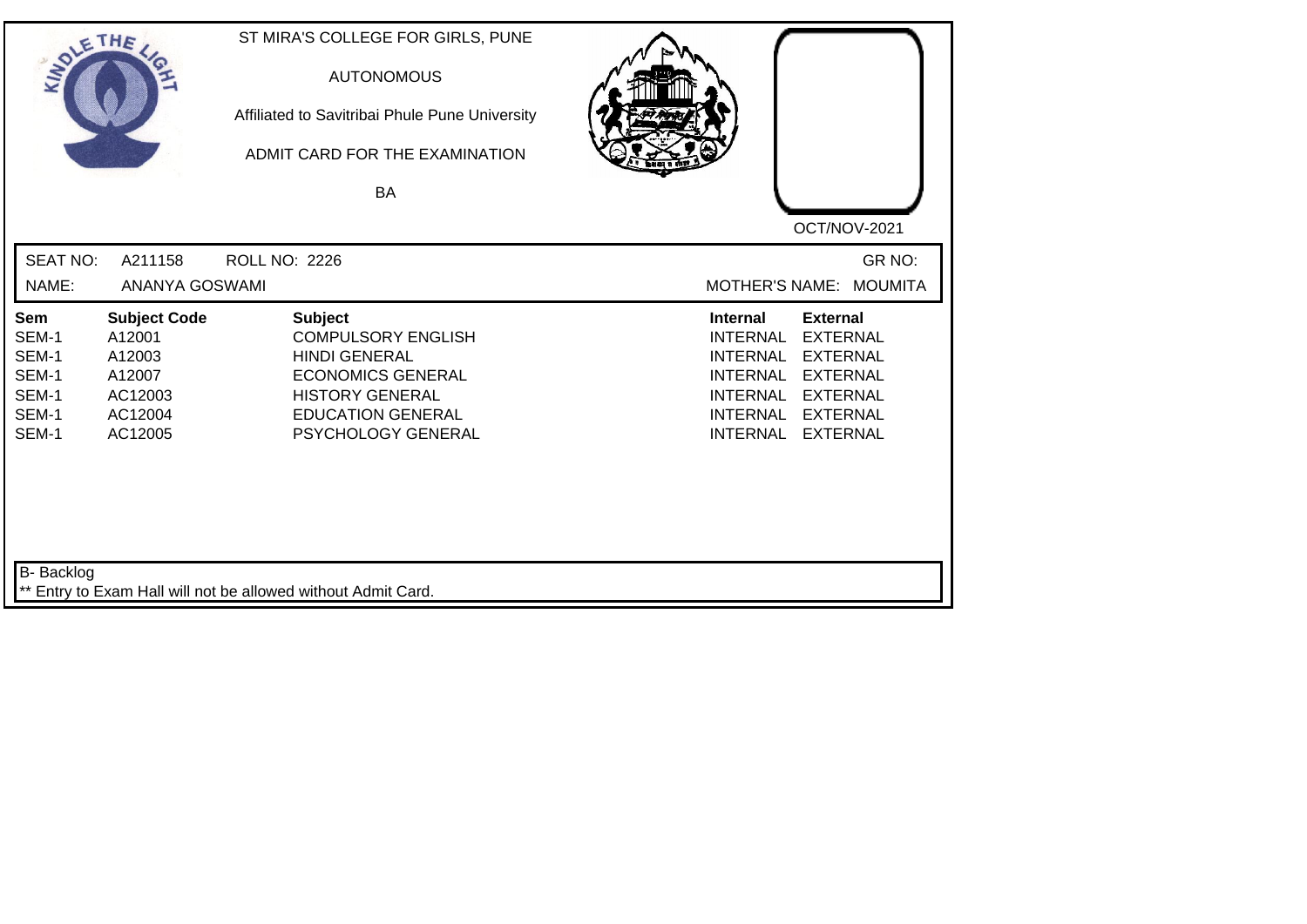ST MIRA'S COLLEGE FOR GIRLS, PUNE

AUTONOMOUS

Affiliated to Savitribai Phule Pune University

ADMIT CARD FOR THE EXAMINATION

BA

OCT/NOV-2021

SEAT NO: A211158 ROLL NO: 2226 GR NO:

NAME: ANANYA GOSWAMI MOTHER'S NAME: MOUMITA

| Sem | Subject Code | Subject | Internal | External |
|---|---|---|---|---|
| SEM-1 | A12001 | COMPULSORY ENGLISH | INTERNAL | EXTERNAL |
| SEM-1 | A12003 | HINDI GENERAL | INTERNAL | EXTERNAL |
| SEM-1 | A12007 | ECONOMICS GENERAL | INTERNAL | EXTERNAL |
| SEM-1 | AC12003 | HISTORY GENERAL | INTERNAL | EXTERNAL |
| SEM-1 | AC12004 | EDUCATION GENERAL | INTERNAL | EXTERNAL |
| SEM-1 | AC12005 | PSYCHOLOGY GENERAL | INTERNAL | EXTERNAL |

B- Backlog

** Entry to Exam Hall will not be allowed without Admit Card.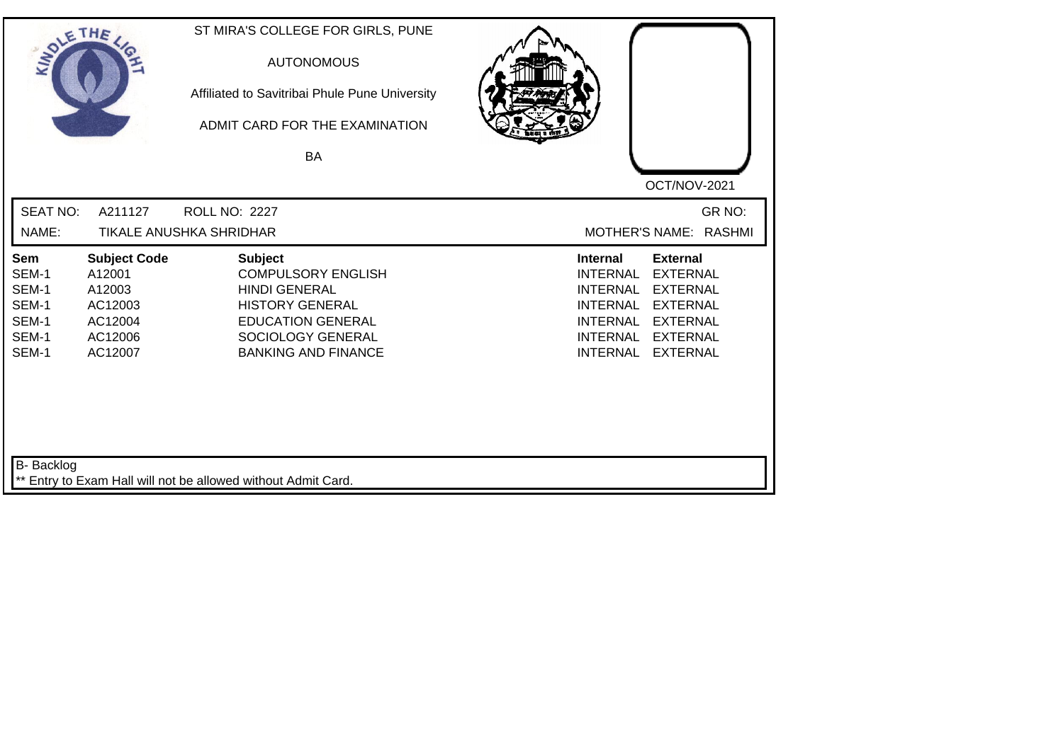ST MIRA'S COLLEGE FOR GIRLS, PUNE

AUTONOMOUS

Affiliated to Savitribai Phule Pune University

ADMIT CARD FOR THE EXAMINATION

BA

OCT/NOV-2021

SEAT NO: A211127 ROLL NO: 2227 GR NO:

NAME: TIKALE ANUSHKA SHRIDHAR MOTHER'S NAME: RASHMI

| Sem | Subject Code | Subject | Internal | External |
|---|---|---|---|---|
| SEM-1 | A12001 | COMPULSORY ENGLISH | INTERNAL | EXTERNAL |
| SEM-1 | A12003 | HINDI GENERAL | INTERNAL | EXTERNAL |
| SEM-1 | AC12003 | HISTORY GENERAL | INTERNAL | EXTERNAL |
| SEM-1 | AC12004 | EDUCATION GENERAL | INTERNAL | EXTERNAL |
| SEM-1 | AC12006 | SOCIOLOGY GENERAL | INTERNAL | EXTERNAL |
| SEM-1 | AC12007 | BANKING AND FINANCE | INTERNAL | EXTERNAL |

B- Backlog

** Entry to Exam Hall will not be allowed without Admit Card.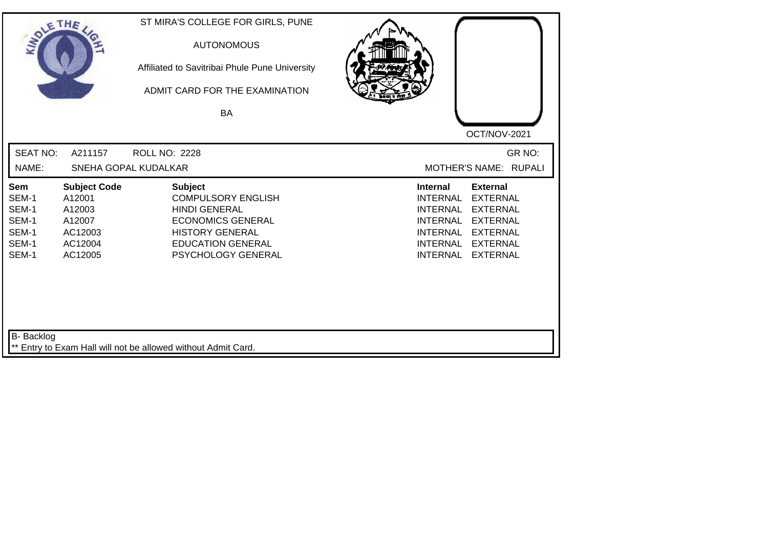ST MIRA'S COLLEGE FOR GIRLS, PUNE

AUTONOMOUS

Affiliated to Savitribai Phule Pune University

ADMIT CARD FOR THE EXAMINATION

BA

OCT/NOV-2021

SEAT NO: A211157 ROLL NO: 2228 GR NO:

NAME: SNEHA GOPAL KUDALKAR MOTHER'S NAME: RUPALI

| Sem | Subject Code | Subject | Internal | External |
|---|---|---|---|---|
| SEM-1 | A12001 | COMPULSORY ENGLISH | INTERNAL | EXTERNAL |
| SEM-1 | A12003 | HINDI GENERAL | INTERNAL | EXTERNAL |
| SEM-1 | A12007 | ECONOMICS GENERAL | INTERNAL | EXTERNAL |
| SEM-1 | AC12003 | HISTORY GENERAL | INTERNAL | EXTERNAL |
| SEM-1 | AC12004 | EDUCATION GENERAL | INTERNAL | EXTERNAL |
| SEM-1 | AC12005 | PSYCHOLOGY GENERAL | INTERNAL | EXTERNAL |

B- Backlog

** Entry to Exam Hall will not be allowed without Admit Card.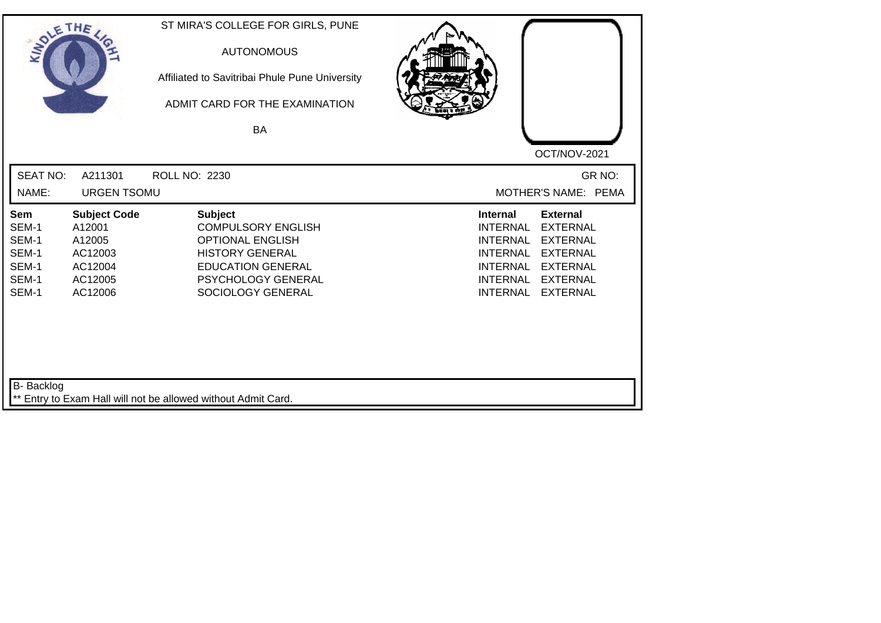ST MIRA'S COLLEGE FOR GIRLS, PUNE

AUTONOMOUS

Affiliated to Savitribai Phule Pune University

ADMIT CARD FOR THE EXAMINATION

BA

OCT/NOV-2021

SEAT NO: A211301 ROLL NO: 2230 GR NO:

NAME: URGEN TSOMU MOTHER'S NAME: PEMA

| Sem | Subject Code | Subject | Internal | External |
|---|---|---|---|---|
| SEM-1 | A12001 | COMPULSORY ENGLISH | INTERNAL | EXTERNAL |
| SEM-1 | A12005 | OPTIONAL ENGLISH | INTERNAL | EXTERNAL |
| SEM-1 | AC12003 | HISTORY GENERAL | INTERNAL | EXTERNAL |
| SEM-1 | AC12004 | EDUCATION GENERAL | INTERNAL | EXTERNAL |
| SEM-1 | AC12005 | PSYCHOLOGY GENERAL | INTERNAL | EXTERNAL |
| SEM-1 | AC12006 | SOCIOLOGY GENERAL | INTERNAL | EXTERNAL |

B- Backlog

** Entry to Exam Hall will not be allowed without Admit Card.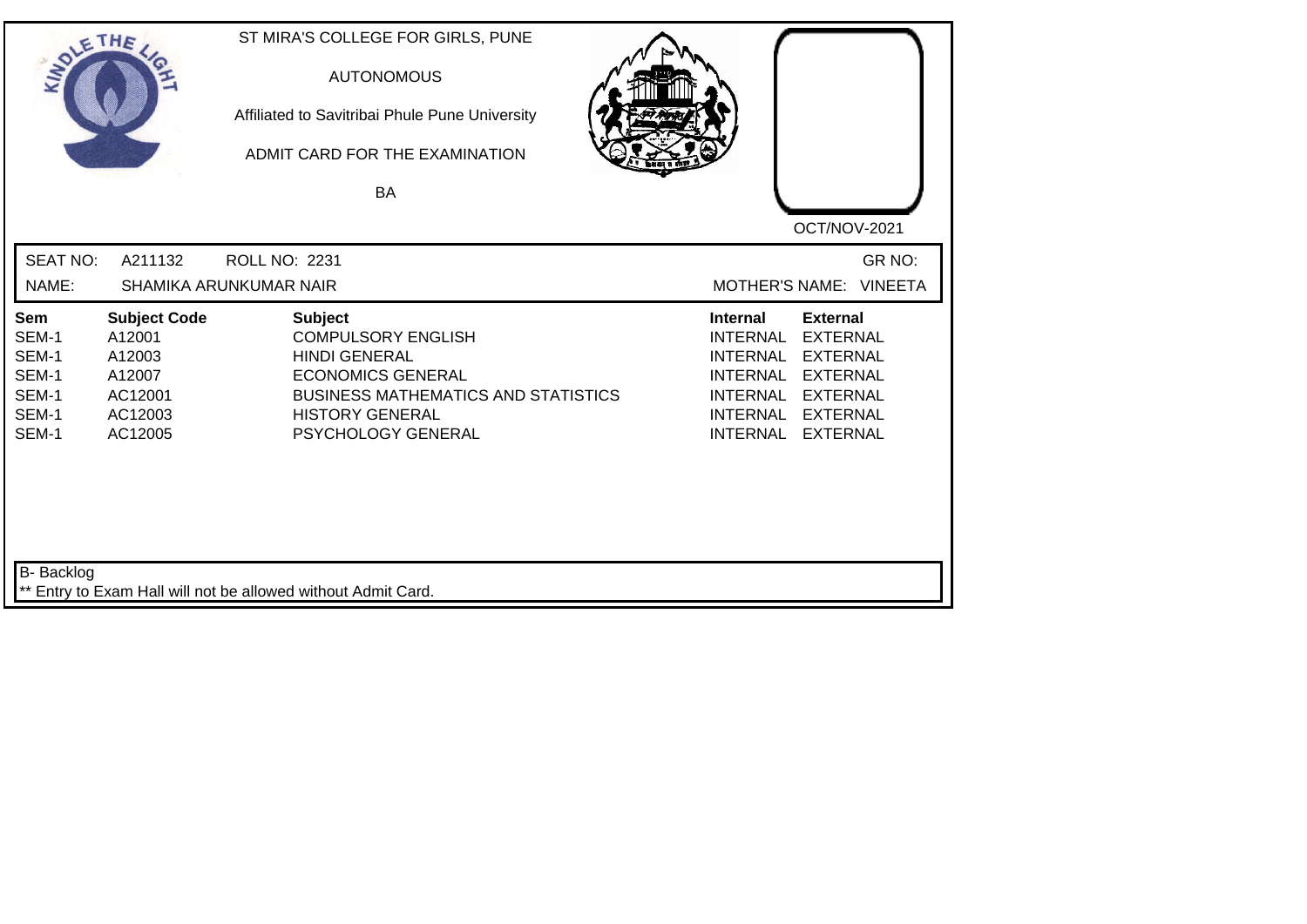ST MIRA'S COLLEGE FOR GIRLS, PUNE

AUTONOMOUS

Affiliated to Savitribai Phule Pune University

ADMIT CARD FOR THE EXAMINATION

BA

OCT/NOV-2021

SEAT NO: A211132 ROLL NO: 2231 GR NO:

NAME: SHAMIKA ARUNKUMAR NAIR MOTHER'S NAME: VINEETA

| Sem | Subject Code | Subject | Internal | External |
|---|---|---|---|---|
| SEM-1 | A12001 | COMPULSORY ENGLISH | INTERNAL | EXTERNAL |
| SEM-1 | A12003 | HINDI GENERAL | INTERNAL | EXTERNAL |
| SEM-1 | A12007 | ECONOMICS GENERAL | INTERNAL | EXTERNAL |
| SEM-1 | AC12001 | BUSINESS MATHEMATICS AND STATISTICS | INTERNAL | EXTERNAL |
| SEM-1 | AC12003 | HISTORY GENERAL | INTERNAL | EXTERNAL |
| SEM-1 | AC12005 | PSYCHOLOGY GENERAL | INTERNAL | EXTERNAL |

B- Backlog

** Entry to Exam Hall will not be allowed without Admit Card.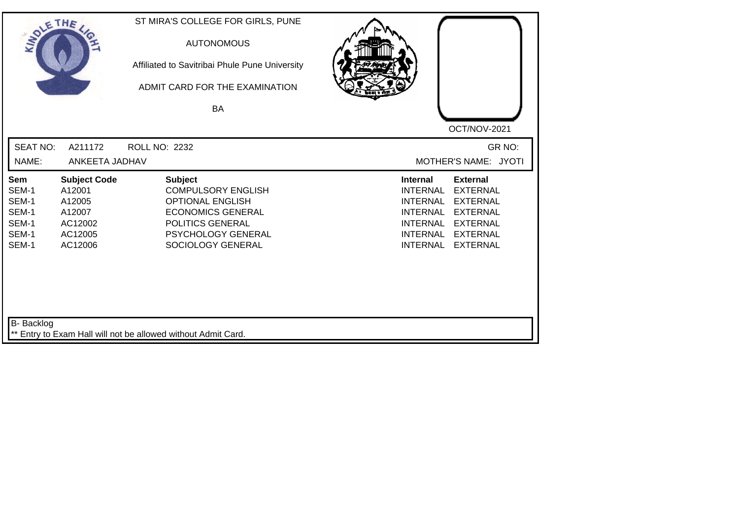ST MIRA'S COLLEGE FOR GIRLS, PUNE

AUTONOMOUS

Affiliated to Savitribai Phule Pune University

ADMIT CARD FOR THE EXAMINATION

BA

OCT/NOV-2021

SEAT NO: A211172 ROLL NO: 2232 GR NO:

NAME: ANKEETA JADHAV MOTHER'S NAME: JYOTI

| Sem | Subject Code | Subject | Internal | External |
|---|---|---|---|---|
| SEM-1 | A12001 | COMPULSORY ENGLISH | INTERNAL | EXTERNAL |
| SEM-1 | A12005 | OPTIONAL ENGLISH | INTERNAL | EXTERNAL |
| SEM-1 | A12007 | ECONOMICS GENERAL | INTERNAL | EXTERNAL |
| SEM-1 | AC12002 | POLITICS GENERAL | INTERNAL | EXTERNAL |
| SEM-1 | AC12005 | PSYCHOLOGY GENERAL | INTERNAL | EXTERNAL |
| SEM-1 | AC12006 | SOCIOLOGY GENERAL | INTERNAL | EXTERNAL |

B- Backlog

** Entry to Exam Hall will not be allowed without Admit Card.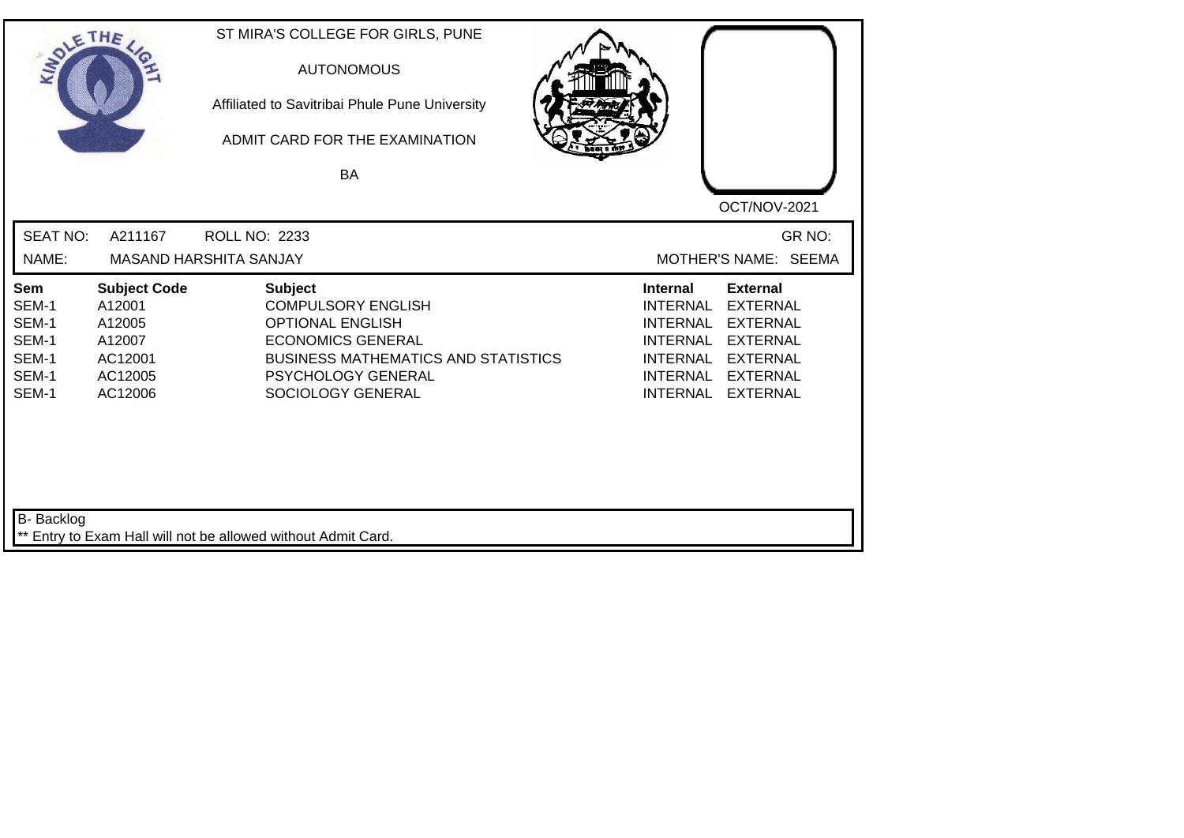ST MIRA'S COLLEGE FOR GIRLS, PUNE

AUTONOMOUS

Affiliated to Savitribai Phule Pune University

ADMIT CARD FOR THE EXAMINATION

BA

OCT/NOV-2021

SEAT NO: A211167 ROLL NO: 2233 GR NO:

NAME: MASAND HARSHITA SANJAY MOTHER'S NAME: SEEMA

| Sem | Subject Code | Subject | Internal | External |
|---|---|---|---|---|
| SEM-1 | A12001 | COMPULSORY ENGLISH | INTERNAL | EXTERNAL |
| SEM-1 | A12005 | OPTIONAL ENGLISH | INTERNAL | EXTERNAL |
| SEM-1 | A12007 | ECONOMICS GENERAL | INTERNAL | EXTERNAL |
| SEM-1 | AC12001 | BUSINESS MATHEMATICS AND STATISTICS | INTERNAL | EXTERNAL |
| SEM-1 | AC12005 | PSYCHOLOGY GENERAL | INTERNAL | EXTERNAL |
| SEM-1 | AC12006 | SOCIOLOGY GENERAL | INTERNAL | EXTERNAL |

B- Backlog

** Entry to Exam Hall will not be allowed without Admit Card.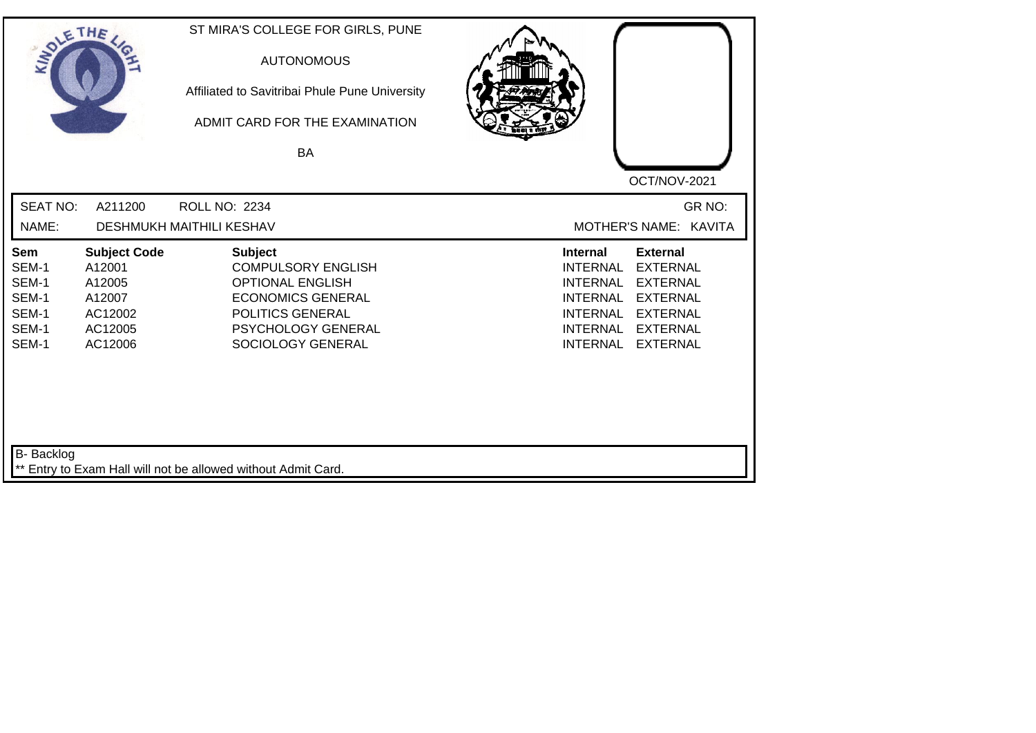ST MIRA'S COLLEGE FOR GIRLS, PUNE

AUTONOMOUS

Affiliated to Savitribai Phule Pune University

ADMIT CARD FOR THE EXAMINATION

BA

OCT/NOV-2021

SEAT NO: A211200 ROLL NO: 2234 GR NO:

NAME: DESHMUKH MAITHILI KESHAV MOTHER'S NAME: KAVITA

| Sem | Subject Code | Subject | Internal | External |
|---|---|---|---|---|
| SEM-1 | A12001 | COMPULSORY ENGLISH | INTERNAL | EXTERNAL |
| SEM-1 | A12005 | OPTIONAL ENGLISH | INTERNAL | EXTERNAL |
| SEM-1 | A12007 | ECONOMICS GENERAL | INTERNAL | EXTERNAL |
| SEM-1 | AC12002 | POLITICS GENERAL | INTERNAL | EXTERNAL |
| SEM-1 | AC12005 | PSYCHOLOGY GENERAL | INTERNAL | EXTERNAL |
| SEM-1 | AC12006 | SOCIOLOGY GENERAL | INTERNAL | EXTERNAL |

B- Backlog

** Entry to Exam Hall will not be allowed without Admit Card.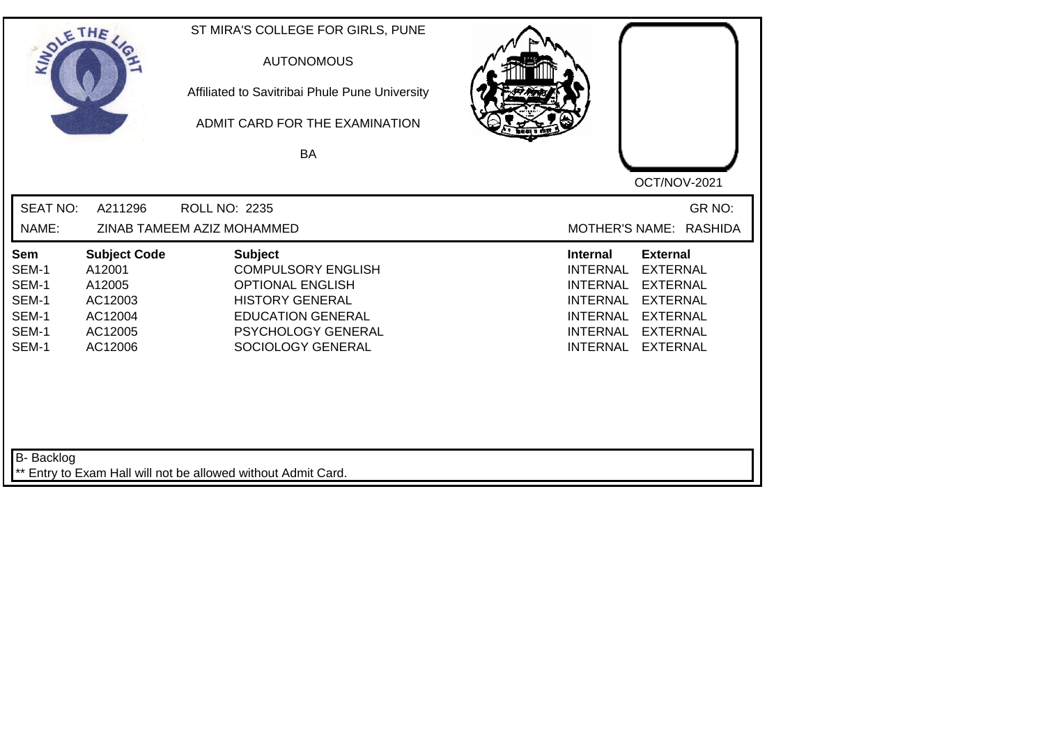ST MIRA'S COLLEGE FOR GIRLS, PUNE

AUTONOMOUS

Affiliated to Savitribai Phule Pune University

ADMIT CARD FOR THE EXAMINATION

BA

OCT/NOV-2021

SEAT NO: A211296 ROLL NO: 2235 GR NO:

NAME: ZINAB TAMEEM AZIZ MOHAMMED MOTHER'S NAME: RASHIDA

| Sem | Subject Code | Subject | Internal | External |
|---|---|---|---|---|
| SEM-1 | A12001 | COMPULSORY ENGLISH | INTERNAL | EXTERNAL |
| SEM-1 | A12005 | OPTIONAL ENGLISH | INTERNAL | EXTERNAL |
| SEM-1 | AC12003 | HISTORY GENERAL | INTERNAL | EXTERNAL |
| SEM-1 | AC12004 | EDUCATION GENERAL | INTERNAL | EXTERNAL |
| SEM-1 | AC12005 | PSYCHOLOGY GENERAL | INTERNAL | EXTERNAL |
| SEM-1 | AC12006 | SOCIOLOGY GENERAL | INTERNAL | EXTERNAL |

B- Backlog

** Entry to Exam Hall will not be allowed without Admit Card.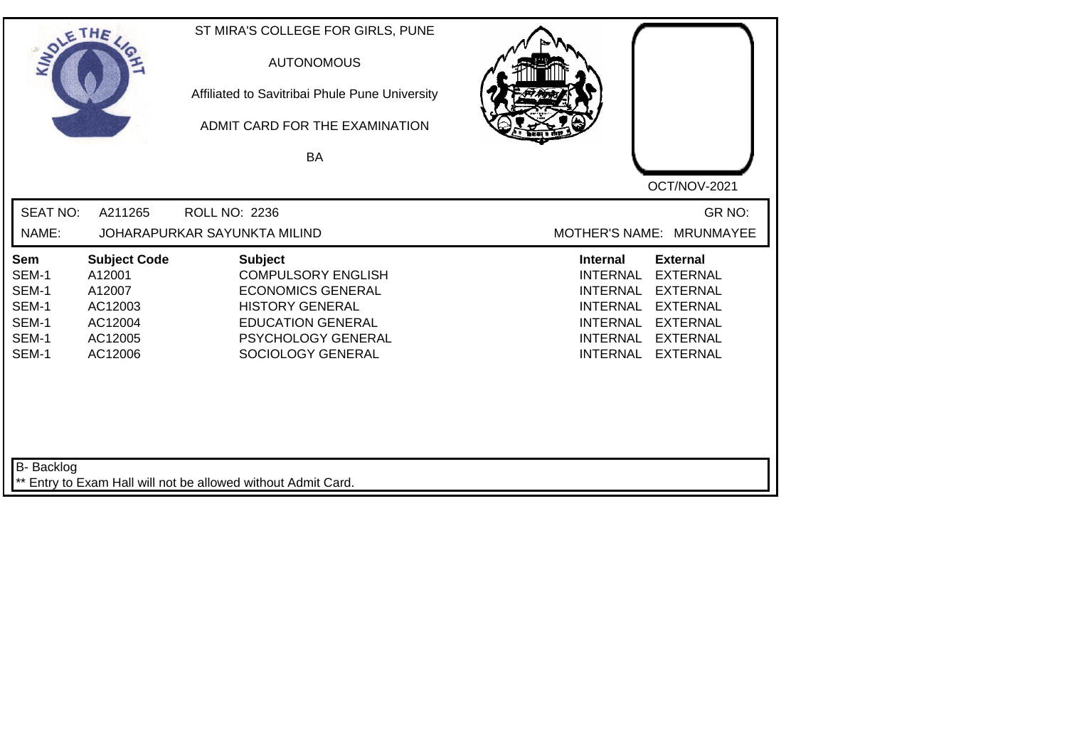ST MIRA'S COLLEGE FOR GIRLS, PUNE

AUTONOMOUS

Affiliated to Savitribai Phule Pune University

ADMIT CARD FOR THE EXAMINATION

BA

OCT/NOV-2021

SEAT NO: A211265 ROLL NO: 2236 GR NO:

NAME: JOHARAPURKAR SAYUNKTA MILIND MOTHER'S NAME: MRUNMAYEE

| Sem | Subject Code | Subject | Internal | External |
|---|---|---|---|---|
| SEM-1 | A12001 | COMPULSORY ENGLISH | INTERNAL | EXTERNAL |
| SEM-1 | A12007 | ECONOMICS GENERAL | INTERNAL | EXTERNAL |
| SEM-1 | AC12003 | HISTORY GENERAL | INTERNAL | EXTERNAL |
| SEM-1 | AC12004 | EDUCATION GENERAL | INTERNAL | EXTERNAL |
| SEM-1 | AC12005 | PSYCHOLOGY GENERAL | INTERNAL | EXTERNAL |
| SEM-1 | AC12006 | SOCIOLOGY GENERAL | INTERNAL | EXTERNAL |

B- Backlog

** Entry to Exam Hall will not be allowed without Admit Card.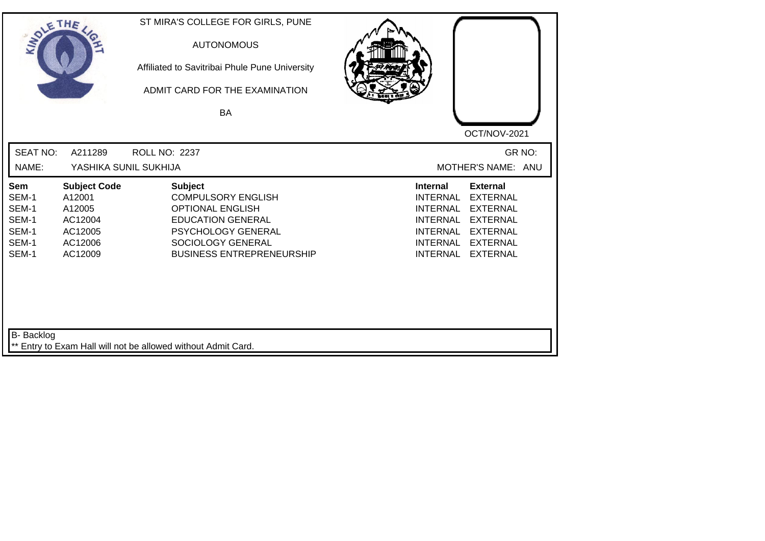ST MIRA'S COLLEGE FOR GIRLS, PUNE

AUTONOMOUS

Affiliated to Savitribai Phule Pune University

ADMIT CARD FOR THE EXAMINATION

BA

OCT/NOV-2021

SEAT NO: A211289 ROLL NO: 2237 GR NO:

NAME: YASHIKA SUNIL SUKHIJA MOTHER'S NAME: ANU

| Sem | Subject Code | Subject | Internal | External |
|---|---|---|---|---|
| SEM-1 | A12001 | COMPULSORY ENGLISH | INTERNAL | EXTERNAL |
| SEM-1 | A12005 | OPTIONAL ENGLISH | INTERNAL | EXTERNAL |
| SEM-1 | AC12004 | EDUCATION GENERAL | INTERNAL | EXTERNAL |
| SEM-1 | AC12005 | PSYCHOLOGY GENERAL | INTERNAL | EXTERNAL |
| SEM-1 | AC12006 | SOCIOLOGY GENERAL | INTERNAL | EXTERNAL |
| SEM-1 | AC12009 | BUSINESS ENTREPRENEURSHIP | INTERNAL | EXTERNAL |

B- Backlog

** Entry to Exam Hall will not be allowed without Admit Card.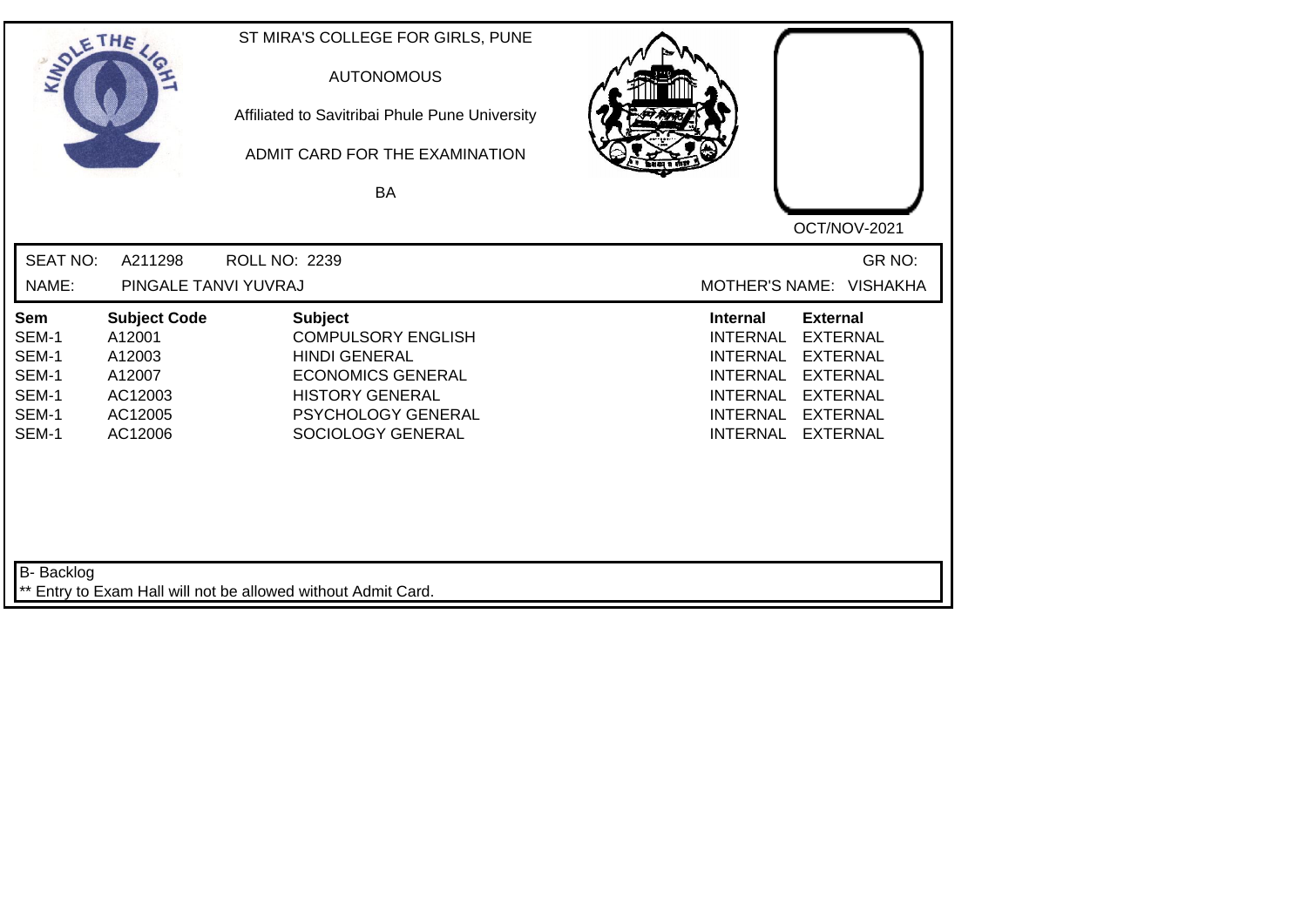ST MIRA'S COLLEGE FOR GIRLS, PUNE

AUTONOMOUS

Affiliated to Savitribai Phule Pune University

ADMIT CARD FOR THE EXAMINATION

BA

OCT/NOV-2021

SEAT NO: A211298 ROLL NO: 2239 GR NO:

NAME: PINGALE TANVI YUVRAJ MOTHER'S NAME: VISHAKHA

| Sem | Subject Code | Subject | Internal | External |
|---|---|---|---|---|
| SEM-1 | A12001 | COMPULSORY ENGLISH | INTERNAL | EXTERNAL |
| SEM-1 | A12003 | HINDI GENERAL | INTERNAL | EXTERNAL |
| SEM-1 | A12007 | ECONOMICS GENERAL | INTERNAL | EXTERNAL |
| SEM-1 | AC12003 | HISTORY GENERAL | INTERNAL | EXTERNAL |
| SEM-1 | AC12005 | PSYCHOLOGY GENERAL | INTERNAL | EXTERNAL |
| SEM-1 | AC12006 | SOCIOLOGY GENERAL | INTERNAL | EXTERNAL |

B- Backlog

** Entry to Exam Hall will not be allowed without Admit Card.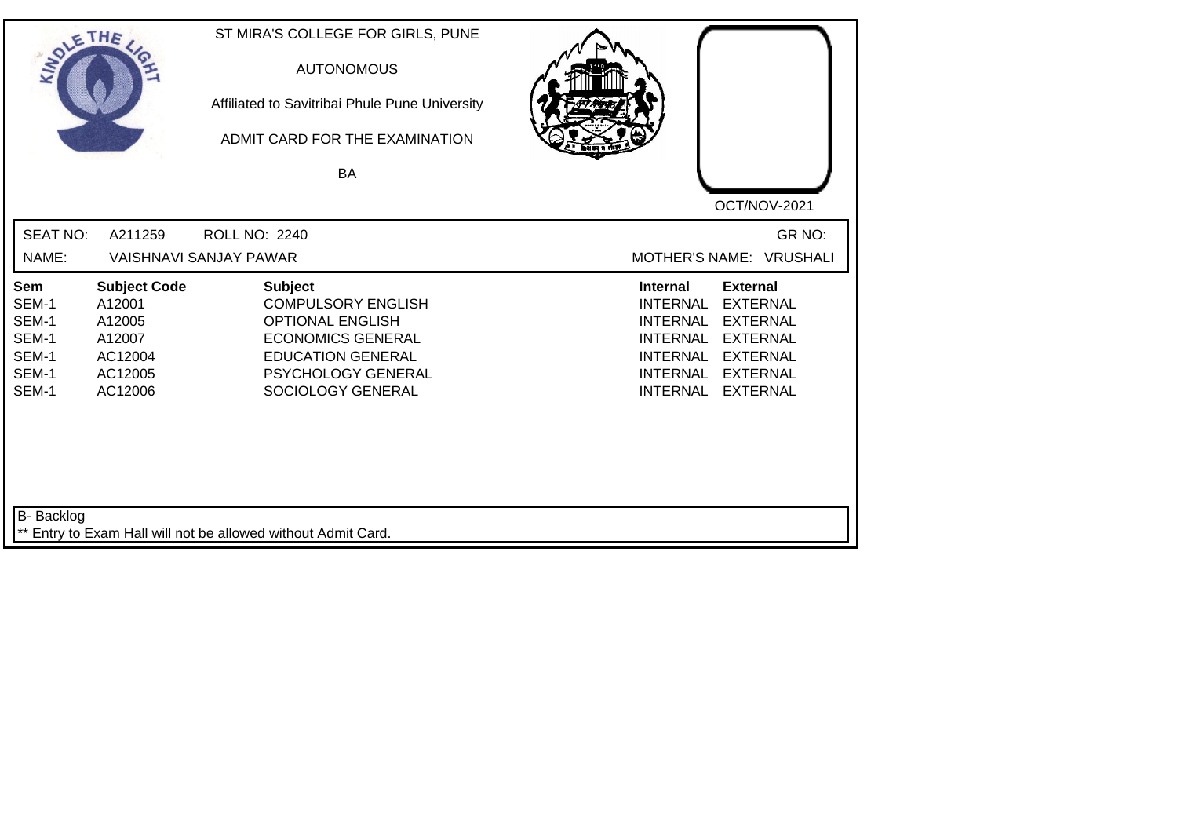ST MIRA'S COLLEGE FOR GIRLS, PUNE

AUTONOMOUS

Affiliated to Savitribai Phule Pune University

ADMIT CARD FOR THE EXAMINATION

BA

OCT/NOV-2021

SEAT NO: A211259 ROLL NO: 2240 GR NO:

NAME: VAISHNAVI SANJAY PAWAR MOTHER'S NAME: VRUSHALI

| Sem | Subject Code | Subject | Internal | External |
|---|---|---|---|---|
| SEM-1 | A12001 | COMPULSORY ENGLISH | INTERNAL | EXTERNAL |
| SEM-1 | A12005 | OPTIONAL ENGLISH | INTERNAL | EXTERNAL |
| SEM-1 | A12007 | ECONOMICS GENERAL | INTERNAL | EXTERNAL |
| SEM-1 | AC12004 | EDUCATION GENERAL | INTERNAL | EXTERNAL |
| SEM-1 | AC12005 | PSYCHOLOGY GENERAL | INTERNAL | EXTERNAL |
| SEM-1 | AC12006 | SOCIOLOGY GENERAL | INTERNAL | EXTERNAL |

B- Backlog

** Entry to Exam Hall will not be allowed without Admit Card.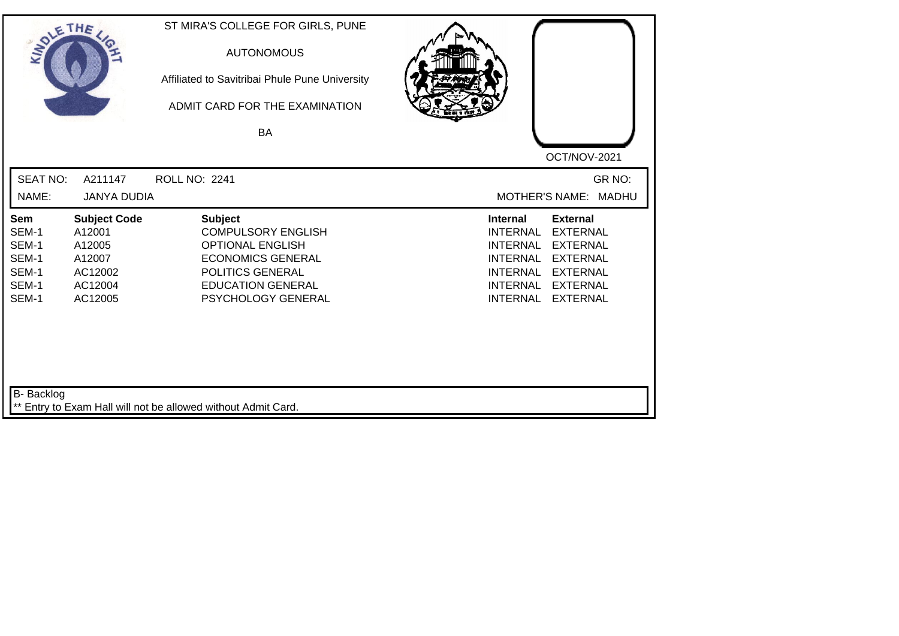ST MIRA'S COLLEGE FOR GIRLS, PUNE

AUTONOMOUS

Affiliated to Savitribai Phule Pune University

ADMIT CARD FOR THE EXAMINATION

BA

OCT/NOV-2021

SEAT NO: A211147 ROLL NO: 2241 GR NO:

NAME: JANYA DUDIA MOTHER'S NAME: MADHU

| Sem | Subject Code | Subject | Internal | External |
|---|---|---|---|---|
| SEM-1 | A12001 | COMPULSORY ENGLISH | INTERNAL | EXTERNAL |
| SEM-1 | A12005 | OPTIONAL ENGLISH | INTERNAL | EXTERNAL |
| SEM-1 | A12007 | ECONOMICS GENERAL | INTERNAL | EXTERNAL |
| SEM-1 | AC12002 | POLITICS GENERAL | INTERNAL | EXTERNAL |
| SEM-1 | AC12004 | EDUCATION GENERAL | INTERNAL | EXTERNAL |
| SEM-1 | AC12005 | PSYCHOLOGY GENERAL | INTERNAL | EXTERNAL |

B- Backlog

** Entry to Exam Hall will not be allowed without Admit Card.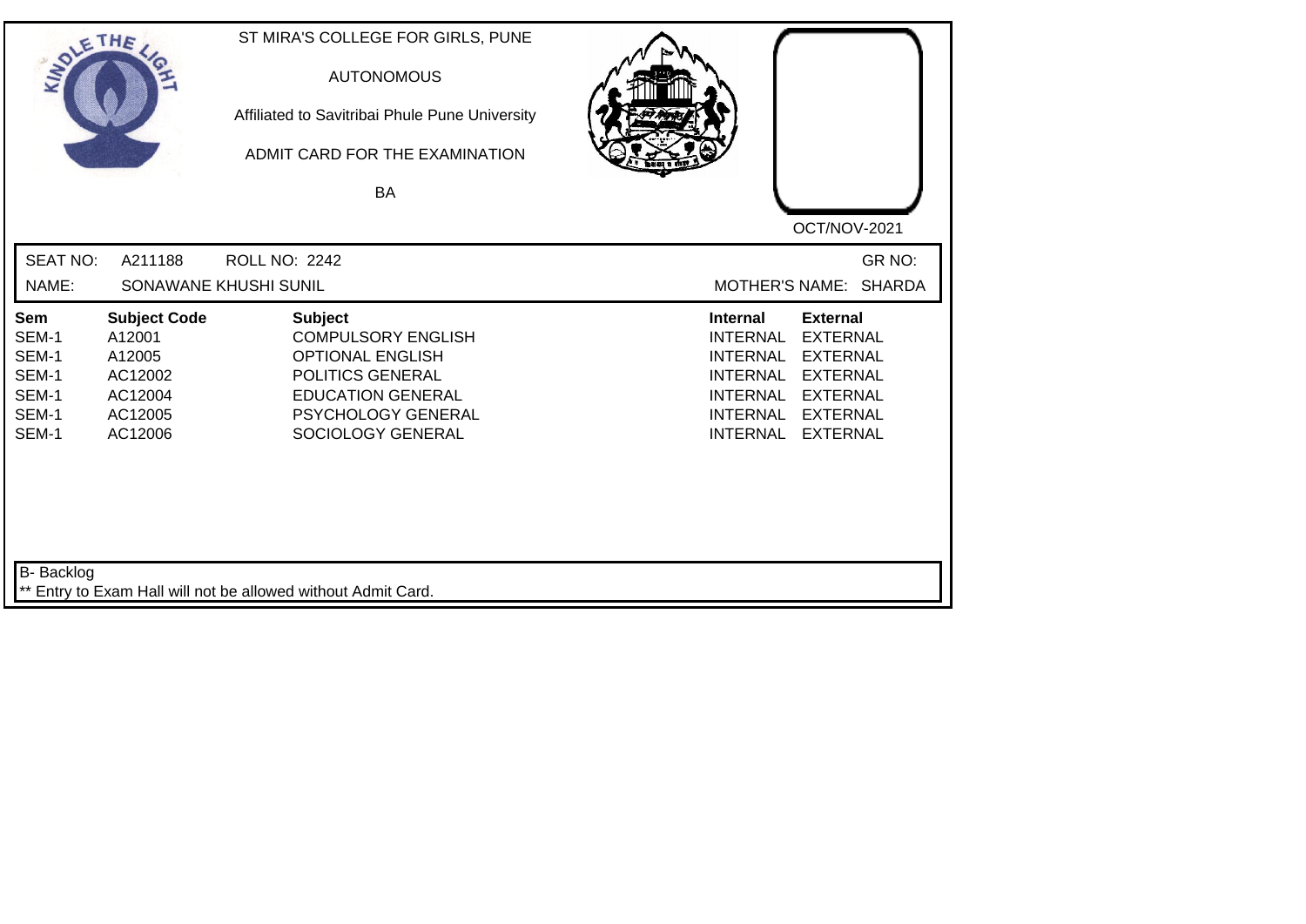ST MIRA'S COLLEGE FOR GIRLS, PUNE

AUTONOMOUS

Affiliated to Savitribai Phule Pune University

ADMIT CARD FOR THE EXAMINATION

BA

OCT/NOV-2021

SEAT NO: A211188 ROLL NO: 2242 GR NO:

NAME: SONAWANE KHUSHI SUNIL MOTHER'S NAME: SHARDA

| Sem | Subject Code | Subject | Internal | External |
|---|---|---|---|---|
| SEM-1 | A12001 | COMPULSORY ENGLISH | INTERNAL | EXTERNAL |
| SEM-1 | A12005 | OPTIONAL ENGLISH | INTERNAL | EXTERNAL |
| SEM-1 | AC12002 | POLITICS GENERAL | INTERNAL | EXTERNAL |
| SEM-1 | AC12004 | EDUCATION GENERAL | INTERNAL | EXTERNAL |
| SEM-1 | AC12005 | PSYCHOLOGY GENERAL | INTERNAL | EXTERNAL |
| SEM-1 | AC12006 | SOCIOLOGY GENERAL | INTERNAL | EXTERNAL |

B- Backlog

** Entry to Exam Hall will not be allowed without Admit Card.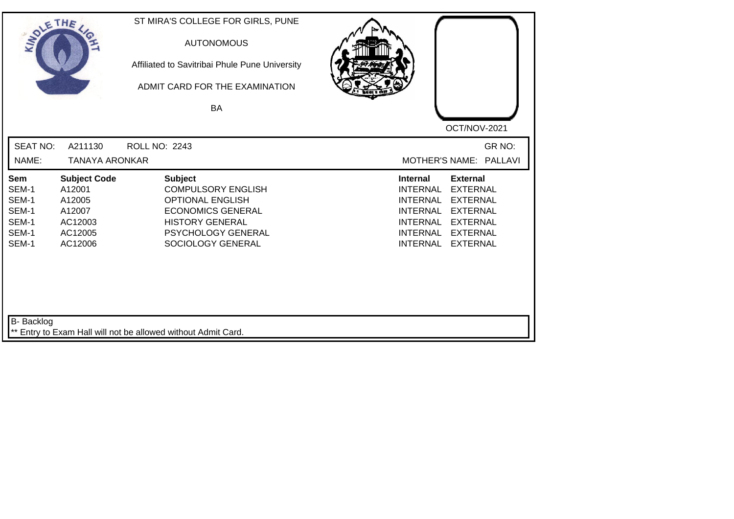ST MIRA'S COLLEGE FOR GIRLS, PUNE

AUTONOMOUS

Affiliated to Savitribai Phule Pune University

ADMIT CARD FOR THE EXAMINATION

BA

OCT/NOV-2021

SEAT NO: A211130 ROLL NO: 2243 GR NO:

NAME: TANAYA ARONKAR MOTHER'S NAME: PALLAVI

| Sem | Subject Code | Subject | Internal | External |
|---|---|---|---|---|
| SEM-1 | A12001 | COMPULSORY ENGLISH | INTERNAL | EXTERNAL |
| SEM-1 | A12005 | OPTIONAL ENGLISH | INTERNAL | EXTERNAL |
| SEM-1 | A12007 | ECONOMICS GENERAL | INTERNAL | EXTERNAL |
| SEM-1 | AC12003 | HISTORY GENERAL | INTERNAL | EXTERNAL |
| SEM-1 | AC12005 | PSYCHOLOGY GENERAL | INTERNAL | EXTERNAL |
| SEM-1 | AC12006 | SOCIOLOGY GENERAL | INTERNAL | EXTERNAL |

B- Backlog

** Entry to Exam Hall will not be allowed without Admit Card.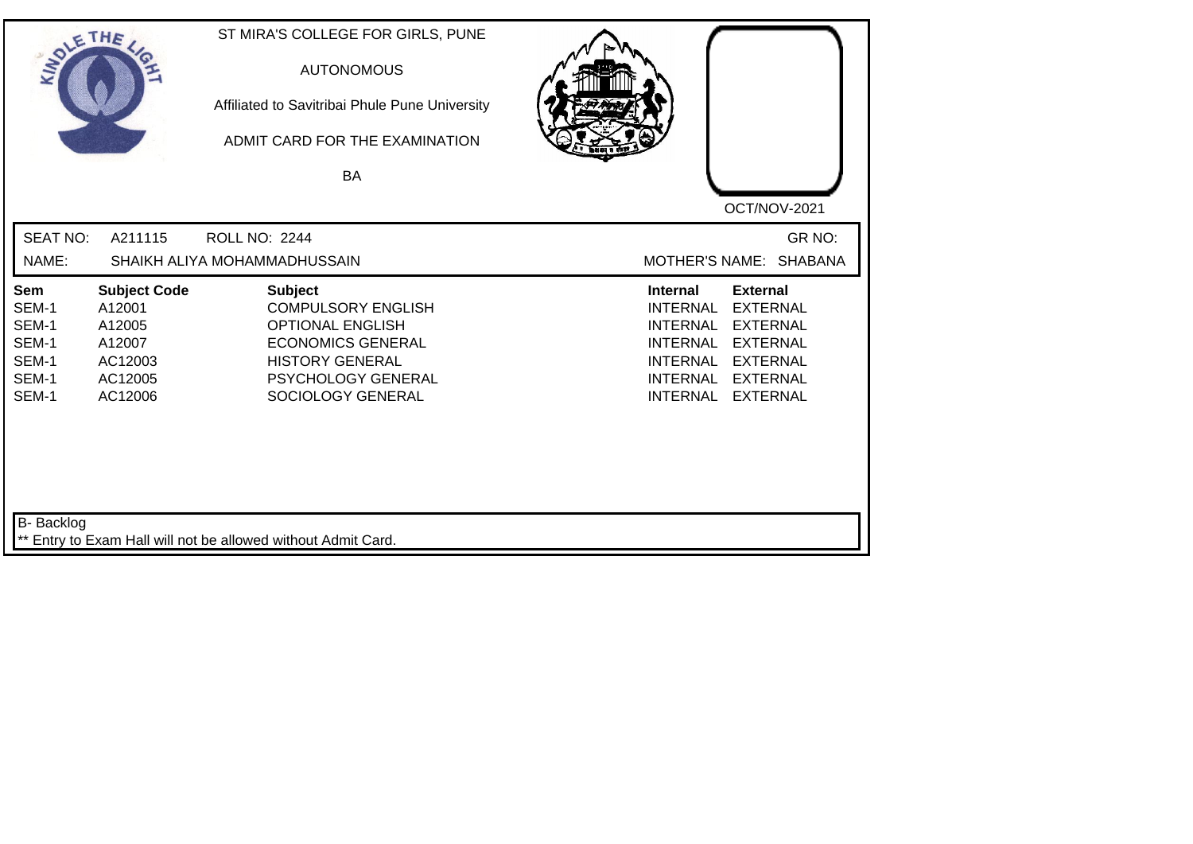ST MIRA'S COLLEGE FOR GIRLS, PUNE

AUTONOMOUS

Affiliated to Savitribai Phule Pune University

ADMIT CARD FOR THE EXAMINATION

BA

OCT/NOV-2021

SEAT NO: A211115 ROLL NO: 2244 GR NO:

NAME: SHAIKH ALIYA MOHAMMADHUSSAIN MOTHER'S NAME: SHABANA

| Sem | Subject Code | Subject | Internal | External |
|---|---|---|---|---|
| SEM-1 | A12001 | COMPULSORY ENGLISH | INTERNAL | EXTERNAL |
| SEM-1 | A12005 | OPTIONAL ENGLISH | INTERNAL | EXTERNAL |
| SEM-1 | A12007 | ECONOMICS GENERAL | INTERNAL | EXTERNAL |
| SEM-1 | AC12003 | HISTORY GENERAL | INTERNAL | EXTERNAL |
| SEM-1 | AC12005 | PSYCHOLOGY GENERAL | INTERNAL | EXTERNAL |
| SEM-1 | AC12006 | SOCIOLOGY GENERAL | INTERNAL | EXTERNAL |

B- Backlog

** Entry to Exam Hall will not be allowed without Admit Card.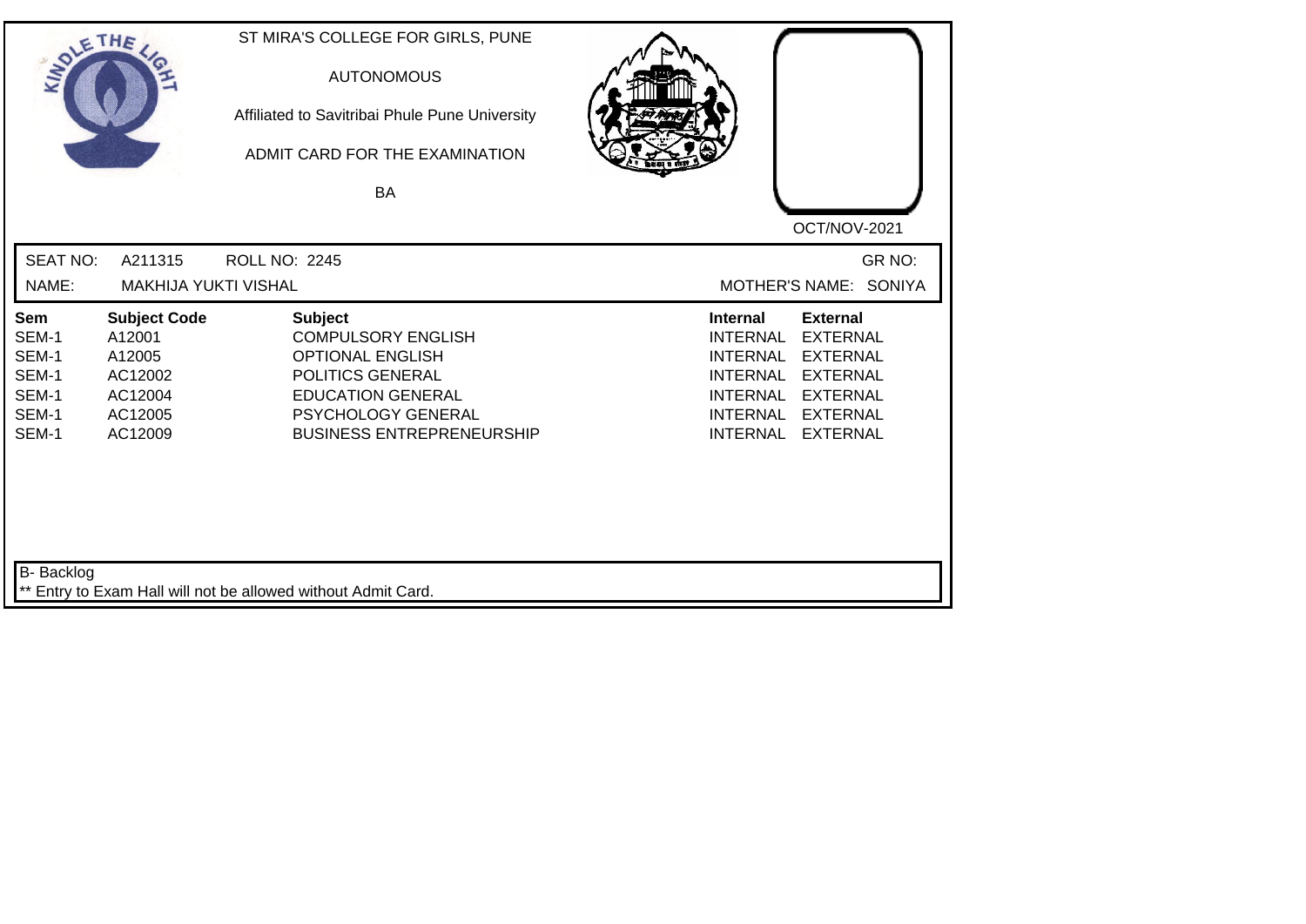ST MIRA'S COLLEGE FOR GIRLS, PUNE

AUTONOMOUS

Affiliated to Savitribai Phule Pune University

ADMIT CARD FOR THE EXAMINATION

BA

OCT/NOV-2021

SEAT NO: A211315 ROLL NO: 2245 GR NO:

NAME: MAKHIJA YUKTI VISHAL MOTHER'S NAME: SONIYA

| Sem | Subject Code | Subject | Internal | External |
|---|---|---|---|---|
| SEM-1 | A12001 | COMPULSORY ENGLISH | INTERNAL | EXTERNAL |
| SEM-1 | A12005 | OPTIONAL ENGLISH | INTERNAL | EXTERNAL |
| SEM-1 | AC12002 | POLITICS GENERAL | INTERNAL | EXTERNAL |
| SEM-1 | AC12004 | EDUCATION GENERAL | INTERNAL | EXTERNAL |
| SEM-1 | AC12005 | PSYCHOLOGY GENERAL | INTERNAL | EXTERNAL |
| SEM-1 | AC12009 | BUSINESS ENTREPRENEURSHIP | INTERNAL | EXTERNAL |

B- Backlog

** Entry to Exam Hall will not be allowed without Admit Card.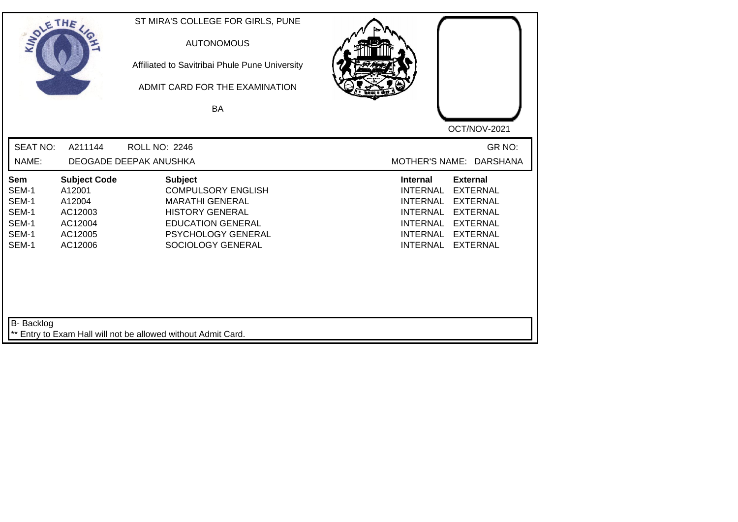ST MIRA'S COLLEGE FOR GIRLS, PUNE

AUTONOMOUS

Affiliated to Savitribai Phule Pune University

ADMIT CARD FOR THE EXAMINATION

BA

OCT/NOV-2021

SEAT NO: A211144 ROLL NO: 2246 GR NO:

NAME: DEOGADE DEEPAK ANUSHKA MOTHER'S NAME: DARSHANA

| Sem | Subject Code | Subject | Internal | External |
|---|---|---|---|---|
| SEM-1 | A12001 | COMPULSORY ENGLISH | INTERNAL | EXTERNAL |
| SEM-1 | A12004 | MARATHI GENERAL | INTERNAL | EXTERNAL |
| SEM-1 | AC12003 | HISTORY GENERAL | INTERNAL | EXTERNAL |
| SEM-1 | AC12004 | EDUCATION GENERAL | INTERNAL | EXTERNAL |
| SEM-1 | AC12005 | PSYCHOLOGY GENERAL | INTERNAL | EXTERNAL |
| SEM-1 | AC12006 | SOCIOLOGY GENERAL | INTERNAL | EXTERNAL |

B- Backlog

** Entry to Exam Hall will not be allowed without Admit Card.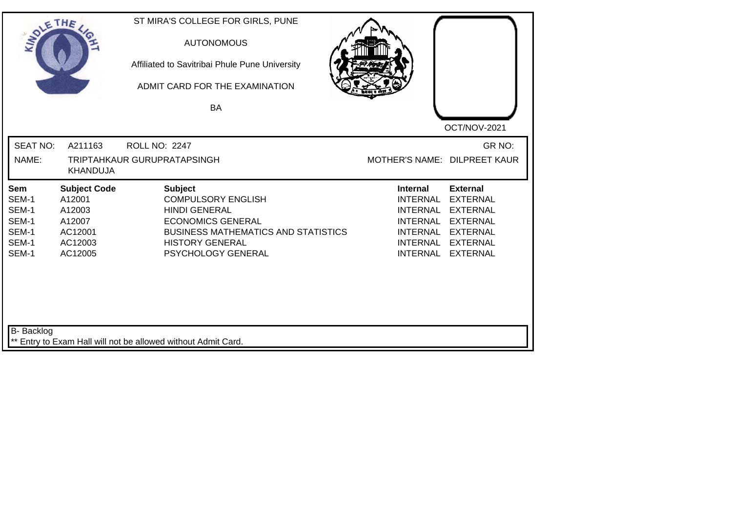ST MIRA'S COLLEGE FOR GIRLS, PUNE

AUTONOMOUS

Affiliated to Savitribai Phule Pune University

ADMIT CARD FOR THE EXAMINATION

BA

OCT/NOV-2021

SEAT NO: A211163 ROLL NO: 2247 GR NO:

NAME: TRIPTAHKAUR GURUPRATAPSINGH KHANDUJA MOTHER'S NAME: DILPREET KAUR

| Sem | Subject Code | Subject | Internal | External |
|---|---|---|---|---|
| SEM-1 | A12001 | COMPULSORY ENGLISH | INTERNAL | EXTERNAL |
| SEM-1 | A12003 | HINDI GENERAL | INTERNAL | EXTERNAL |
| SEM-1 | A12007 | ECONOMICS GENERAL | INTERNAL | EXTERNAL |
| SEM-1 | AC12001 | BUSINESS MATHEMATICS AND STATISTICS | INTERNAL | EXTERNAL |
| SEM-1 | AC12003 | HISTORY GENERAL | INTERNAL | EXTERNAL |
| SEM-1 | AC12005 | PSYCHOLOGY GENERAL | INTERNAL | EXTERNAL |

B- Backlog

** Entry to Exam Hall will not be allowed without Admit Card.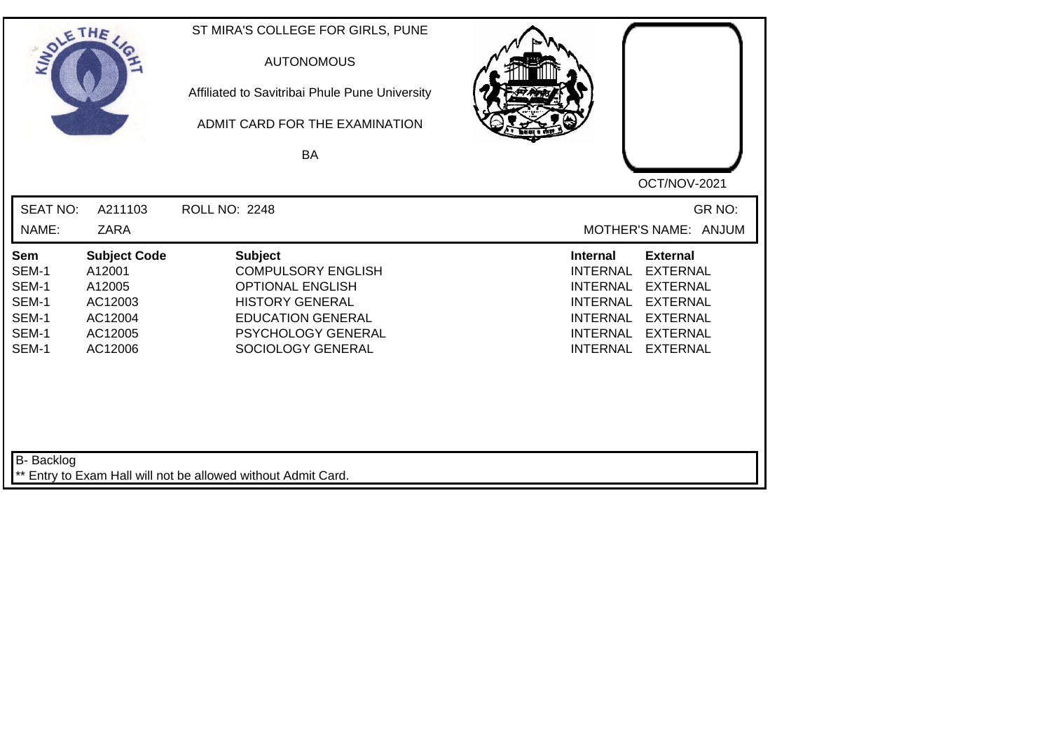ST MIRA'S COLLEGE FOR GIRLS, PUNE

AUTONOMOUS

Affiliated to Savitribai Phule Pune University

ADMIT CARD FOR THE EXAMINATION

BA

OCT/NOV-2021

SEAT NO: A211103 ROLL NO: 2248 GR NO:

NAME: ZARA MOTHER'S NAME: ANJUM

| Sem | Subject Code | Subject | Internal | External |
|---|---|---|---|---|
| SEM-1 | A12001 | COMPULSORY ENGLISH | INTERNAL | EXTERNAL |
| SEM-1 | A12005 | OPTIONAL ENGLISH | INTERNAL | EXTERNAL |
| SEM-1 | AC12003 | HISTORY GENERAL | INTERNAL | EXTERNAL |
| SEM-1 | AC12004 | EDUCATION GENERAL | INTERNAL | EXTERNAL |
| SEM-1 | AC12005 | PSYCHOLOGY GENERAL | INTERNAL | EXTERNAL |
| SEM-1 | AC12006 | SOCIOLOGY GENERAL | INTERNAL | EXTERNAL |

B- Backlog

** Entry to Exam Hall will not be allowed without Admit Card.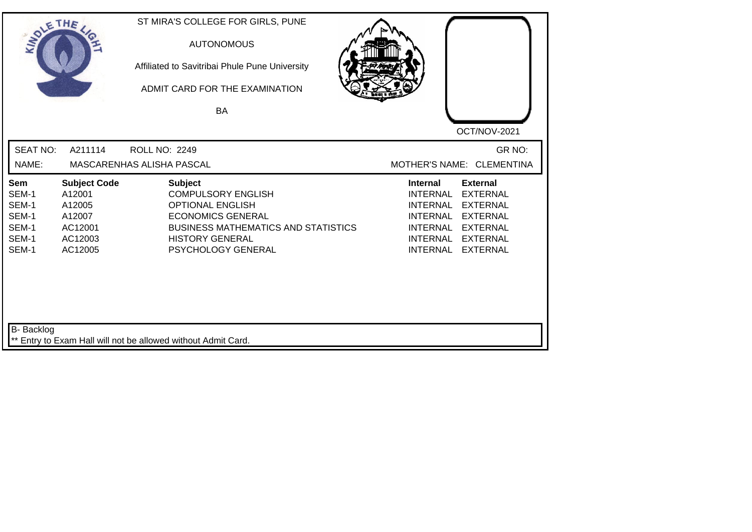ST MIRA'S COLLEGE FOR GIRLS, PUNE

AUTONOMOUS

Affiliated to Savitribai Phule Pune University

ADMIT CARD FOR THE EXAMINATION

BA

OCT/NOV-2021

SEAT NO: A211114 ROLL NO: 2249 GR NO:

NAME: MASCARENHAS ALISHA PASCAL MOTHER'S NAME: CLEMENTINA

| Sem | Subject Code | Subject | Internal | External |
|---|---|---|---|---|
| SEM-1 | A12001 | COMPULSORY ENGLISH | INTERNAL | EXTERNAL |
| SEM-1 | A12005 | OPTIONAL ENGLISH | INTERNAL | EXTERNAL |
| SEM-1 | A12007 | ECONOMICS GENERAL | INTERNAL | EXTERNAL |
| SEM-1 | AC12001 | BUSINESS MATHEMATICS AND STATISTICS | INTERNAL | EXTERNAL |
| SEM-1 | AC12003 | HISTORY GENERAL | INTERNAL | EXTERNAL |
| SEM-1 | AC12005 | PSYCHOLOGY GENERAL | INTERNAL | EXTERNAL |

B- Backlog

** Entry to Exam Hall will not be allowed without Admit Card.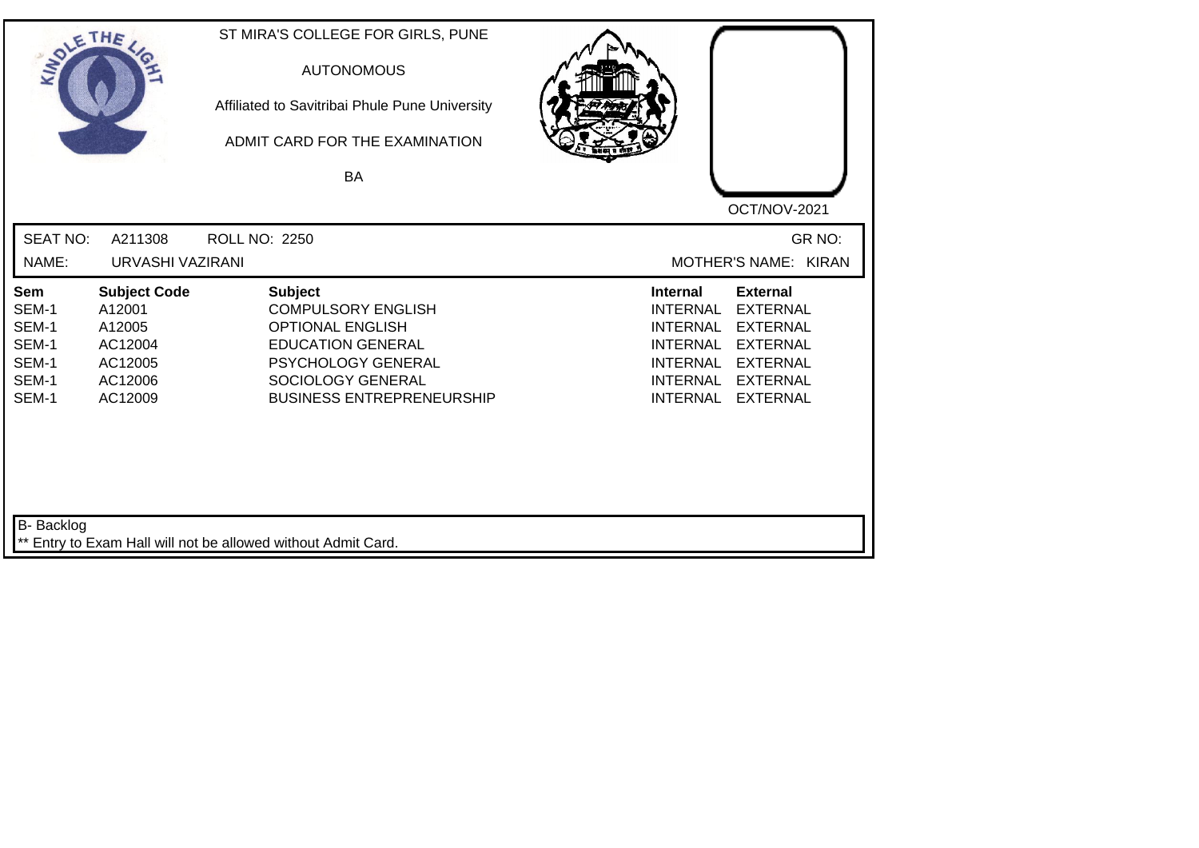ST MIRA'S COLLEGE FOR GIRLS, PUNE

AUTONOMOUS

Affiliated to Savitribai Phule Pune University

ADMIT CARD FOR THE EXAMINATION

BA

OCT/NOV-2021

SEAT NO: A211308 ROLL NO: 2250 GR NO:

NAME: URVASHI VAZIRANI MOTHER'S NAME: KIRAN

| Sem | Subject Code | Subject | Internal | External |
|---|---|---|---|---|
| SEM-1 | A12001 | COMPULSORY ENGLISH | INTERNAL | EXTERNAL |
| SEM-1 | A12005 | OPTIONAL ENGLISH | INTERNAL | EXTERNAL |
| SEM-1 | AC12004 | EDUCATION GENERAL | INTERNAL | EXTERNAL |
| SEM-1 | AC12005 | PSYCHOLOGY GENERAL | INTERNAL | EXTERNAL |
| SEM-1 | AC12006 | SOCIOLOGY GENERAL | INTERNAL | EXTERNAL |
| SEM-1 | AC12009 | BUSINESS ENTREPRENEURSHIP | INTERNAL | EXTERNAL |

B- Backlog

** Entry to Exam Hall will not be allowed without Admit Card.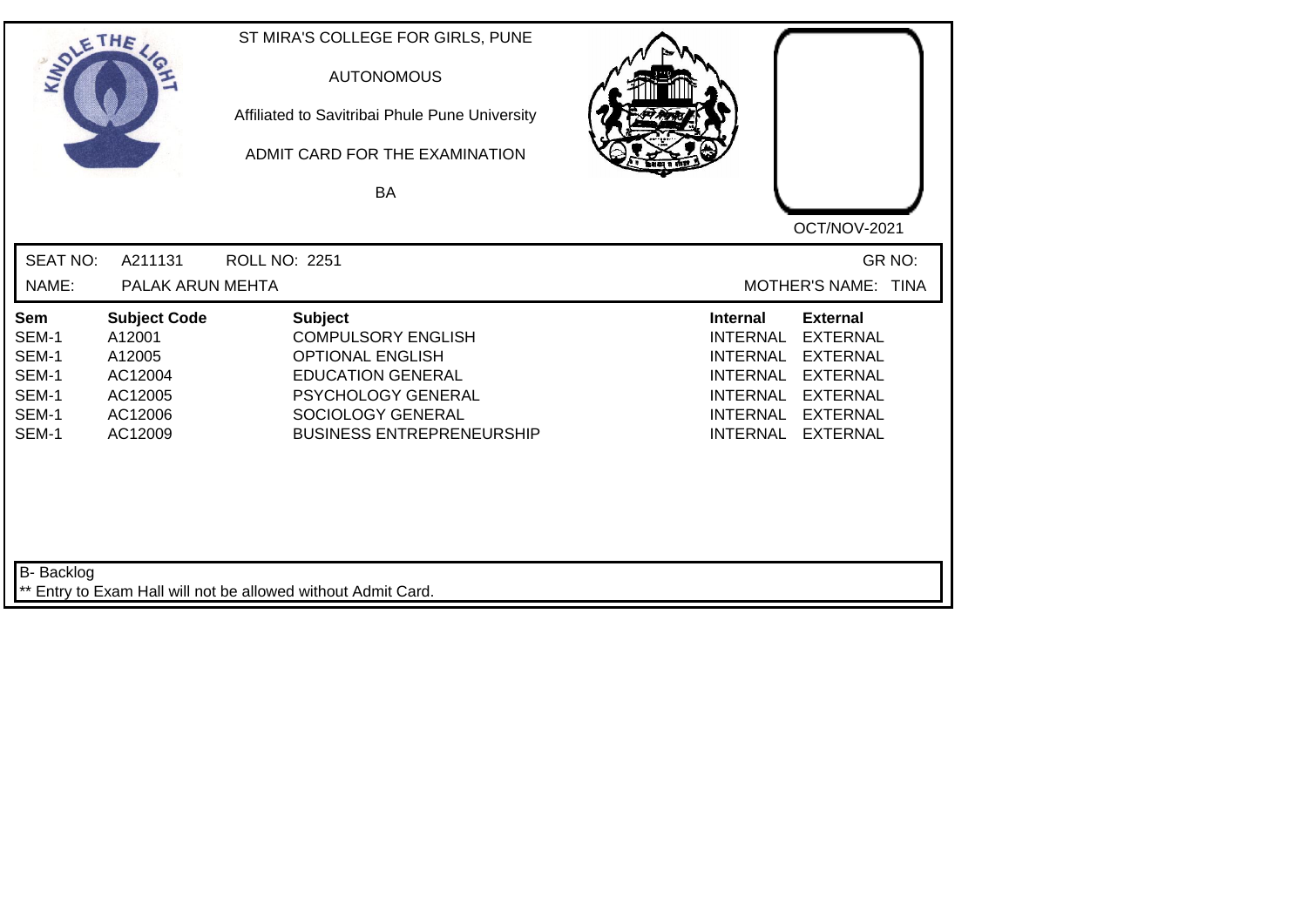ST MIRA'S COLLEGE FOR GIRLS, PUNE

AUTONOMOUS

Affiliated to Savitribai Phule Pune University

ADMIT CARD FOR THE EXAMINATION

BA

OCT/NOV-2021

SEAT NO: A211131 ROLL NO: 2251 GR NO:

NAME: PALAK ARUN MEHTA MOTHER'S NAME: TINA

| Sem | Subject Code | Subject | Internal | External |
|---|---|---|---|---|
| SEM-1 | A12001 | COMPULSORY ENGLISH | INTERNAL | EXTERNAL |
| SEM-1 | A12005 | OPTIONAL ENGLISH | INTERNAL | EXTERNAL |
| SEM-1 | AC12004 | EDUCATION GENERAL | INTERNAL | EXTERNAL |
| SEM-1 | AC12005 | PSYCHOLOGY GENERAL | INTERNAL | EXTERNAL |
| SEM-1 | AC12006 | SOCIOLOGY GENERAL | INTERNAL | EXTERNAL |
| SEM-1 | AC12009 | BUSINESS ENTREPRENEURSHIP | INTERNAL | EXTERNAL |

B- Backlog

** Entry to Exam Hall will not be allowed without Admit Card.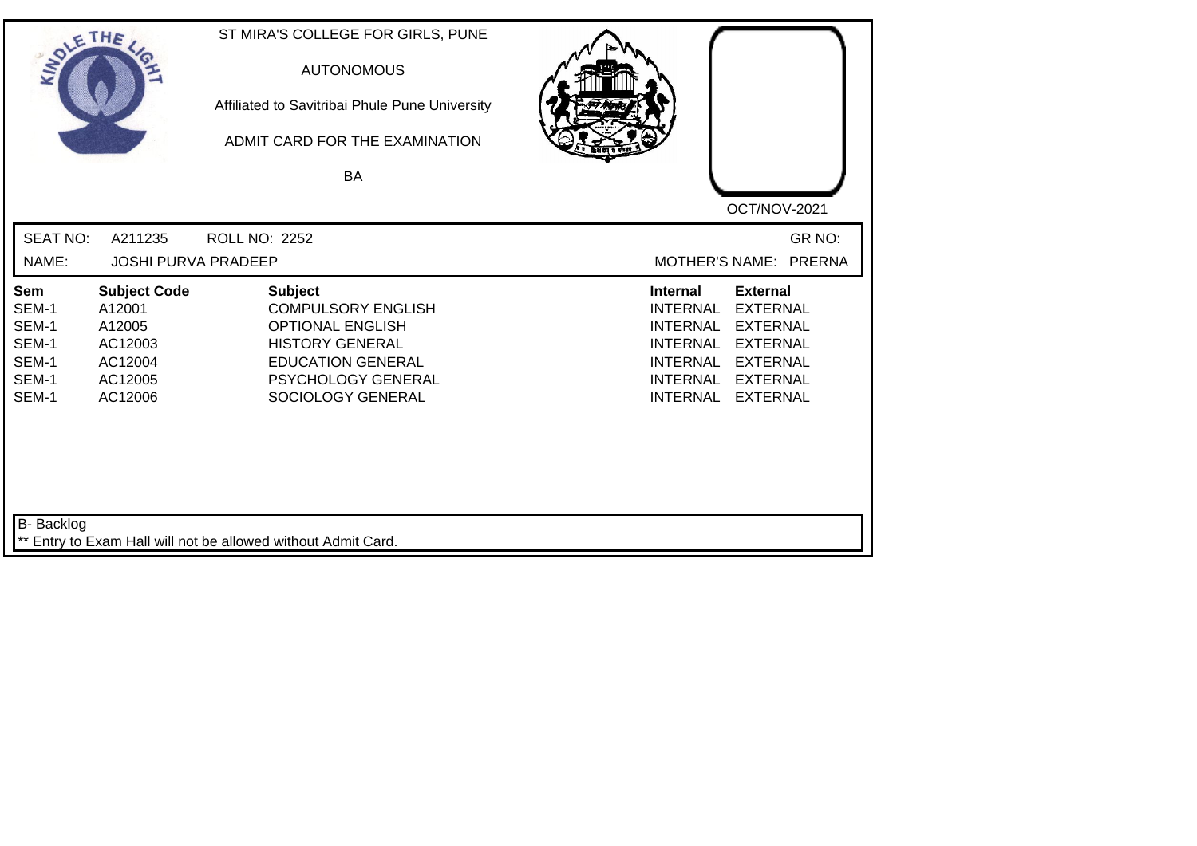ST MIRA'S COLLEGE FOR GIRLS, PUNE

AUTONOMOUS

Affiliated to Savitribai Phule Pune University

ADMIT CARD FOR THE EXAMINATION

BA

OCT/NOV-2021

SEAT NO: A211235 ROLL NO: 2252 GR NO:

NAME: JOSHI PURVA PRADEEP MOTHER'S NAME: PRERNA

| Sem | Subject Code | Subject | Internal | External |
|---|---|---|---|---|
| SEM-1 | A12001 | COMPULSORY ENGLISH | INTERNAL | EXTERNAL |
| SEM-1 | A12005 | OPTIONAL ENGLISH | INTERNAL | EXTERNAL |
| SEM-1 | AC12003 | HISTORY GENERAL | INTERNAL | EXTERNAL |
| SEM-1 | AC12004 | EDUCATION GENERAL | INTERNAL | EXTERNAL |
| SEM-1 | AC12005 | PSYCHOLOGY GENERAL | INTERNAL | EXTERNAL |
| SEM-1 | AC12006 | SOCIOLOGY GENERAL | INTERNAL | EXTERNAL |

B- Backlog

** Entry to Exam Hall will not be allowed without Admit Card.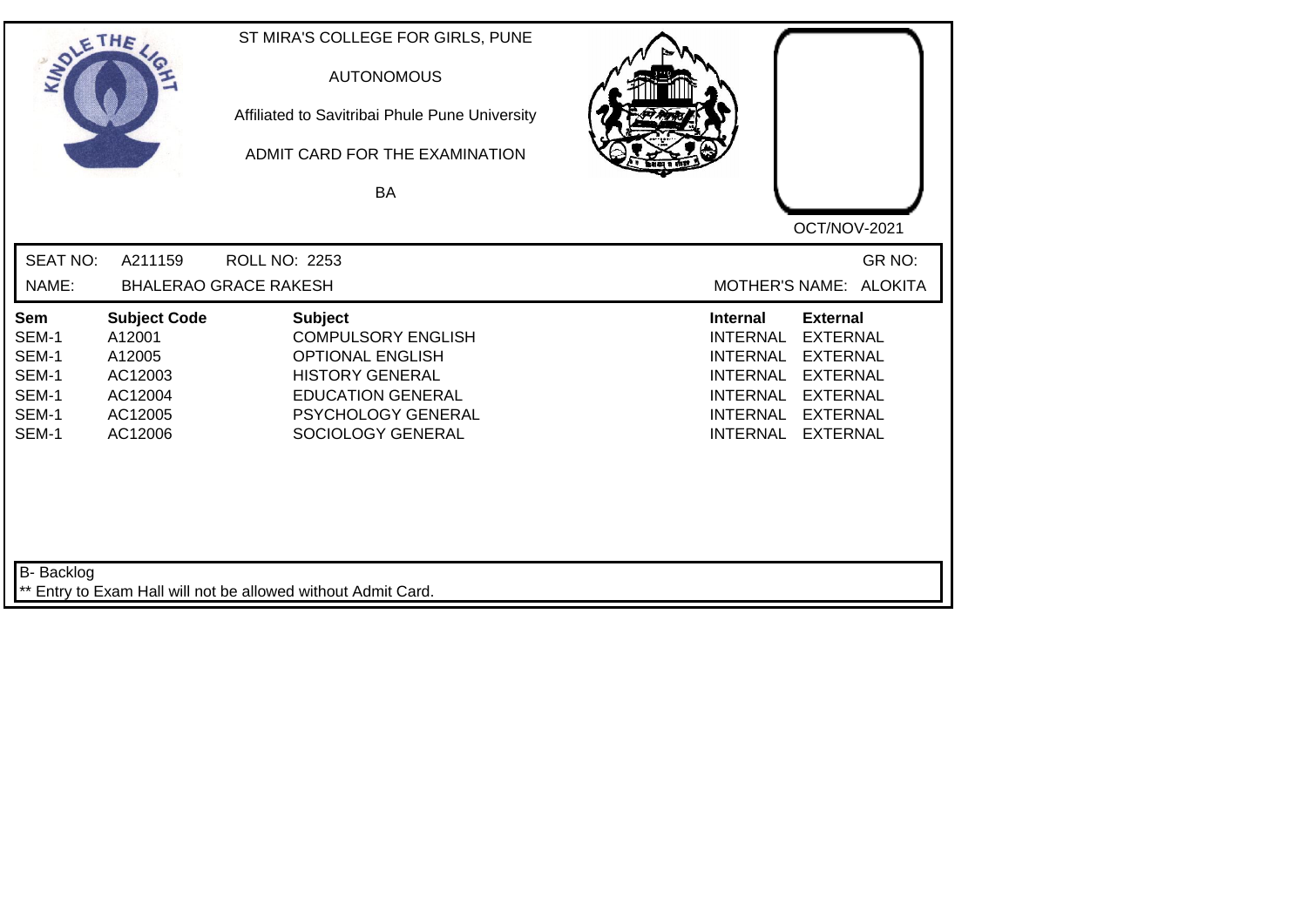ST MIRA'S COLLEGE FOR GIRLS, PUNE

AUTONOMOUS

Affiliated to Savitribai Phule Pune University

ADMIT CARD FOR THE EXAMINATION

BA

OCT/NOV-2021

SEAT NO: A211159 ROLL NO: 2253 GR NO:

NAME: BHALERAO GRACE RAKESH MOTHER'S NAME: ALOKITA

| Sem | Subject Code | Subject | Internal | External |
|---|---|---|---|---|
| SEM-1 | A12001 | COMPULSORY ENGLISH | INTERNAL | EXTERNAL |
| SEM-1 | A12005 | OPTIONAL ENGLISH | INTERNAL | EXTERNAL |
| SEM-1 | AC12003 | HISTORY GENERAL | INTERNAL | EXTERNAL |
| SEM-1 | AC12004 | EDUCATION GENERAL | INTERNAL | EXTERNAL |
| SEM-1 | AC12005 | PSYCHOLOGY GENERAL | INTERNAL | EXTERNAL |
| SEM-1 | AC12006 | SOCIOLOGY GENERAL | INTERNAL | EXTERNAL |

B- Backlog

** Entry to Exam Hall will not be allowed without Admit Card.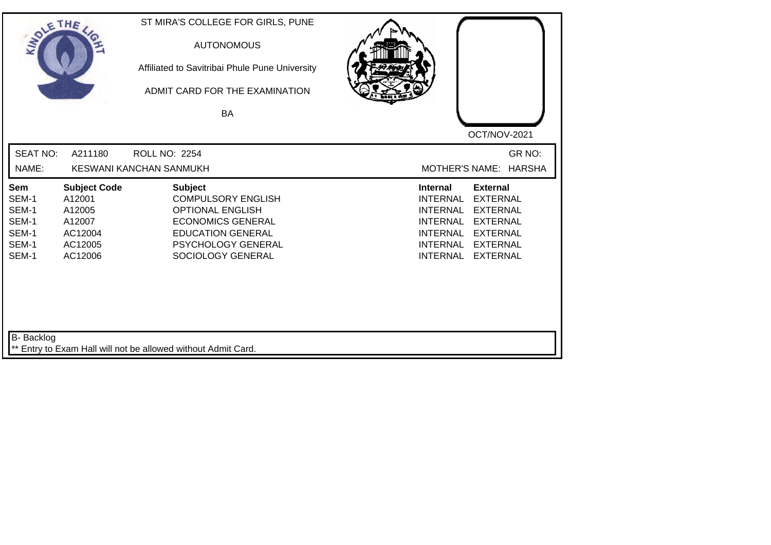ST MIRA'S COLLEGE FOR GIRLS, PUNE

AUTONOMOUS

Affiliated to Savitribai Phule Pune University

ADMIT CARD FOR THE EXAMINATION

BA

OCT/NOV-2021

SEAT NO: A211180 ROLL NO: 2254 GR NO:

NAME: KESWANI KANCHAN SANMUKH MOTHER'S NAME: HARSHA

| Sem | Subject Code | Subject | Internal | External |
|---|---|---|---|---|
| SEM-1 | A12001 | COMPULSORY ENGLISH | INTERNAL | EXTERNAL |
| SEM-1 | A12005 | OPTIONAL ENGLISH | INTERNAL | EXTERNAL |
| SEM-1 | A12007 | ECONOMICS GENERAL | INTERNAL | EXTERNAL |
| SEM-1 | AC12004 | EDUCATION GENERAL | INTERNAL | EXTERNAL |
| SEM-1 | AC12005 | PSYCHOLOGY GENERAL | INTERNAL | EXTERNAL |
| SEM-1 | AC12006 | SOCIOLOGY GENERAL | INTERNAL | EXTERNAL |

B- Backlog

** Entry to Exam Hall will not be allowed without Admit Card.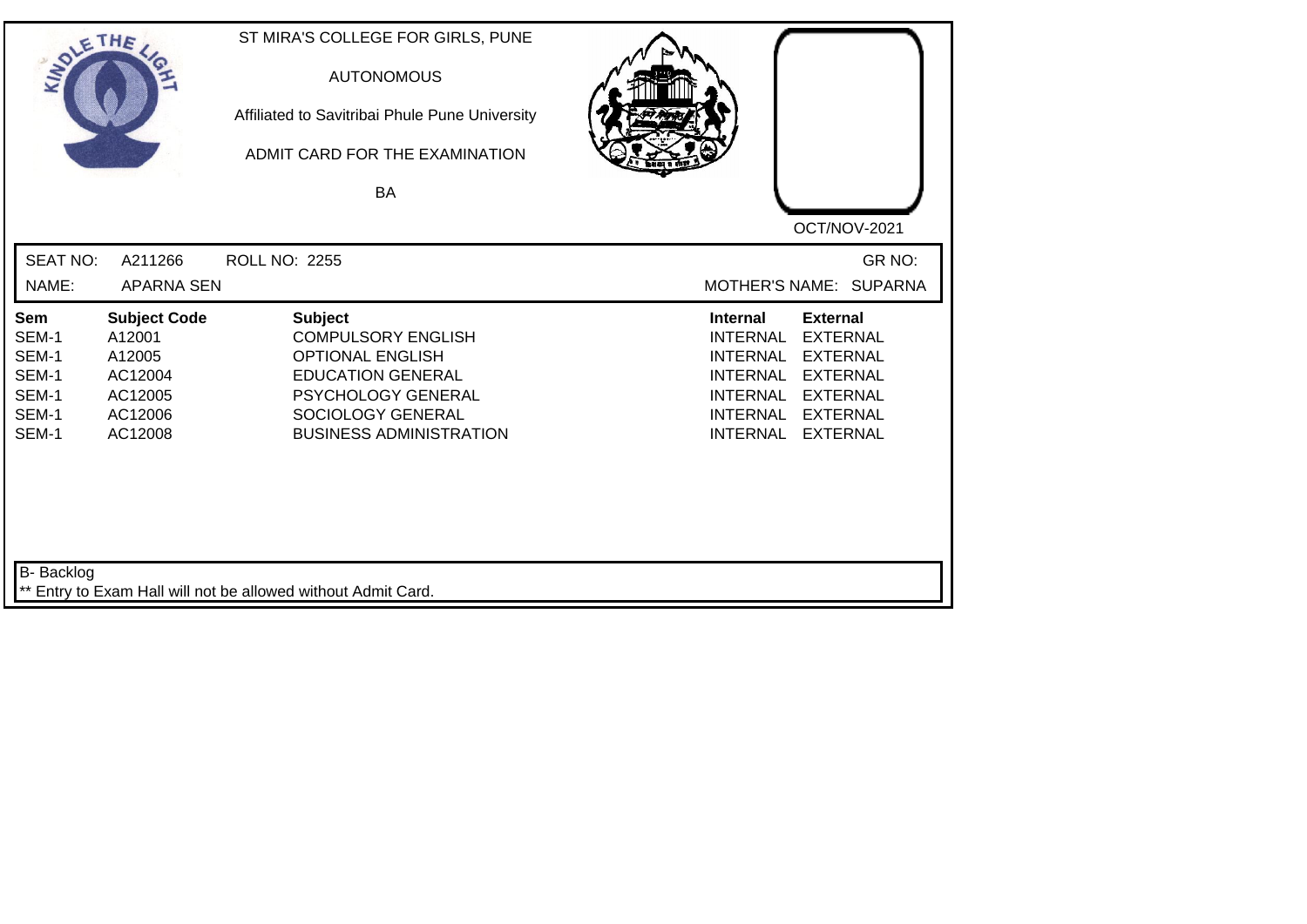ST MIRA'S COLLEGE FOR GIRLS, PUNE

AUTONOMOUS

Affiliated to Savitribai Phule Pune University

ADMIT CARD FOR THE EXAMINATION

BA

OCT/NOV-2021

SEAT NO: A211266 ROLL NO: 2255 GR NO:

NAME: APARNA SEN MOTHER'S NAME: SUPARNA

| Sem | Subject Code | Subject | Internal | External |
|---|---|---|---|---|
| SEM-1 | A12001 | COMPULSORY ENGLISH | INTERNAL | EXTERNAL |
| SEM-1 | A12005 | OPTIONAL ENGLISH | INTERNAL | EXTERNAL |
| SEM-1 | AC12004 | EDUCATION GENERAL | INTERNAL | EXTERNAL |
| SEM-1 | AC12005 | PSYCHOLOGY GENERAL | INTERNAL | EXTERNAL |
| SEM-1 | AC12006 | SOCIOLOGY GENERAL | INTERNAL | EXTERNAL |
| SEM-1 | AC12008 | BUSINESS ADMINISTRATION | INTERNAL | EXTERNAL |

B- Backlog

** Entry to Exam Hall will not be allowed without Admit Card.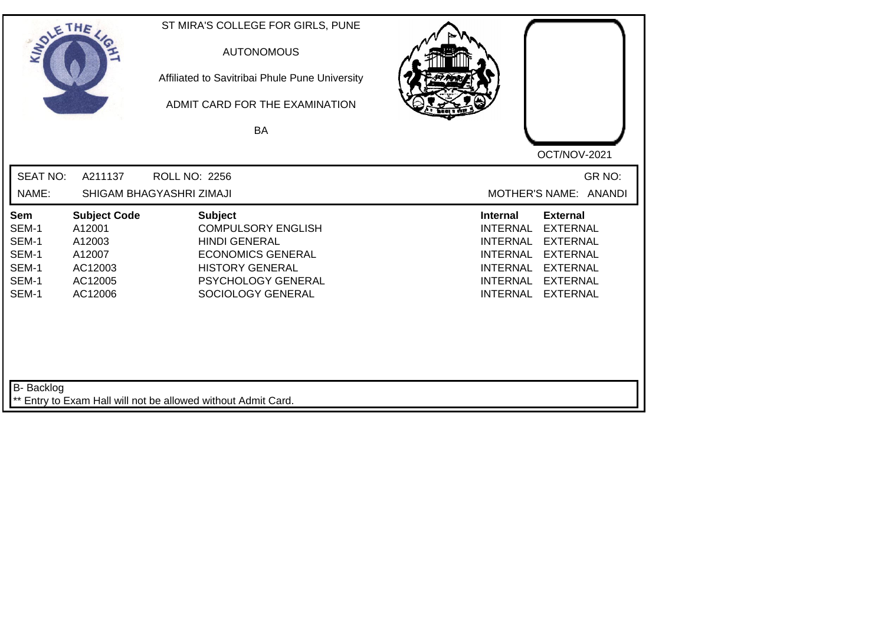ST MIRA'S COLLEGE FOR GIRLS, PUNE

AUTONOMOUS

Affiliated to Savitribai Phule Pune University

ADMIT CARD FOR THE EXAMINATION

BA

OCT/NOV-2021

SEAT NO: A211137 ROLL NO: 2256 GR NO:

NAME: SHIGAM BHAGYASHRI ZIMAJI MOTHER'S NAME: ANANDI

| Sem | Subject Code | Subject | Internal | External |
|---|---|---|---|---|
| SEM-1 | A12001 | COMPULSORY ENGLISH | INTERNAL | EXTERNAL |
| SEM-1 | A12003 | HINDI GENERAL | INTERNAL | EXTERNAL |
| SEM-1 | A12007 | ECONOMICS GENERAL | INTERNAL | EXTERNAL |
| SEM-1 | AC12003 | HISTORY GENERAL | INTERNAL | EXTERNAL |
| SEM-1 | AC12005 | PSYCHOLOGY GENERAL | INTERNAL | EXTERNAL |
| SEM-1 | AC12006 | SOCIOLOGY GENERAL | INTERNAL | EXTERNAL |

B- Backlog

** Entry to Exam Hall will not be allowed without Admit Card.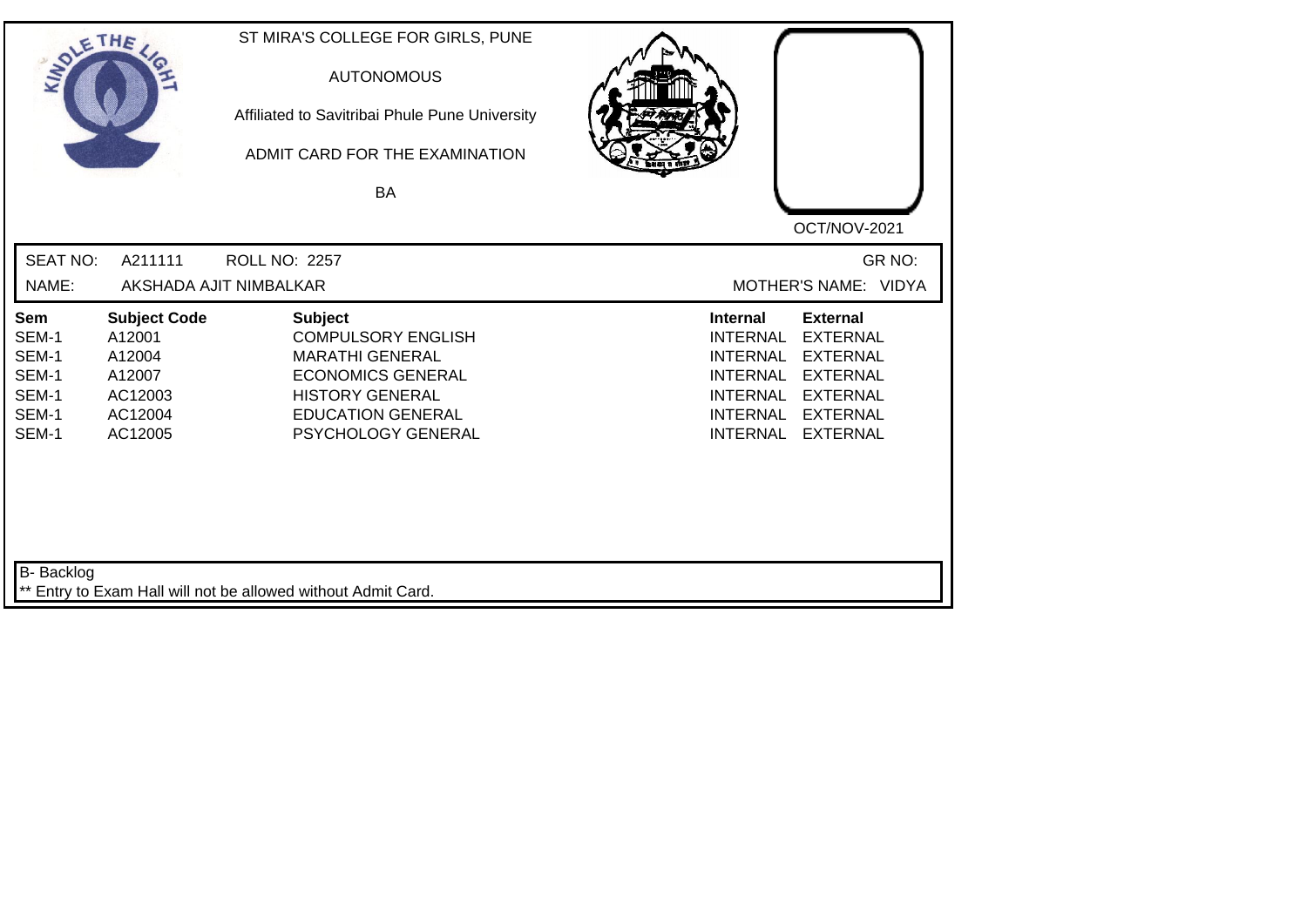ST MIRA'S COLLEGE FOR GIRLS, PUNE

AUTONOMOUS

Affiliated to Savitribai Phule Pune University

ADMIT CARD FOR THE EXAMINATION

BA

OCT/NOV-2021

SEAT NO: A211111 ROLL NO: 2257 GR NO:

NAME: AKSHADA AJIT NIMBALKAR MOTHER'S NAME: VIDYA

| Sem | Subject Code | Subject | Internal | External |
|---|---|---|---|---|
| SEM-1 | A12001 | COMPULSORY ENGLISH | INTERNAL | EXTERNAL |
| SEM-1 | A12004 | MARATHI GENERAL | INTERNAL | EXTERNAL |
| SEM-1 | A12007 | ECONOMICS GENERAL | INTERNAL | EXTERNAL |
| SEM-1 | AC12003 | HISTORY GENERAL | INTERNAL | EXTERNAL |
| SEM-1 | AC12004 | EDUCATION GENERAL | INTERNAL | EXTERNAL |
| SEM-1 | AC12005 | PSYCHOLOGY GENERAL | INTERNAL | EXTERNAL |

B- Backlog

** Entry to Exam Hall will not be allowed without Admit Card.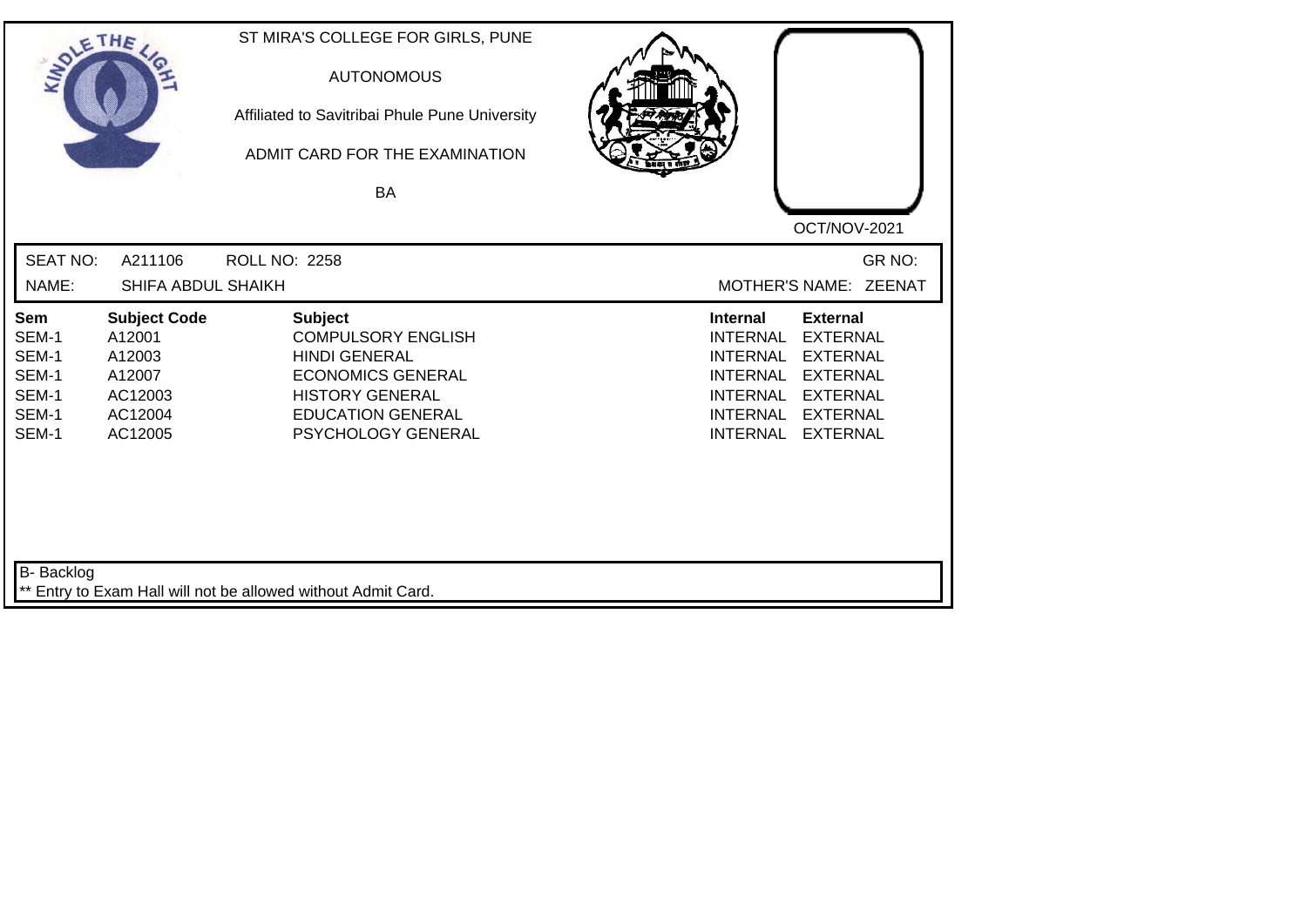ST MIRA'S COLLEGE FOR GIRLS, PUNE

AUTONOMOUS

Affiliated to Savitribai Phule Pune University

ADMIT CARD FOR THE EXAMINATION

BA

OCT/NOV-2021

SEAT NO: A211106 ROLL NO: 2258 GR NO:

NAME: SHIFA ABDUL SHAIKH MOTHER'S NAME: ZEENAT

| Sem | Subject Code | Subject | Internal | External |
|---|---|---|---|---|
| SEM-1 | A12001 | COMPULSORY ENGLISH | INTERNAL | EXTERNAL |
| SEM-1 | A12003 | HINDI GENERAL | INTERNAL | EXTERNAL |
| SEM-1 | A12007 | ECONOMICS GENERAL | INTERNAL | EXTERNAL |
| SEM-1 | AC12003 | HISTORY GENERAL | INTERNAL | EXTERNAL |
| SEM-1 | AC12004 | EDUCATION GENERAL | INTERNAL | EXTERNAL |
| SEM-1 | AC12005 | PSYCHOLOGY GENERAL | INTERNAL | EXTERNAL |

B- Backlog

** Entry to Exam Hall will not be allowed without Admit Card.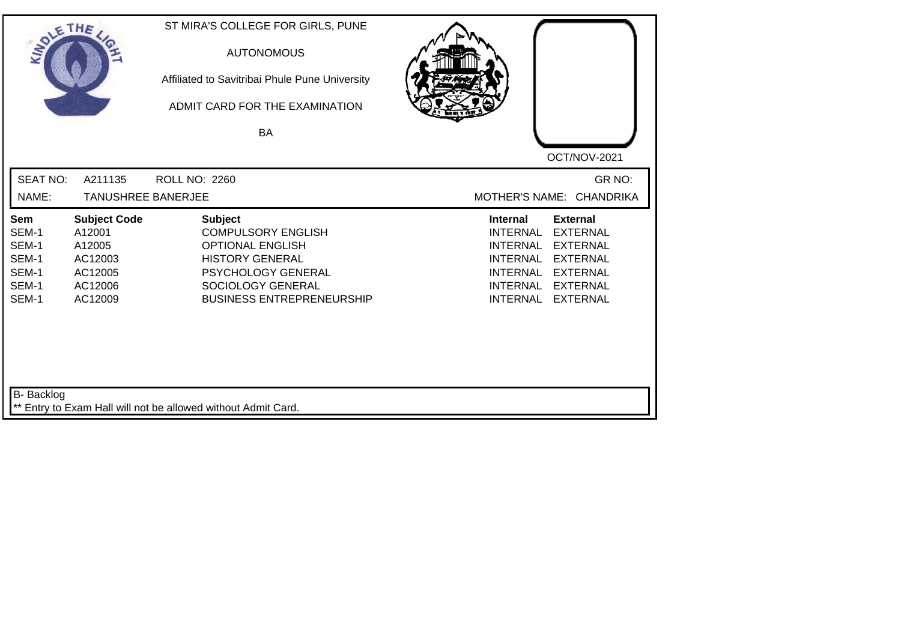ST MIRA'S COLLEGE FOR GIRLS, PUNE

AUTONOMOUS

Affiliated to Savitribai Phule Pune University

ADMIT CARD FOR THE EXAMINATION

BA

OCT/NOV-2021

SEAT NO: A211135 ROLL NO: 2260 GR NO:

NAME: TANUSHREE BANERJEE MOTHER'S NAME: CHANDRIKA

| Sem | Subject Code | Subject | Internal | External |
|---|---|---|---|---|
| SEM-1 | A12001 | COMPULSORY ENGLISH | INTERNAL | EXTERNAL |
| SEM-1 | A12005 | OPTIONAL ENGLISH | INTERNAL | EXTERNAL |
| SEM-1 | AC12003 | HISTORY GENERAL | INTERNAL | EXTERNAL |
| SEM-1 | AC12005 | PSYCHOLOGY GENERAL | INTERNAL | EXTERNAL |
| SEM-1 | AC12006 | SOCIOLOGY GENERAL | INTERNAL | EXTERNAL |
| SEM-1 | AC12009 | BUSINESS ENTREPRENEURSHIP | INTERNAL | EXTERNAL |

B- Backlog

** Entry to Exam Hall will not be allowed without Admit Card.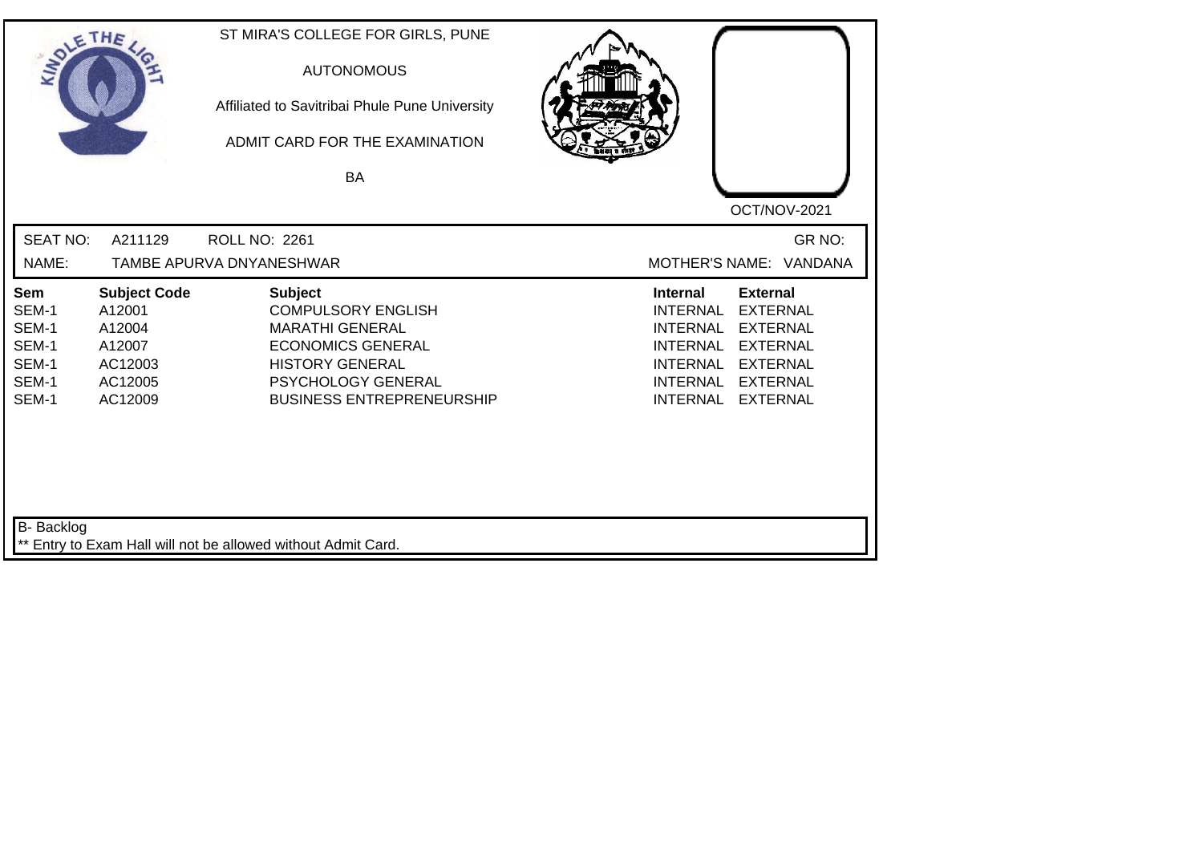ST MIRA'S COLLEGE FOR GIRLS, PUNE

AUTONOMOUS

Affiliated to Savitribai Phule Pune University

ADMIT CARD FOR THE EXAMINATION

BA

OCT/NOV-2021

SEAT NO: A211129 ROLL NO: 2261 GR NO:

NAME: TAMBE APURVA DNYANESHWAR MOTHER'S NAME: VANDANA

| Sem | Subject Code | Subject | Internal | External |
|---|---|---|---|---|
| SEM-1 | A12001 | COMPULSORY ENGLISH | INTERNAL | EXTERNAL |
| SEM-1 | A12004 | MARATHI GENERAL | INTERNAL | EXTERNAL |
| SEM-1 | A12007 | ECONOMICS GENERAL | INTERNAL | EXTERNAL |
| SEM-1 | AC12003 | HISTORY GENERAL | INTERNAL | EXTERNAL |
| SEM-1 | AC12005 | PSYCHOLOGY GENERAL | INTERNAL | EXTERNAL |
| SEM-1 | AC12009 | BUSINESS ENTREPRENEURSHIP | INTERNAL | EXTERNAL |

B- Backlog

** Entry to Exam Hall will not be allowed without Admit Card.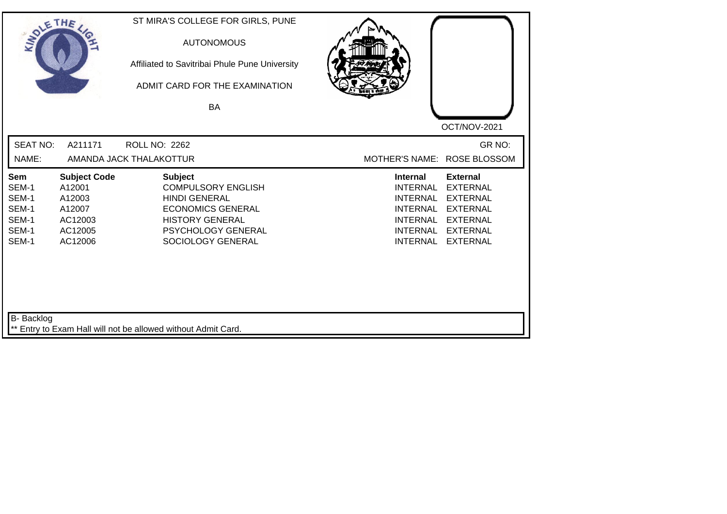ST MIRA'S COLLEGE FOR GIRLS, PUNE

AUTONOMOUS

Affiliated to Savitribai Phule Pune University

ADMIT CARD FOR THE EXAMINATION

BA

OCT/NOV-2021

SEAT NO: A211171 ROLL NO: 2262 GR NO:

NAME: AMANDA JACK THALAKOTTUR MOTHER'S NAME: ROSE BLOSSOM

| Sem | Subject Code | Subject | Internal | External |
|---|---|---|---|---|
| SEM-1 | A12001 | COMPULSORY ENGLISH | INTERNAL | EXTERNAL |
| SEM-1 | A12003 | HINDI GENERAL | INTERNAL | EXTERNAL |
| SEM-1 | A12007 | ECONOMICS GENERAL | INTERNAL | EXTERNAL |
| SEM-1 | AC12003 | HISTORY GENERAL | INTERNAL | EXTERNAL |
| SEM-1 | AC12005 | PSYCHOLOGY GENERAL | INTERNAL | EXTERNAL |
| SEM-1 | AC12006 | SOCIOLOGY GENERAL | INTERNAL | EXTERNAL |

B- Backlog

** Entry to Exam Hall will not be allowed without Admit Card.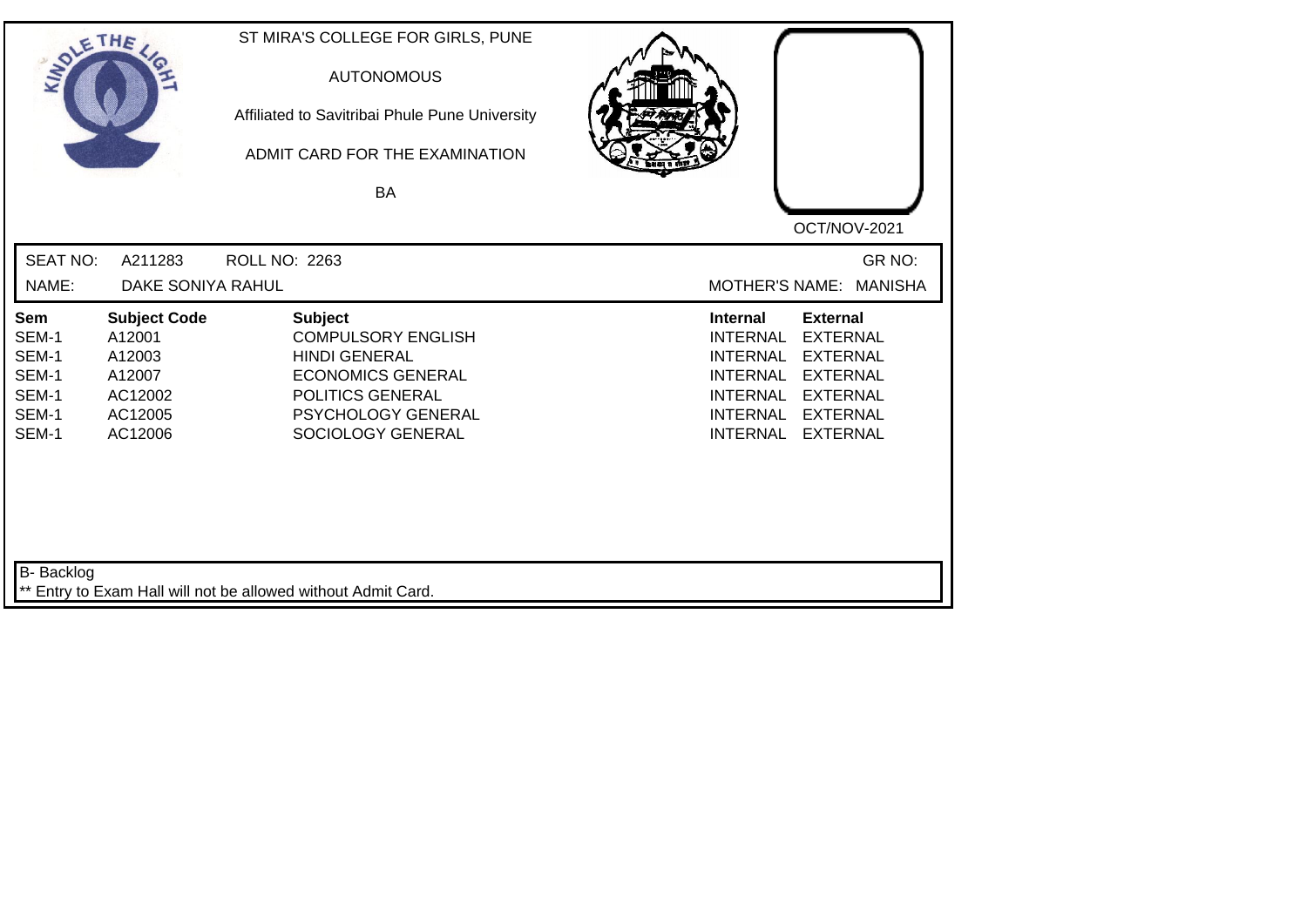ST MIRA'S COLLEGE FOR GIRLS, PUNE

AUTONOMOUS

Affiliated to Savitribai Phule Pune University

ADMIT CARD FOR THE EXAMINATION

BA

OCT/NOV-2021

SEAT NO: A211283 ROLL NO: 2263 GR NO:

NAME: DAKE SONIYA RAHUL MOTHER'S NAME: MANISHA

| Sem | Subject Code | Subject | Internal | External |
|---|---|---|---|---|
| SEM-1 | A12001 | COMPULSORY ENGLISH | INTERNAL | EXTERNAL |
| SEM-1 | A12003 | HINDI GENERAL | INTERNAL | EXTERNAL |
| SEM-1 | A12007 | ECONOMICS GENERAL | INTERNAL | EXTERNAL |
| SEM-1 | AC12002 | POLITICS GENERAL | INTERNAL | EXTERNAL |
| SEM-1 | AC12005 | PSYCHOLOGY GENERAL | INTERNAL | EXTERNAL |
| SEM-1 | AC12006 | SOCIOLOGY GENERAL | INTERNAL | EXTERNAL |

B- Backlog

** Entry to Exam Hall will not be allowed without Admit Card.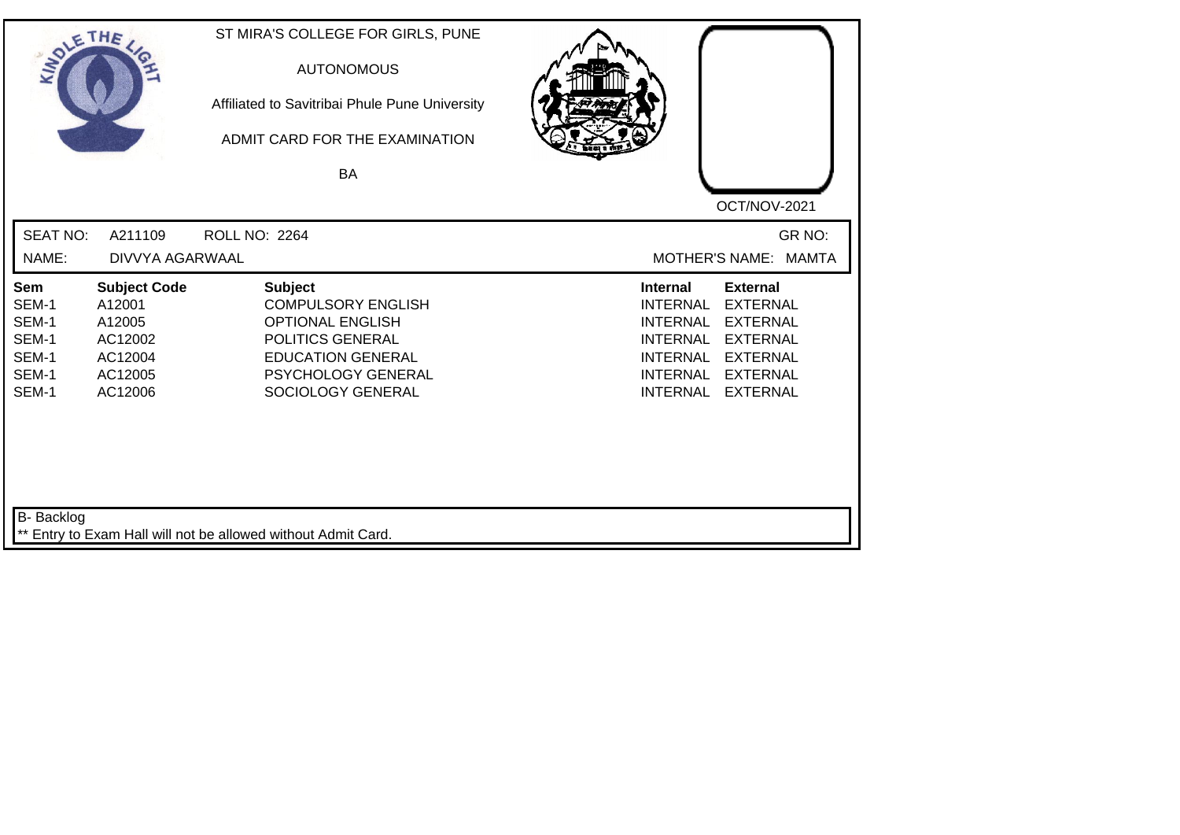ST MIRA'S COLLEGE FOR GIRLS, PUNE

AUTONOMOUS

Affiliated to Savitribai Phule Pune University

ADMIT CARD FOR THE EXAMINATION

BA

OCT/NOV-2021

SEAT NO: A211109 ROLL NO: 2264 GR NO:

NAME: DIVVYA AGARWAAL MOTHER'S NAME: MAMTA

| Sem | Subject Code | Subject | Internal | External |
|---|---|---|---|---|
| SEM-1 | A12001 | COMPULSORY ENGLISH | INTERNAL | EXTERNAL |
| SEM-1 | A12005 | OPTIONAL ENGLISH | INTERNAL | EXTERNAL |
| SEM-1 | AC12002 | POLITICS GENERAL | INTERNAL | EXTERNAL |
| SEM-1 | AC12004 | EDUCATION GENERAL | INTERNAL | EXTERNAL |
| SEM-1 | AC12005 | PSYCHOLOGY GENERAL | INTERNAL | EXTERNAL |
| SEM-1 | AC12006 | SOCIOLOGY GENERAL | INTERNAL | EXTERNAL |

B- Backlog

** Entry to Exam Hall will not be allowed without Admit Card.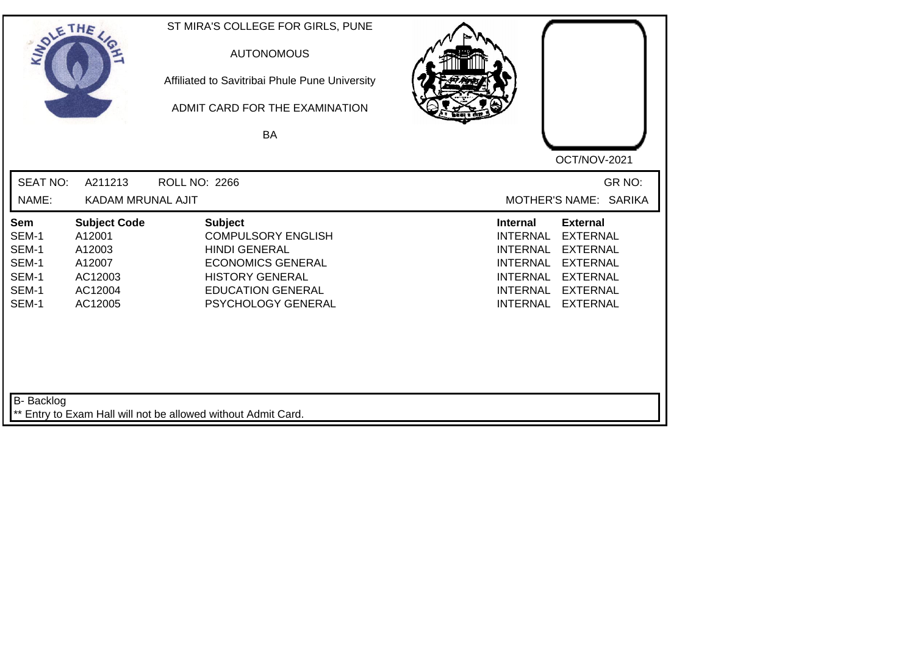ST MIRA'S COLLEGE FOR GIRLS, PUNE

AUTONOMOUS

Affiliated to Savitribai Phule Pune University

ADMIT CARD FOR THE EXAMINATION

BA

OCT/NOV-2021

SEAT NO: A211213 ROLL NO: 2266 GR NO:

NAME: KADAM MRUNAL AJIT MOTHER'S NAME: SARIKA

| Sem | Subject Code | Subject | Internal | External |
|---|---|---|---|---|
| SEM-1 | A12001 | COMPULSORY ENGLISH | INTERNAL | EXTERNAL |
| SEM-1 | A12003 | HINDI GENERAL | INTERNAL | EXTERNAL |
| SEM-1 | A12007 | ECONOMICS GENERAL | INTERNAL | EXTERNAL |
| SEM-1 | AC12003 | HISTORY GENERAL | INTERNAL | EXTERNAL |
| SEM-1 | AC12004 | EDUCATION GENERAL | INTERNAL | EXTERNAL |
| SEM-1 | AC12005 | PSYCHOLOGY GENERAL | INTERNAL | EXTERNAL |

B- Backlog

** Entry to Exam Hall will not be allowed without Admit Card.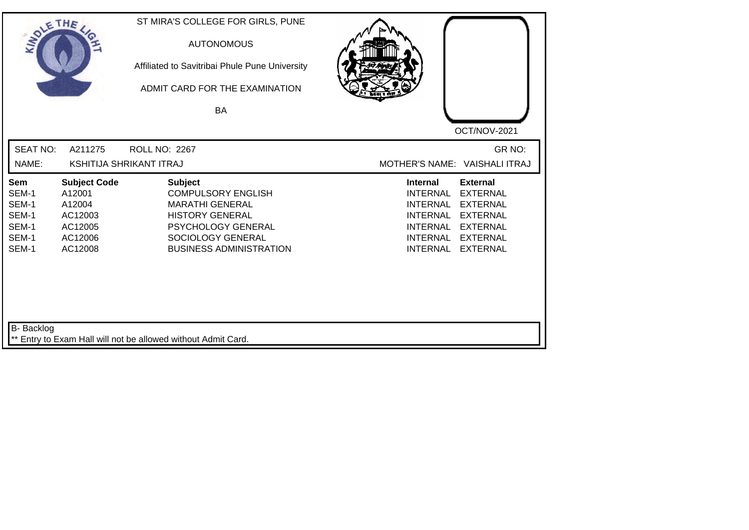ST MIRA'S COLLEGE FOR GIRLS, PUNE

AUTONOMOUS

Affiliated to Savitribai Phule Pune University

ADMIT CARD FOR THE EXAMINATION

BA

OCT/NOV-2021

SEAT NO: A211275 ROLL NO: 2267 GR NO:

NAME: KSHITIJA SHRIKANT ITRAJ MOTHER'S NAME: VAISHALI ITRAJ

| Sem | Subject Code | Subject | Internal | External |
|---|---|---|---|---|
| SEM-1 | A12001 | COMPULSORY ENGLISH | INTERNAL | EXTERNAL |
| SEM-1 | A12004 | MARATHI GENERAL | INTERNAL | EXTERNAL |
| SEM-1 | AC12003 | HISTORY GENERAL | INTERNAL | EXTERNAL |
| SEM-1 | AC12005 | PSYCHOLOGY GENERAL | INTERNAL | EXTERNAL |
| SEM-1 | AC12006 | SOCIOLOGY GENERAL | INTERNAL | EXTERNAL |
| SEM-1 | AC12008 | BUSINESS ADMINISTRATION | INTERNAL | EXTERNAL |

B- Backlog

** Entry to Exam Hall will not be allowed without Admit Card.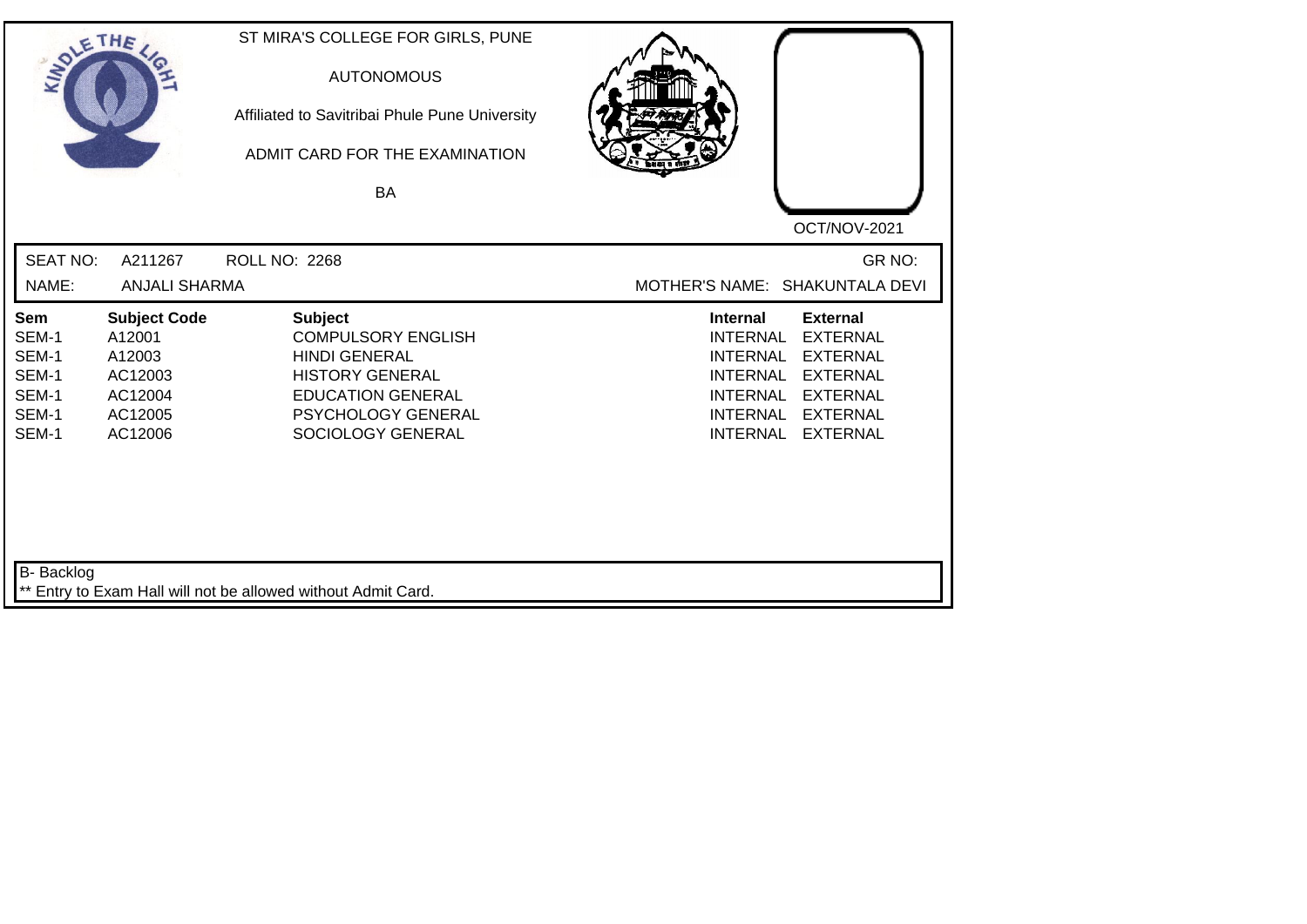ST MIRA'S COLLEGE FOR GIRLS, PUNE

AUTONOMOUS

Affiliated to Savitribai Phule Pune University

ADMIT CARD FOR THE EXAMINATION

BA

OCT/NOV-2021

SEAT NO: A211267 ROLL NO: 2268 GR NO:

NAME: ANJALI SHARMA MOTHER'S NAME: SHAKUNTALA DEVI

| Sem | Subject Code | Subject | Internal | External |
|---|---|---|---|---|
| SEM-1 | A12001 | COMPULSORY ENGLISH | INTERNAL | EXTERNAL |
| SEM-1 | A12003 | HINDI GENERAL | INTERNAL | EXTERNAL |
| SEM-1 | AC12003 | HISTORY GENERAL | INTERNAL | EXTERNAL |
| SEM-1 | AC12004 | EDUCATION GENERAL | INTERNAL | EXTERNAL |
| SEM-1 | AC12005 | PSYCHOLOGY GENERAL | INTERNAL | EXTERNAL |
| SEM-1 | AC12006 | SOCIOLOGY GENERAL | INTERNAL | EXTERNAL |

B- Backlog

** Entry to Exam Hall will not be allowed without Admit Card.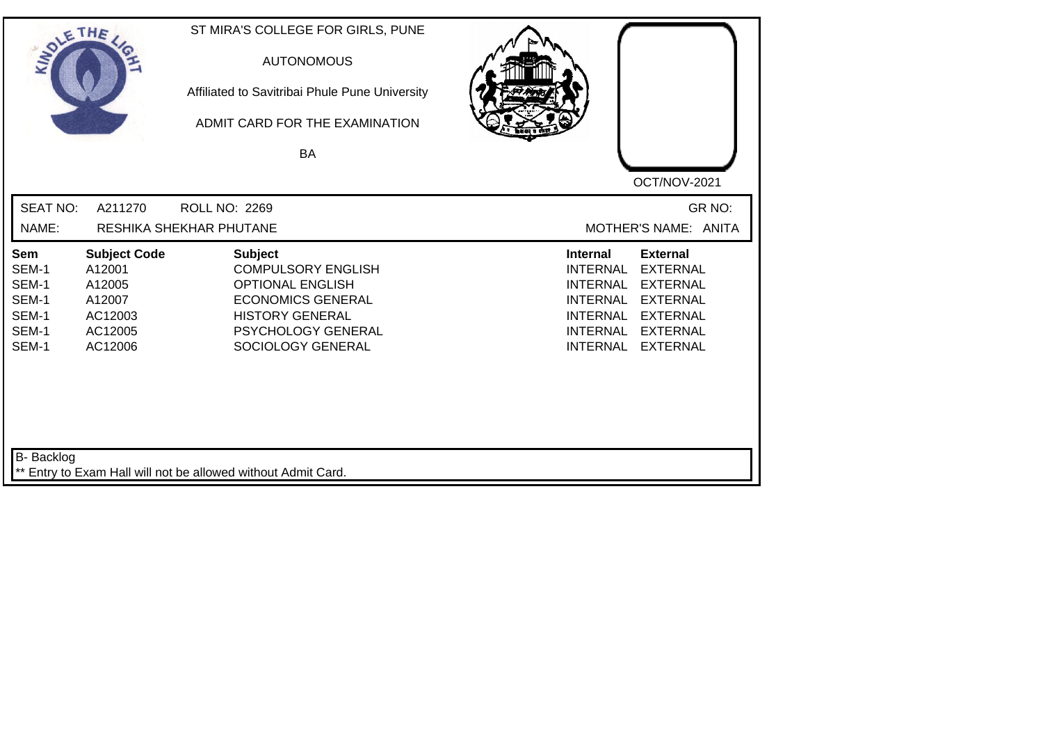ST MIRA'S COLLEGE FOR GIRLS, PUNE

AUTONOMOUS

Affiliated to Savitribai Phule Pune University

ADMIT CARD FOR THE EXAMINATION

BA

OCT/NOV-2021

SEAT NO: A211270 ROLL NO: 2269 GR NO:

NAME: RESHIKA SHEKHAR PHUTANE MOTHER'S NAME: ANITA

| Sem | Subject Code | Subject | Internal | External |
|---|---|---|---|---|
| SEM-1 | A12001 | COMPULSORY ENGLISH | INTERNAL | EXTERNAL |
| SEM-1 | A12005 | OPTIONAL ENGLISH | INTERNAL | EXTERNAL |
| SEM-1 | A12007 | ECONOMICS GENERAL | INTERNAL | EXTERNAL |
| SEM-1 | AC12003 | HISTORY GENERAL | INTERNAL | EXTERNAL |
| SEM-1 | AC12005 | PSYCHOLOGY GENERAL | INTERNAL | EXTERNAL |
| SEM-1 | AC12006 | SOCIOLOGY GENERAL | INTERNAL | EXTERNAL |

B- Backlog

** Entry to Exam Hall will not be allowed without Admit Card.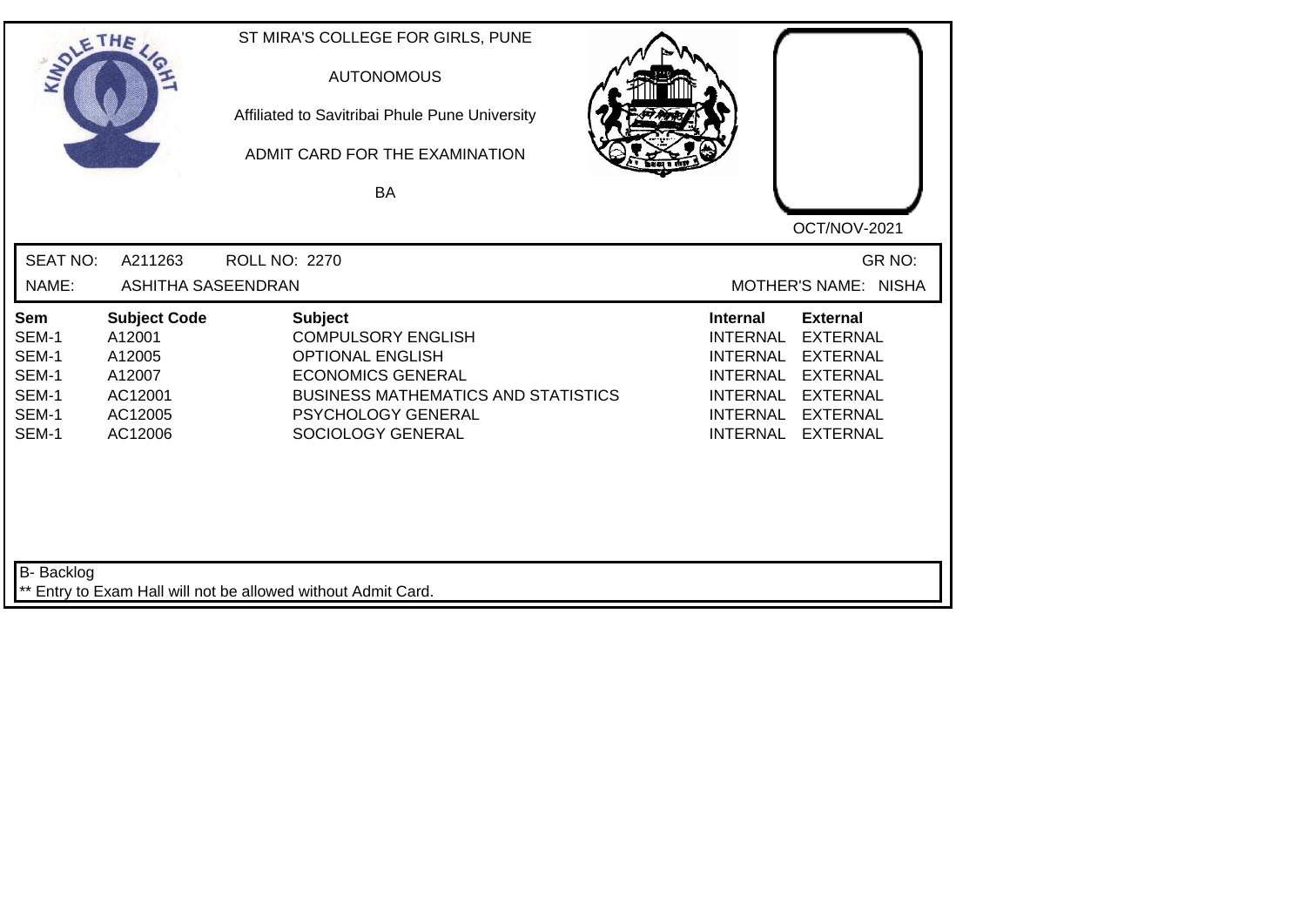ST MIRA'S COLLEGE FOR GIRLS, PUNE

AUTONOMOUS

Affiliated to Savitribai Phule Pune University

ADMIT CARD FOR THE EXAMINATION

BA

OCT/NOV-2021

SEAT NO: A211263 ROLL NO: 2270 GR NO:

NAME: ASHITHA SASEENDRAN MOTHER'S NAME: NISHA

| Sem | Subject Code | Subject | Internal | External |
|---|---|---|---|---|
| SEM-1 | A12001 | COMPULSORY ENGLISH | INTERNAL | EXTERNAL |
| SEM-1 | A12005 | OPTIONAL ENGLISH | INTERNAL | EXTERNAL |
| SEM-1 | A12007 | ECONOMICS GENERAL | INTERNAL | EXTERNAL |
| SEM-1 | AC12001 | BUSINESS MATHEMATICS AND STATISTICS | INTERNAL | EXTERNAL |
| SEM-1 | AC12005 | PSYCHOLOGY GENERAL | INTERNAL | EXTERNAL |
| SEM-1 | AC12006 | SOCIOLOGY GENERAL | INTERNAL | EXTERNAL |

B- Backlog

** Entry to Exam Hall will not be allowed without Admit Card.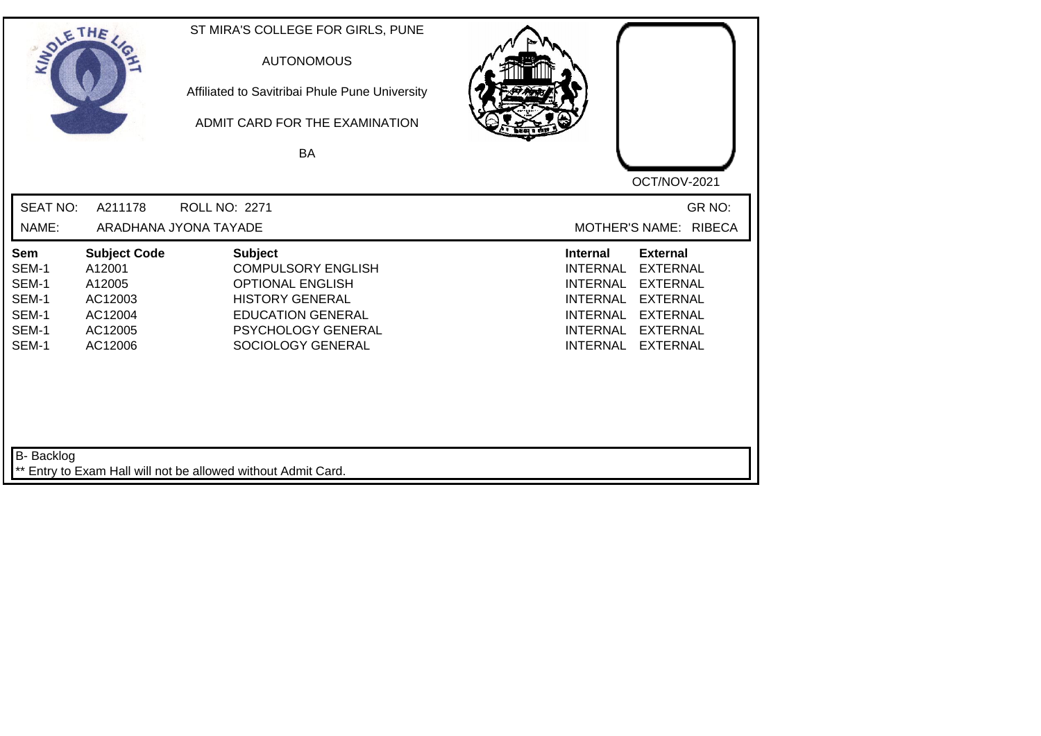ST MIRA'S COLLEGE FOR GIRLS, PUNE

AUTONOMOUS

Affiliated to Savitribai Phule Pune University

ADMIT CARD FOR THE EXAMINATION

BA

OCT/NOV-2021

SEAT NO: A211178 ROLL NO: 2271 GR NO:

NAME: ARADHANA JYONA TAYADE MOTHER'S NAME: RIBECA

| Sem | Subject Code | Subject | Internal | External |
|---|---|---|---|---|
| SEM-1 | A12001 | COMPULSORY ENGLISH | INTERNAL | EXTERNAL |
| SEM-1 | A12005 | OPTIONAL ENGLISH | INTERNAL | EXTERNAL |
| SEM-1 | AC12003 | HISTORY GENERAL | INTERNAL | EXTERNAL |
| SEM-1 | AC12004 | EDUCATION GENERAL | INTERNAL | EXTERNAL |
| SEM-1 | AC12005 | PSYCHOLOGY GENERAL | INTERNAL | EXTERNAL |
| SEM-1 | AC12006 | SOCIOLOGY GENERAL | INTERNAL | EXTERNAL |

B- Backlog

** Entry to Exam Hall will not be allowed without Admit Card.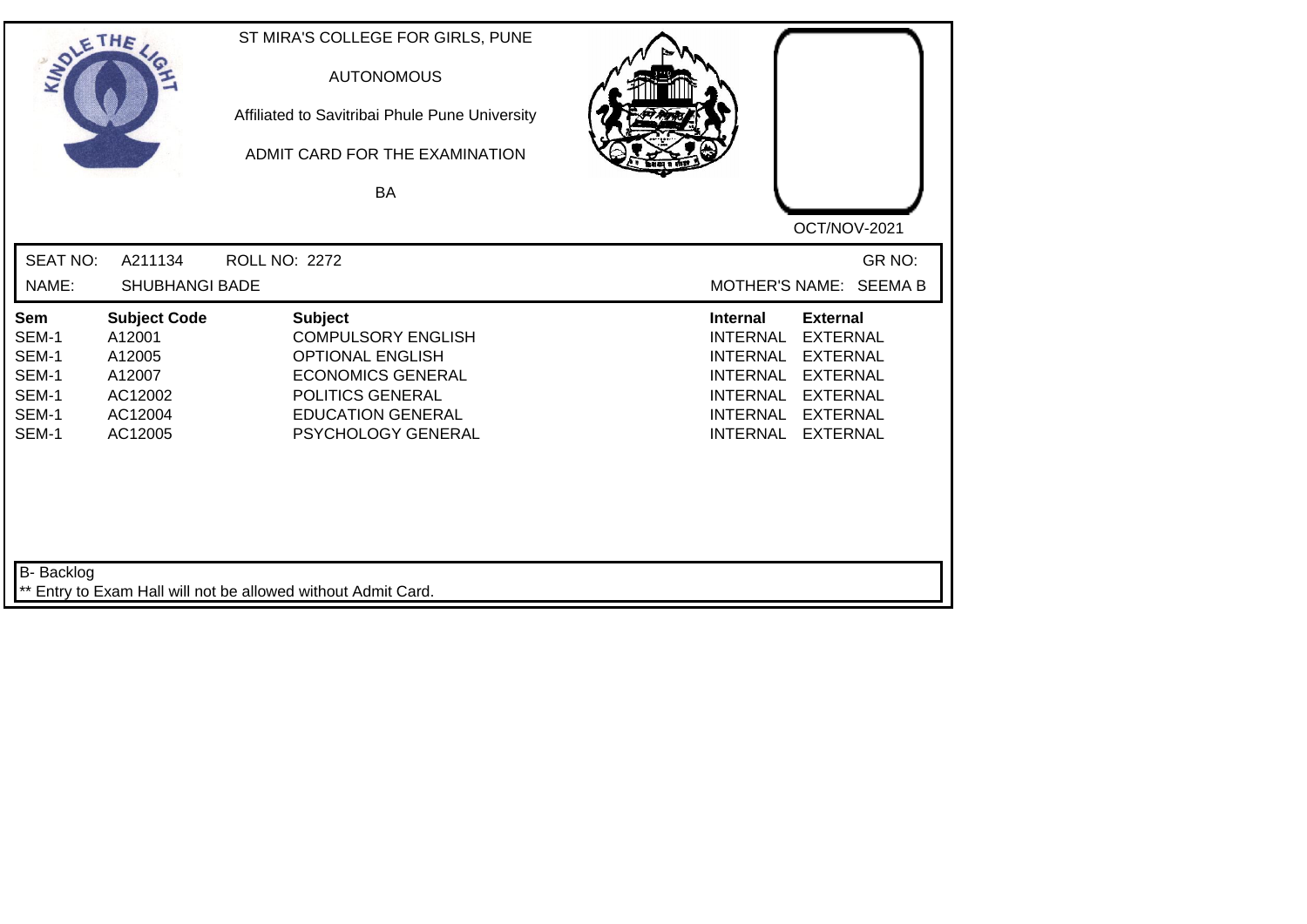ST MIRA'S COLLEGE FOR GIRLS, PUNE

AUTONOMOUS

Affiliated to Savitribai Phule Pune University

ADMIT CARD FOR THE EXAMINATION

BA

OCT/NOV-2021

SEAT NO: A211134 ROLL NO: 2272 GR NO:

NAME: SHUBHANGI BADE MOTHER'S NAME: SEEMA B

| Sem | Subject Code | Subject | Internal | External |
|---|---|---|---|---|
| SEM-1 | A12001 | COMPULSORY ENGLISH | INTERNAL | EXTERNAL |
| SEM-1 | A12005 | OPTIONAL ENGLISH | INTERNAL | EXTERNAL |
| SEM-1 | A12007 | ECONOMICS GENERAL | INTERNAL | EXTERNAL |
| SEM-1 | AC12002 | POLITICS GENERAL | INTERNAL | EXTERNAL |
| SEM-1 | AC12004 | EDUCATION GENERAL | INTERNAL | EXTERNAL |
| SEM-1 | AC12005 | PSYCHOLOGY GENERAL | INTERNAL | EXTERNAL |

B- Backlog

** Entry to Exam Hall will not be allowed without Admit Card.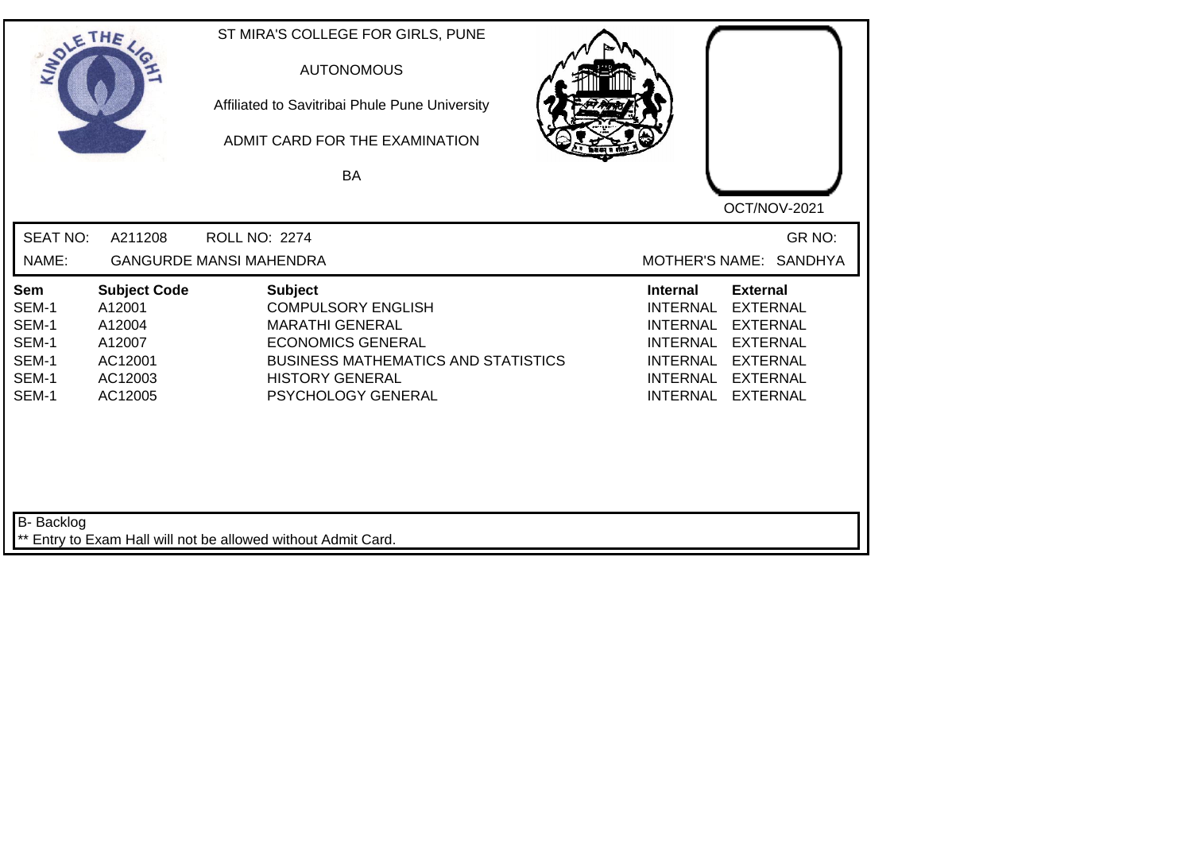ST MIRA'S COLLEGE FOR GIRLS, PUNE

AUTONOMOUS

Affiliated to Savitribai Phule Pune University

ADMIT CARD FOR THE EXAMINATION

BA

OCT/NOV-2021

SEAT NO: A211208 ROLL NO: 2274 GR NO:

NAME: GANGURDE MANSI MAHENDRA MOTHER'S NAME: SANDHYA

| Sem | Subject Code | Subject | Internal | External |
|---|---|---|---|---|
| SEM-1 | A12001 | COMPULSORY ENGLISH | INTERNAL | EXTERNAL |
| SEM-1 | A12004 | MARATHI GENERAL | INTERNAL | EXTERNAL |
| SEM-1 | A12007 | ECONOMICS GENERAL | INTERNAL | EXTERNAL |
| SEM-1 | AC12001 | BUSINESS MATHEMATICS AND STATISTICS | INTERNAL | EXTERNAL |
| SEM-1 | AC12003 | HISTORY GENERAL | INTERNAL | EXTERNAL |
| SEM-1 | AC12005 | PSYCHOLOGY GENERAL | INTERNAL | EXTERNAL |

B- Backlog

** Entry to Exam Hall will not be allowed without Admit Card.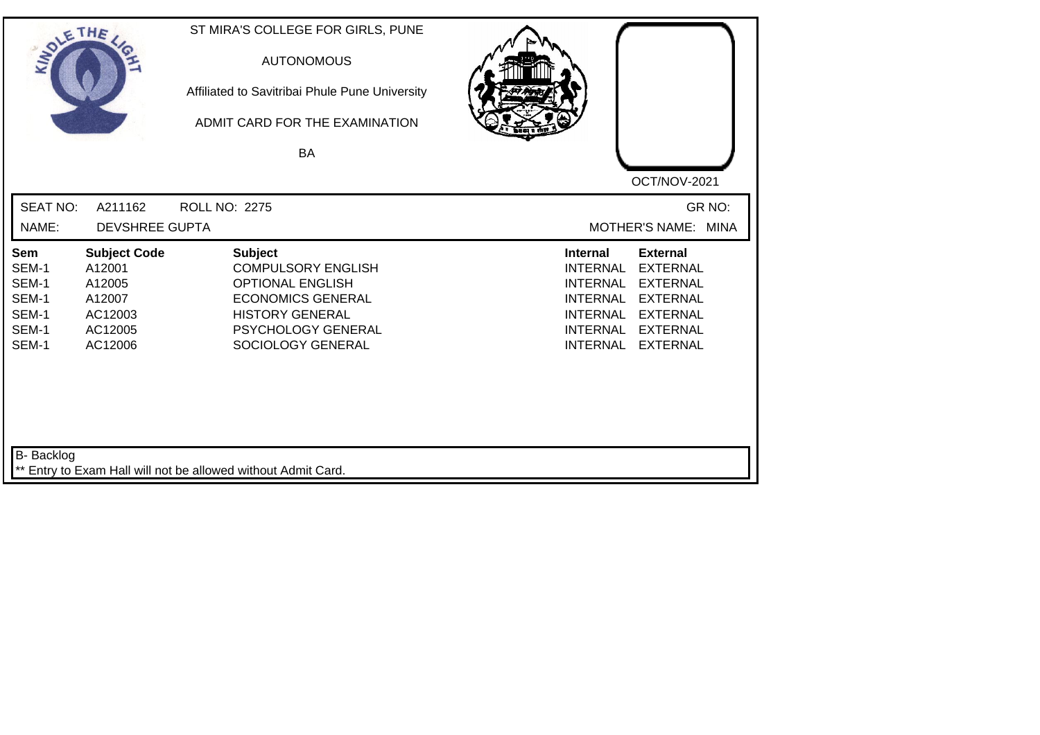ST MIRA'S COLLEGE FOR GIRLS, PUNE

AUTONOMOUS

Affiliated to Savitribai Phule Pune University

ADMIT CARD FOR THE EXAMINATION

BA

OCT/NOV-2021

SEAT NO: A211162 ROLL NO: 2275 GR NO:

NAME: DEVSHREE GUPTA MOTHER'S NAME: MINA

| Sem | Subject Code | Subject | Internal | External |
|---|---|---|---|---|
| SEM-1 | A12001 | COMPULSORY ENGLISH | INTERNAL | EXTERNAL |
| SEM-1 | A12005 | OPTIONAL ENGLISH | INTERNAL | EXTERNAL |
| SEM-1 | A12007 | ECONOMICS GENERAL | INTERNAL | EXTERNAL |
| SEM-1 | AC12003 | HISTORY GENERAL | INTERNAL | EXTERNAL |
| SEM-1 | AC12005 | PSYCHOLOGY GENERAL | INTERNAL | EXTERNAL |
| SEM-1 | AC12006 | SOCIOLOGY GENERAL | INTERNAL | EXTERNAL |

B- Backlog

** Entry to Exam Hall will not be allowed without Admit Card.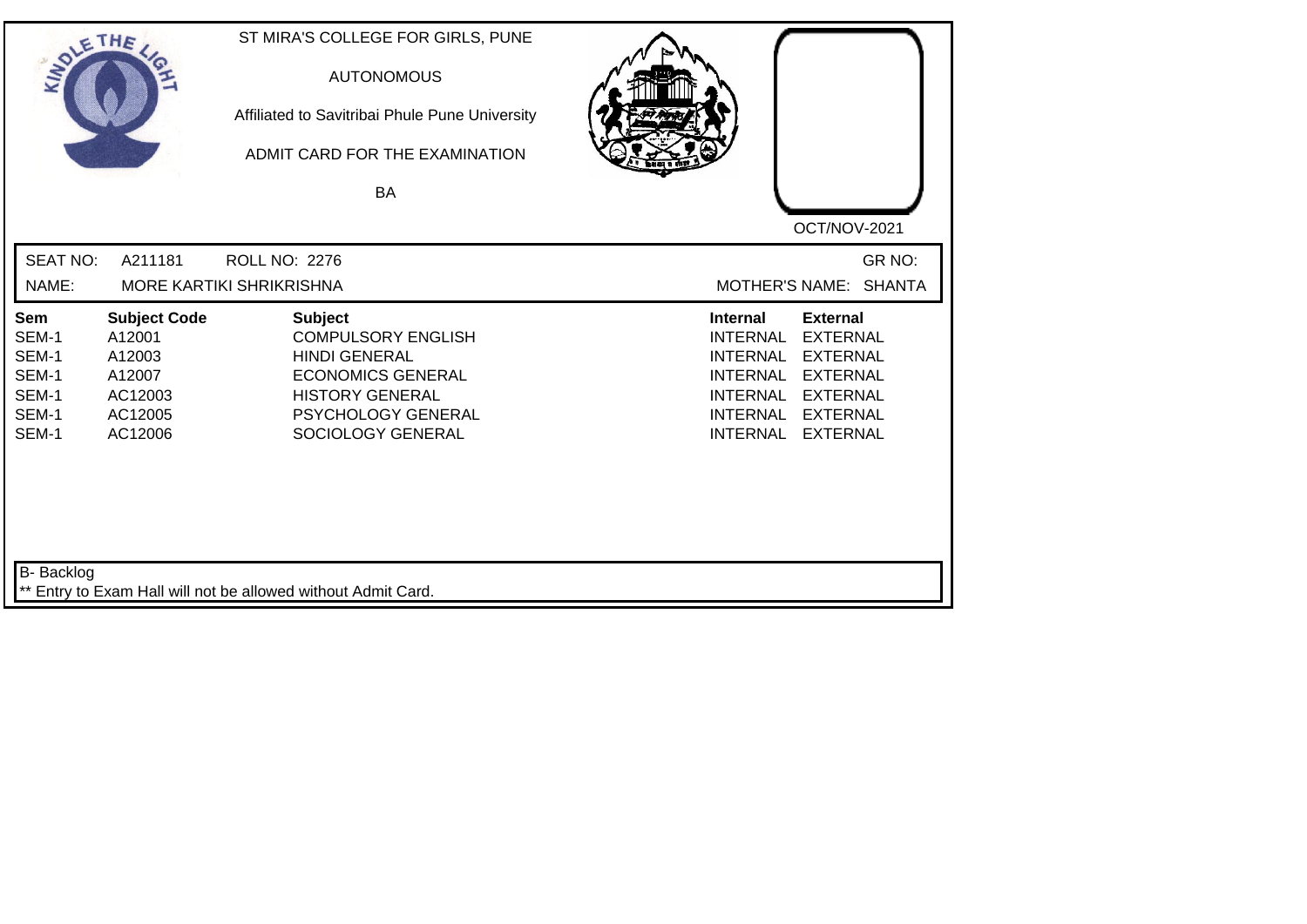ST MIRA'S COLLEGE FOR GIRLS, PUNE

AUTONOMOUS

Affiliated to Savitribai Phule Pune University

ADMIT CARD FOR THE EXAMINATION

BA

OCT/NOV-2021

SEAT NO: A211181 ROLL NO: 2276 GR NO:

NAME: MORE KARTIKI SHRIKRISHNA MOTHER'S NAME: SHANTA

| Sem | Subject Code | Subject | Internal | External |
|---|---|---|---|---|
| SEM-1 | A12001 | COMPULSORY ENGLISH | INTERNAL | EXTERNAL |
| SEM-1 | A12003 | HINDI GENERAL | INTERNAL | EXTERNAL |
| SEM-1 | A12007 | ECONOMICS GENERAL | INTERNAL | EXTERNAL |
| SEM-1 | AC12003 | HISTORY GENERAL | INTERNAL | EXTERNAL |
| SEM-1 | AC12005 | PSYCHOLOGY GENERAL | INTERNAL | EXTERNAL |
| SEM-1 | AC12006 | SOCIOLOGY GENERAL | INTERNAL | EXTERNAL |

B- Backlog

** Entry to Exam Hall will not be allowed without Admit Card.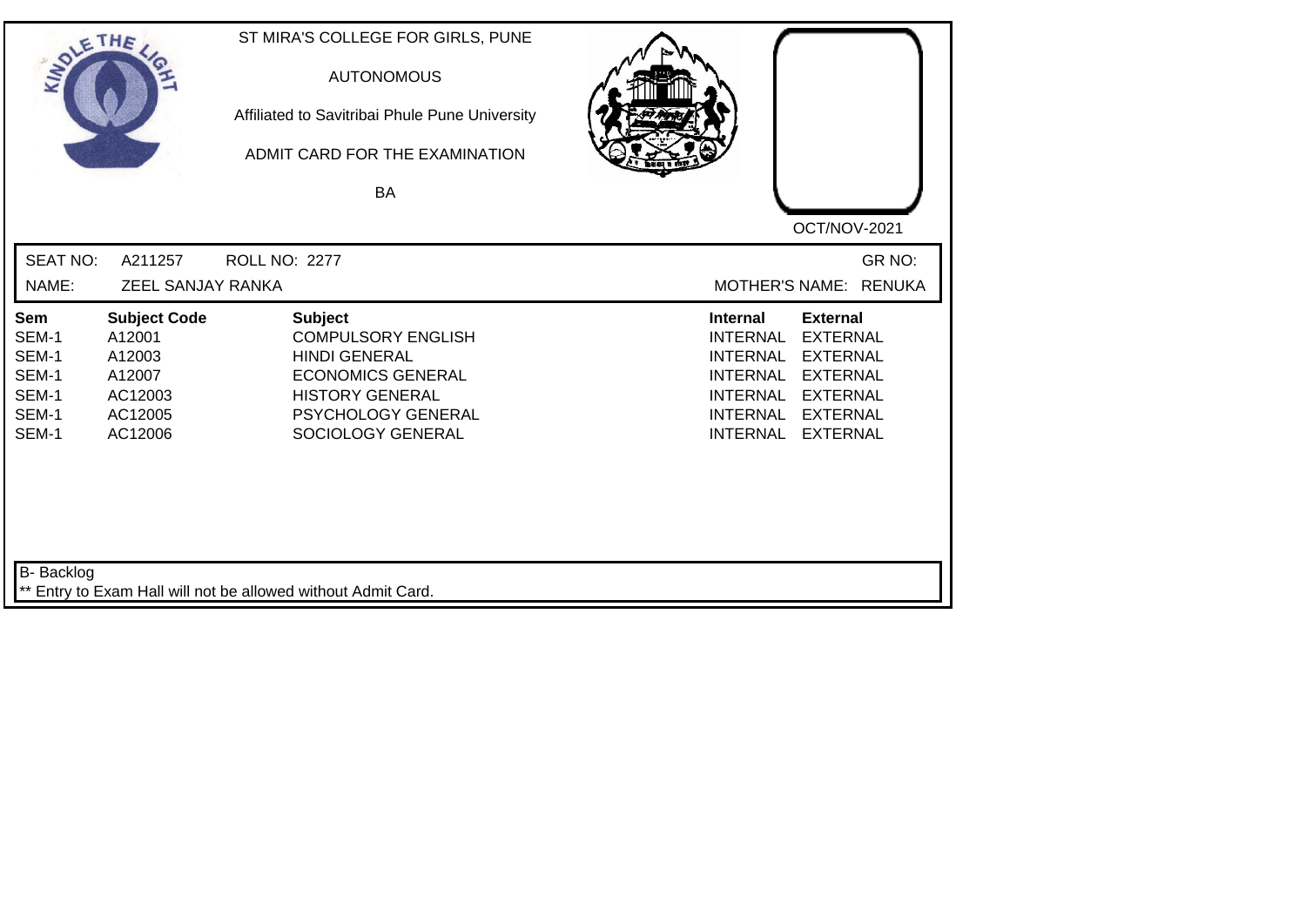ST MIRA'S COLLEGE FOR GIRLS, PUNE

AUTONOMOUS

Affiliated to Savitribai Phule Pune University

ADMIT CARD FOR THE EXAMINATION

BA

OCT/NOV-2021

SEAT NO: A211257 ROLL NO: 2277 GR NO:

NAME: ZEEL SANJAY RANKA MOTHER'S NAME: RENUKA

| Sem | Subject Code | Subject | Internal | External |
|---|---|---|---|---|
| SEM-1 | A12001 | COMPULSORY ENGLISH | INTERNAL | EXTERNAL |
| SEM-1 | A12003 | HINDI GENERAL | INTERNAL | EXTERNAL |
| SEM-1 | A12007 | ECONOMICS GENERAL | INTERNAL | EXTERNAL |
| SEM-1 | AC12003 | HISTORY GENERAL | INTERNAL | EXTERNAL |
| SEM-1 | AC12005 | PSYCHOLOGY GENERAL | INTERNAL | EXTERNAL |
| SEM-1 | AC12006 | SOCIOLOGY GENERAL | INTERNAL | EXTERNAL |

B- Backlog

** Entry to Exam Hall will not be allowed without Admit Card.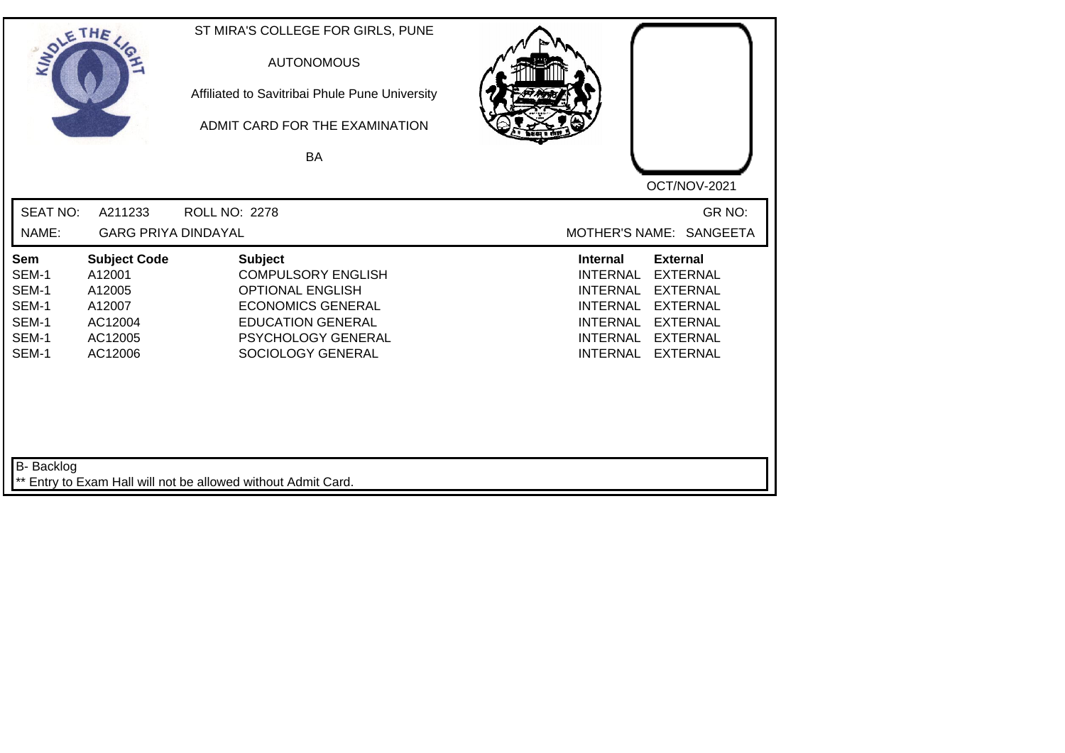ST MIRA'S COLLEGE FOR GIRLS, PUNE

AUTONOMOUS

Affiliated to Savitribai Phule Pune University

ADMIT CARD FOR THE EXAMINATION

BA

OCT/NOV-2021

SEAT NO: A211233 ROLL NO: 2278 GR NO:

NAME: GARG PRIYA DINDAYAL MOTHER'S NAME: SANGEETA

| Sem | Subject Code | Subject | Internal | External |
|---|---|---|---|---|
| SEM-1 | A12001 | COMPULSORY ENGLISH | INTERNAL | EXTERNAL |
| SEM-1 | A12005 | OPTIONAL ENGLISH | INTERNAL | EXTERNAL |
| SEM-1 | A12007 | ECONOMICS GENERAL | INTERNAL | EXTERNAL |
| SEM-1 | AC12004 | EDUCATION GENERAL | INTERNAL | EXTERNAL |
| SEM-1 | AC12005 | PSYCHOLOGY GENERAL | INTERNAL | EXTERNAL |
| SEM-1 | AC12006 | SOCIOLOGY GENERAL | INTERNAL | EXTERNAL |

B- Backlog

** Entry to Exam Hall will not be allowed without Admit Card.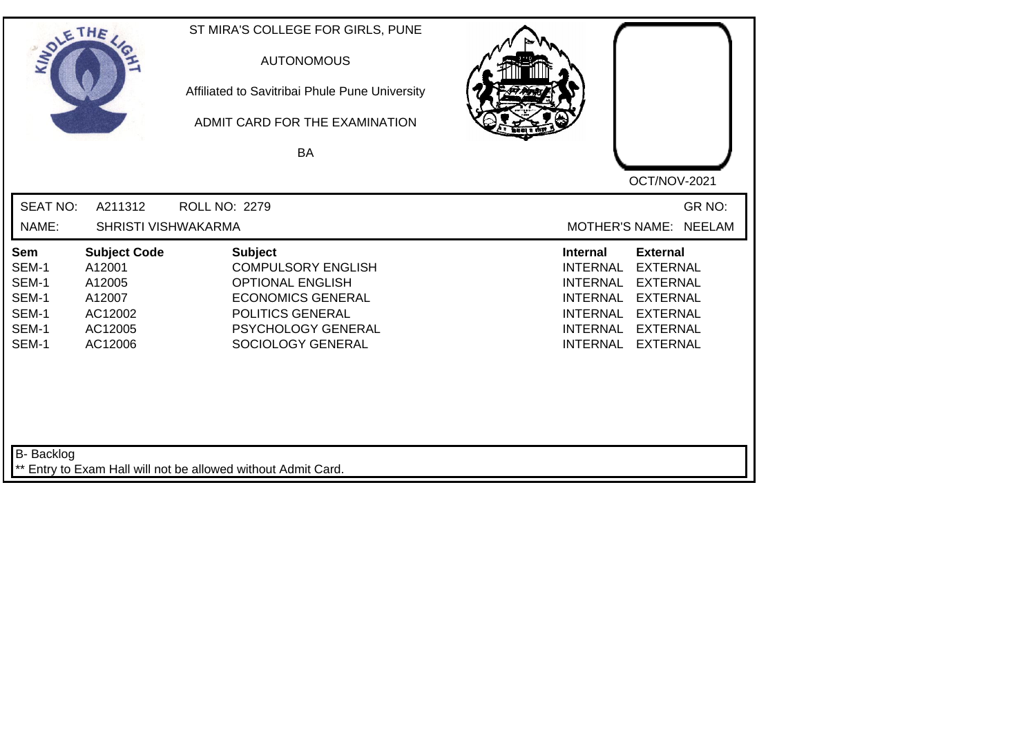ST MIRA'S COLLEGE FOR GIRLS, PUNE

AUTONOMOUS

Affiliated to Savitribai Phule Pune University

ADMIT CARD FOR THE EXAMINATION

BA

OCT/NOV-2021

SEAT NO: A211312 ROLL NO: 2279 GR NO:

NAME: SHRISTI VISHWAKARMA MOTHER'S NAME: NEELAM

| Sem | Subject Code | Subject | Internal | External |
|---|---|---|---|---|
| SEM-1 | A12001 | COMPULSORY ENGLISH | INTERNAL | EXTERNAL |
| SEM-1 | A12005 | OPTIONAL ENGLISH | INTERNAL | EXTERNAL |
| SEM-1 | A12007 | ECONOMICS GENERAL | INTERNAL | EXTERNAL |
| SEM-1 | AC12002 | POLITICS GENERAL | INTERNAL | EXTERNAL |
| SEM-1 | AC12005 | PSYCHOLOGY GENERAL | INTERNAL | EXTERNAL |
| SEM-1 | AC12006 | SOCIOLOGY GENERAL | INTERNAL | EXTERNAL |

B- Backlog

** Entry to Exam Hall will not be allowed without Admit Card.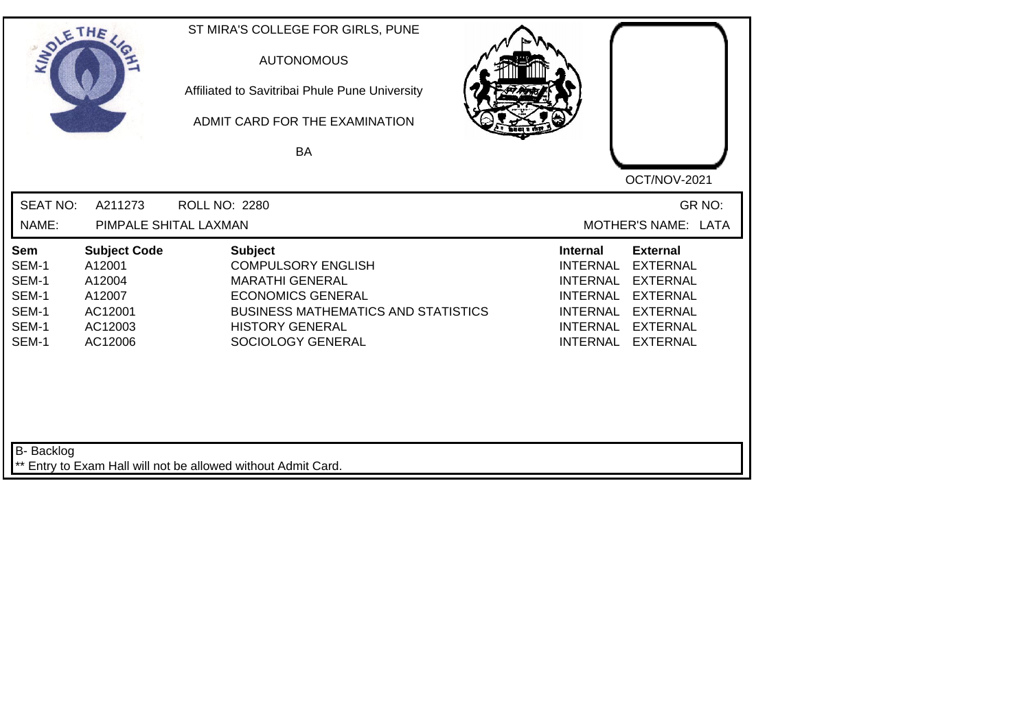ST MIRA'S COLLEGE FOR GIRLS, PUNE

AUTONOMOUS

Affiliated to Savitribai Phule Pune University

ADMIT CARD FOR THE EXAMINATION

BA

OCT/NOV-2021

SEAT NO: A211273 ROLL NO: 2280 GR NO:

NAME: PIMPALE SHITAL LAXMAN MOTHER'S NAME: LATA

| Sem | Subject Code | Subject | Internal | External |
|---|---|---|---|---|
| SEM-1 | A12001 | COMPULSORY ENGLISH | INTERNAL | EXTERNAL |
| SEM-1 | A12004 | MARATHI GENERAL | INTERNAL | EXTERNAL |
| SEM-1 | A12007 | ECONOMICS GENERAL | INTERNAL | EXTERNAL |
| SEM-1 | AC12001 | BUSINESS MATHEMATICS AND STATISTICS | INTERNAL | EXTERNAL |
| SEM-1 | AC12003 | HISTORY GENERAL | INTERNAL | EXTERNAL |
| SEM-1 | AC12006 | SOCIOLOGY GENERAL | INTERNAL | EXTERNAL |

B- Backlog

** Entry to Exam Hall will not be allowed without Admit Card.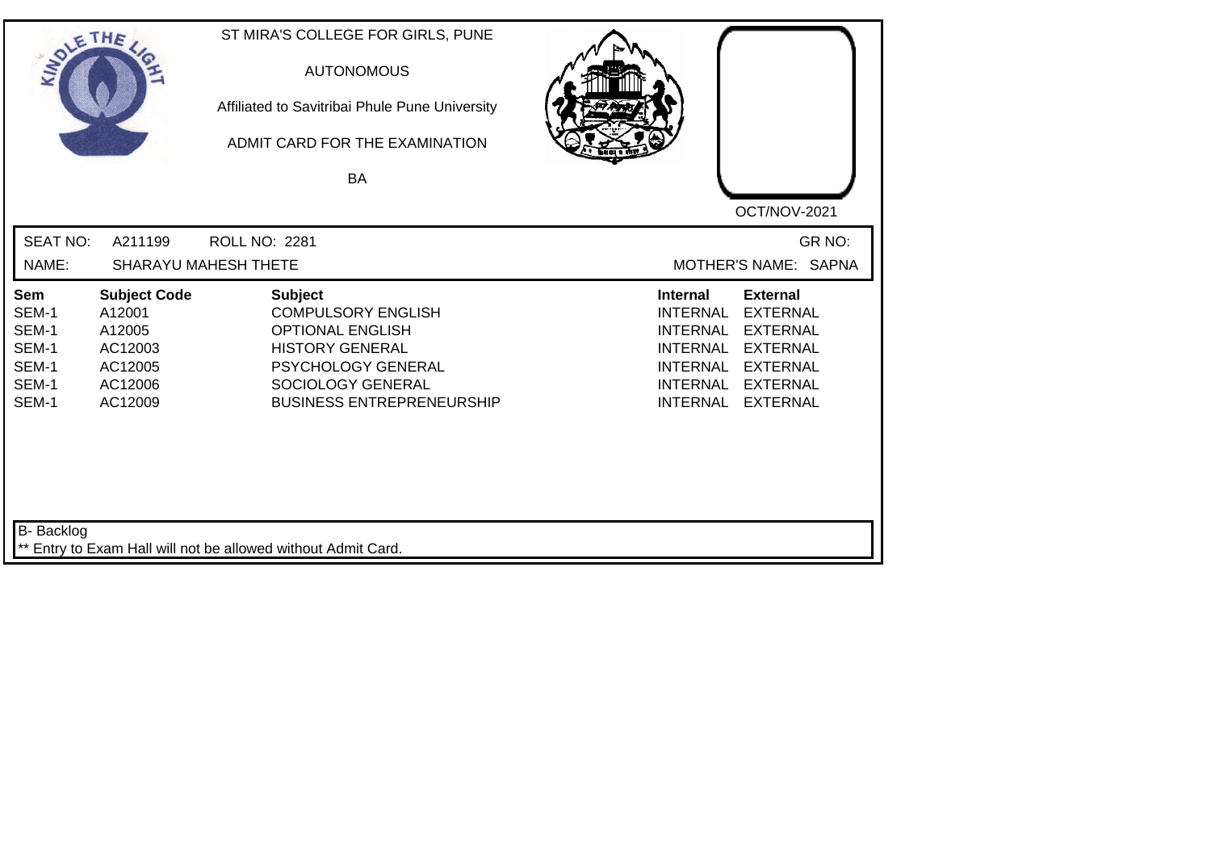ST MIRA'S COLLEGE FOR GIRLS, PUNE

AUTONOMOUS

Affiliated to Savitribai Phule Pune University

ADMIT CARD FOR THE EXAMINATION

BA

OCT/NOV-2021

SEAT NO: A211199 ROLL NO: 2281 GR NO:

NAME: SHARAYU MAHESH THETE MOTHER'S NAME: SAPNA

| Sem | Subject Code | Subject | Internal | External |
|---|---|---|---|---|
| SEM-1 | A12001 | COMPULSORY ENGLISH | INTERNAL | EXTERNAL |
| SEM-1 | A12005 | OPTIONAL ENGLISH | INTERNAL | EXTERNAL |
| SEM-1 | AC12003 | HISTORY GENERAL | INTERNAL | EXTERNAL |
| SEM-1 | AC12005 | PSYCHOLOGY GENERAL | INTERNAL | EXTERNAL |
| SEM-1 | AC12006 | SOCIOLOGY GENERAL | INTERNAL | EXTERNAL |
| SEM-1 | AC12009 | BUSINESS ENTREPRENEURSHIP | INTERNAL | EXTERNAL |

B- Backlog

** Entry to Exam Hall will not be allowed without Admit Card.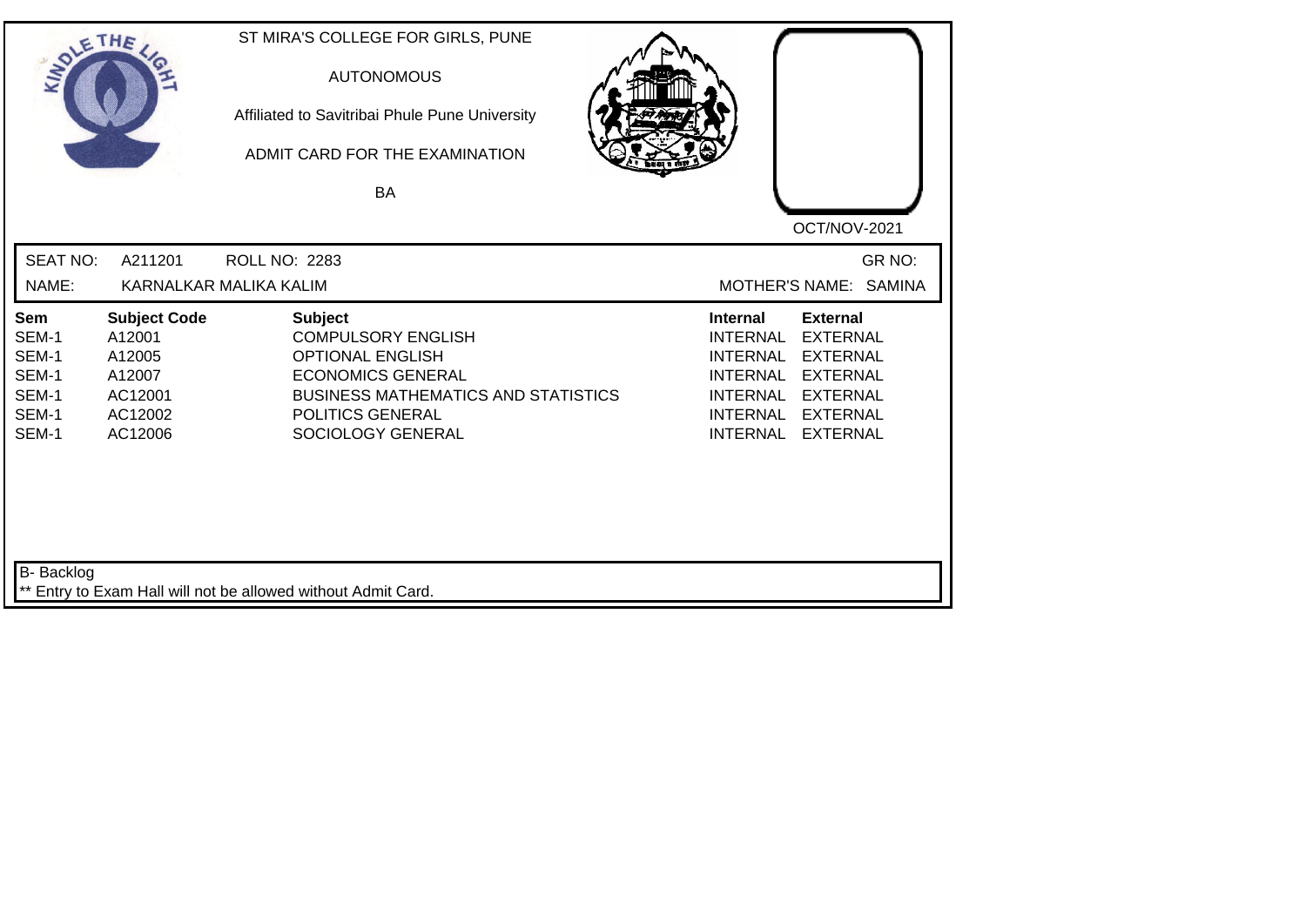ST MIRA'S COLLEGE FOR GIRLS, PUNE

AUTONOMOUS

Affiliated to Savitribai Phule Pune University

ADMIT CARD FOR THE EXAMINATION

BA

OCT/NOV-2021

SEAT NO: A211201 ROLL NO: 2283 GR NO:

NAME: KARNALKAR MALIKA KALIM MOTHER'S NAME: SAMINA

| Sem | Subject Code | Subject | Internal | External |
|---|---|---|---|---|
| SEM-1 | A12001 | COMPULSORY ENGLISH | INTERNAL | EXTERNAL |
| SEM-1 | A12005 | OPTIONAL ENGLISH | INTERNAL | EXTERNAL |
| SEM-1 | A12007 | ECONOMICS GENERAL | INTERNAL | EXTERNAL |
| SEM-1 | AC12001 | BUSINESS MATHEMATICS AND STATISTICS | INTERNAL | EXTERNAL |
| SEM-1 | AC12002 | POLITICS GENERAL | INTERNAL | EXTERNAL |
| SEM-1 | AC12006 | SOCIOLOGY GENERAL | INTERNAL | EXTERNAL |

B- Backlog

** Entry to Exam Hall will not be allowed without Admit Card.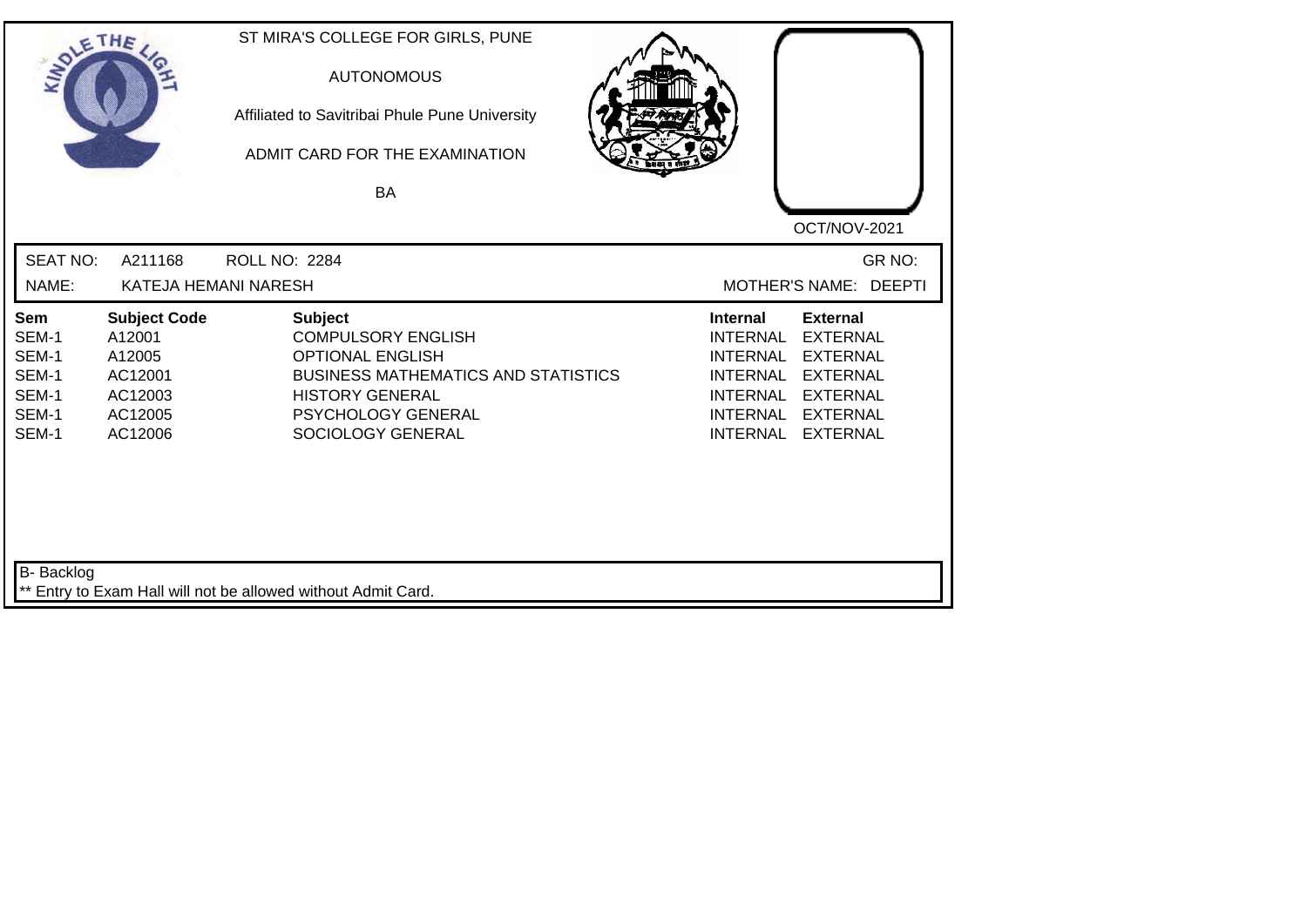ST MIRA'S COLLEGE FOR GIRLS, PUNE

AUTONOMOUS

Affiliated to Savitribai Phule Pune University

ADMIT CARD FOR THE EXAMINATION

BA

OCT/NOV-2021

SEAT NO: A211168 ROLL NO: 2284 GR NO:

NAME: KATEJA HEMANI NARESH MOTHER'S NAME: DEEPTI

| Sem | Subject Code | Subject | Internal | External |
|---|---|---|---|---|
| SEM-1 | A12001 | COMPULSORY ENGLISH | INTERNAL | EXTERNAL |
| SEM-1 | A12005 | OPTIONAL ENGLISH | INTERNAL | EXTERNAL |
| SEM-1 | AC12001 | BUSINESS MATHEMATICS AND STATISTICS | INTERNAL | EXTERNAL |
| SEM-1 | AC12003 | HISTORY GENERAL | INTERNAL | EXTERNAL |
| SEM-1 | AC12005 | PSYCHOLOGY GENERAL | INTERNAL | EXTERNAL |
| SEM-1 | AC12006 | SOCIOLOGY GENERAL | INTERNAL | EXTERNAL |

B- Backlog

** Entry to Exam Hall will not be allowed without Admit Card.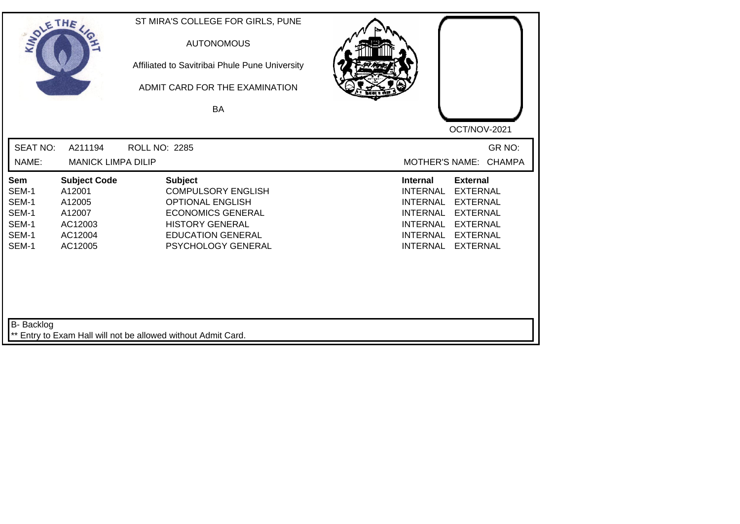ST MIRA'S COLLEGE FOR GIRLS, PUNE

AUTONOMOUS

Affiliated to Savitribai Phule Pune University

ADMIT CARD FOR THE EXAMINATION

BA

OCT/NOV-2021

SEAT NO: A211194 ROLL NO: 2285 GR NO:

NAME: MANICK LIMPA DILIP MOTHER'S NAME: CHAMPA

| Sem | Subject Code | Subject | Internal | External |
|---|---|---|---|---|
| SEM-1 | A12001 | COMPULSORY ENGLISH | INTERNAL | EXTERNAL |
| SEM-1 | A12005 | OPTIONAL ENGLISH | INTERNAL | EXTERNAL |
| SEM-1 | A12007 | ECONOMICS GENERAL | INTERNAL | EXTERNAL |
| SEM-1 | AC12003 | HISTORY GENERAL | INTERNAL | EXTERNAL |
| SEM-1 | AC12004 | EDUCATION GENERAL | INTERNAL | EXTERNAL |
| SEM-1 | AC12005 | PSYCHOLOGY GENERAL | INTERNAL | EXTERNAL |

B- Backlog

** Entry to Exam Hall will not be allowed without Admit Card.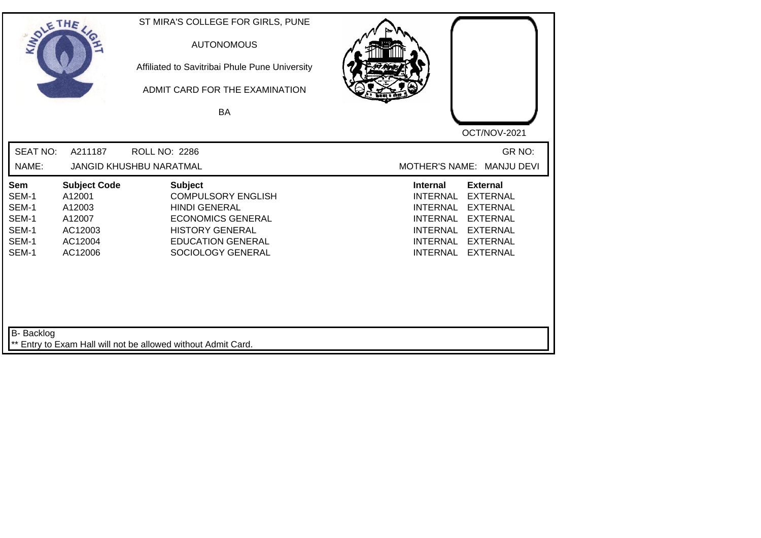ST MIRA'S COLLEGE FOR GIRLS, PUNE

AUTONOMOUS

Affiliated to Savitribai Phule Pune University

ADMIT CARD FOR THE EXAMINATION

BA

OCT/NOV-2021

SEAT NO: A211187 ROLL NO: 2286 GR NO:

NAME: JANGID KHUSHBU NARATMAL MOTHER'S NAME: MANJU DEVI

| Sem | Subject Code | Subject | Internal | External |
|---|---|---|---|---|
| SEM-1 | A12001 | COMPULSORY ENGLISH | INTERNAL | EXTERNAL |
| SEM-1 | A12003 | HINDI GENERAL | INTERNAL | EXTERNAL |
| SEM-1 | A12007 | ECONOMICS GENERAL | INTERNAL | EXTERNAL |
| SEM-1 | AC12003 | HISTORY GENERAL | INTERNAL | EXTERNAL |
| SEM-1 | AC12004 | EDUCATION GENERAL | INTERNAL | EXTERNAL |
| SEM-1 | AC12006 | SOCIOLOGY GENERAL | INTERNAL | EXTERNAL |

B- Backlog

** Entry to Exam Hall will not be allowed without Admit Card.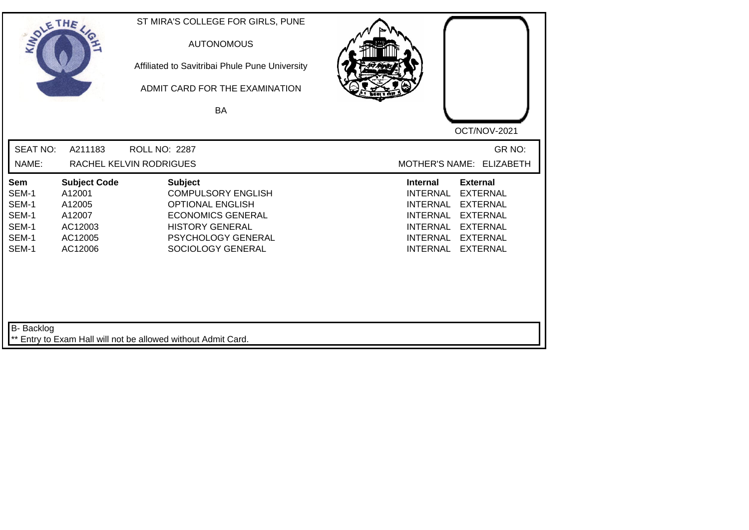ST MIRA'S COLLEGE FOR GIRLS, PUNE

AUTONOMOUS

Affiliated to Savitribai Phule Pune University

ADMIT CARD FOR THE EXAMINATION

BA

OCT/NOV-2021

SEAT NO: A211183 ROLL NO: 2287 GR NO:

NAME: RACHEL KELVIN RODRIGUES MOTHER'S NAME: ELIZABETH

| Sem | Subject Code | Subject | Internal | External |
|---|---|---|---|---|
| SEM-1 | A12001 | COMPULSORY ENGLISH | INTERNAL | EXTERNAL |
| SEM-1 | A12005 | OPTIONAL ENGLISH | INTERNAL | EXTERNAL |
| SEM-1 | A12007 | ECONOMICS GENERAL | INTERNAL | EXTERNAL |
| SEM-1 | AC12003 | HISTORY GENERAL | INTERNAL | EXTERNAL |
| SEM-1 | AC12005 | PSYCHOLOGY GENERAL | INTERNAL | EXTERNAL |
| SEM-1 | AC12006 | SOCIOLOGY GENERAL | INTERNAL | EXTERNAL |

B- Backlog

** Entry to Exam Hall will not be allowed without Admit Card.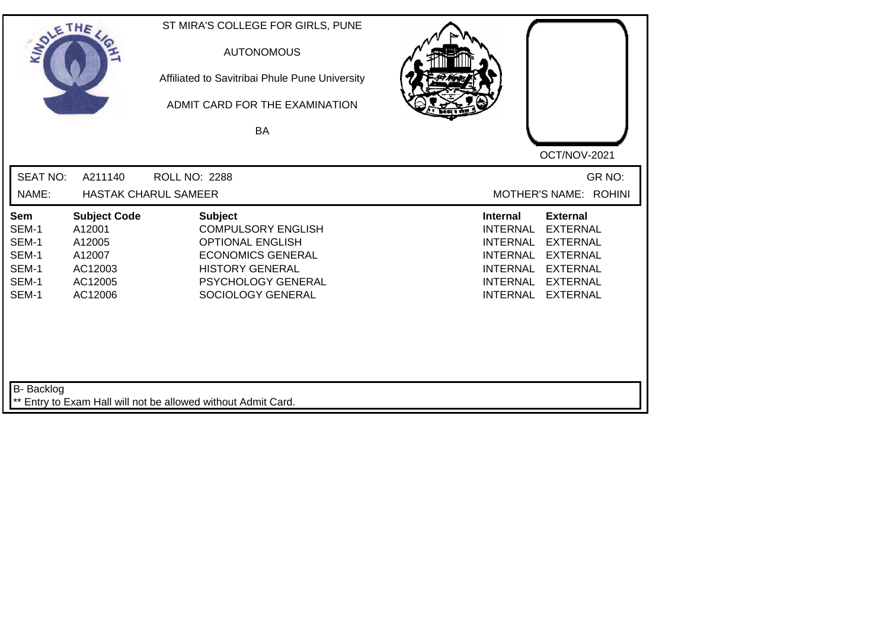ST MIRA'S COLLEGE FOR GIRLS, PUNE

AUTONOMOUS

Affiliated to Savitribai Phule Pune University

ADMIT CARD FOR THE EXAMINATION

BA

OCT/NOV-2021

SEAT NO: A211140 ROLL NO: 2288 GR NO:

NAME: HASTAK CHARUL SAMEER MOTHER'S NAME: ROHINI

| Sem | Subject Code | Subject | Internal | External |
|---|---|---|---|---|
| SEM-1 | A12001 | COMPULSORY ENGLISH | INTERNAL | EXTERNAL |
| SEM-1 | A12005 | OPTIONAL ENGLISH | INTERNAL | EXTERNAL |
| SEM-1 | A12007 | ECONOMICS GENERAL | INTERNAL | EXTERNAL |
| SEM-1 | AC12003 | HISTORY GENERAL | INTERNAL | EXTERNAL |
| SEM-1 | AC12005 | PSYCHOLOGY GENERAL | INTERNAL | EXTERNAL |
| SEM-1 | AC12006 | SOCIOLOGY GENERAL | INTERNAL | EXTERNAL |

B- Backlog

** Entry to Exam Hall will not be allowed without Admit Card.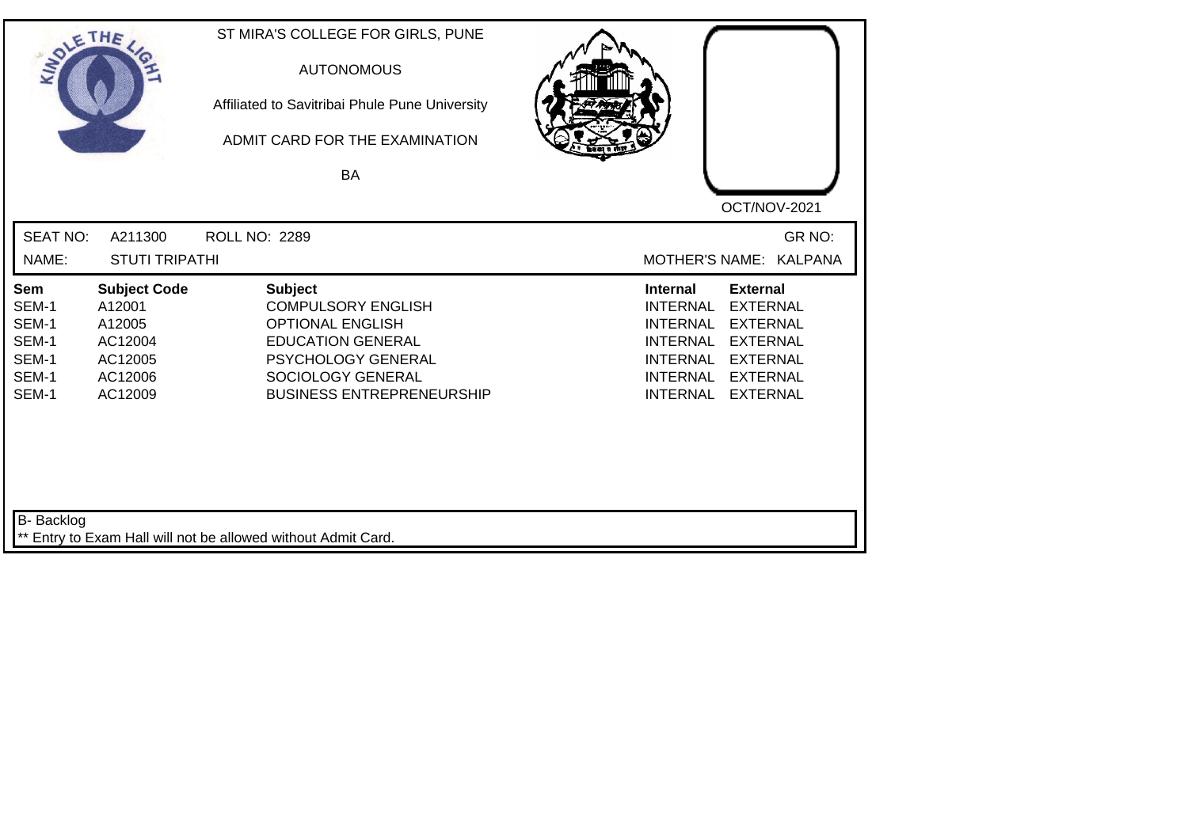ST MIRA'S COLLEGE FOR GIRLS, PUNE

AUTONOMOUS

Affiliated to Savitribai Phule Pune University

ADMIT CARD FOR THE EXAMINATION

BA

OCT/NOV-2021

SEAT NO: A211300 ROLL NO: 2289 GR NO:

NAME: STUTI TRIPATHI MOTHER'S NAME: KALPANA

| Sem | Subject Code | Subject | Internal | External |
|---|---|---|---|---|
| SEM-1 | A12001 | COMPULSORY ENGLISH | INTERNAL | EXTERNAL |
| SEM-1 | A12005 | OPTIONAL ENGLISH | INTERNAL | EXTERNAL |
| SEM-1 | AC12004 | EDUCATION GENERAL | INTERNAL | EXTERNAL |
| SEM-1 | AC12005 | PSYCHOLOGY GENERAL | INTERNAL | EXTERNAL |
| SEM-1 | AC12006 | SOCIOLOGY GENERAL | INTERNAL | EXTERNAL |
| SEM-1 | AC12009 | BUSINESS ENTREPRENEURSHIP | INTERNAL | EXTERNAL |

B- Backlog

** Entry to Exam Hall will not be allowed without Admit Card.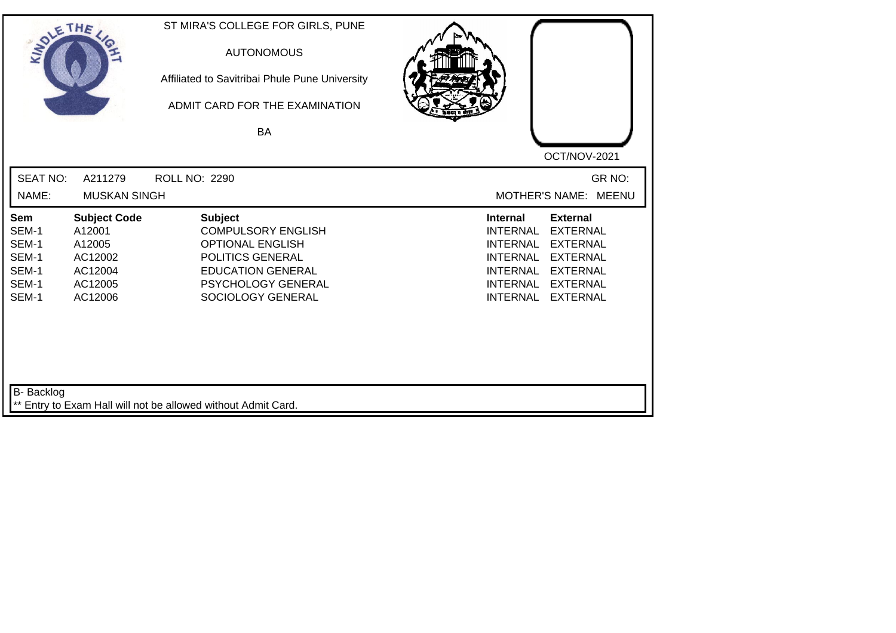ST MIRA'S COLLEGE FOR GIRLS, PUNE

AUTONOMOUS

Affiliated to Savitribai Phule Pune University

ADMIT CARD FOR THE EXAMINATION

BA

OCT/NOV-2021

SEAT NO: A211279 ROLL NO: 2290 GR NO:

NAME: MUSKAN SINGH MOTHER'S NAME: MEENU

| Sem | Subject Code | Subject | Internal | External |
|---|---|---|---|---|
| SEM-1 | A12001 | COMPULSORY ENGLISH | INTERNAL | EXTERNAL |
| SEM-1 | A12005 | OPTIONAL ENGLISH | INTERNAL | EXTERNAL |
| SEM-1 | AC12002 | POLITICS GENERAL | INTERNAL | EXTERNAL |
| SEM-1 | AC12004 | EDUCATION GENERAL | INTERNAL | EXTERNAL |
| SEM-1 | AC12005 | PSYCHOLOGY GENERAL | INTERNAL | EXTERNAL |
| SEM-1 | AC12006 | SOCIOLOGY GENERAL | INTERNAL | EXTERNAL |

B- Backlog

** Entry to Exam Hall will not be allowed without Admit Card.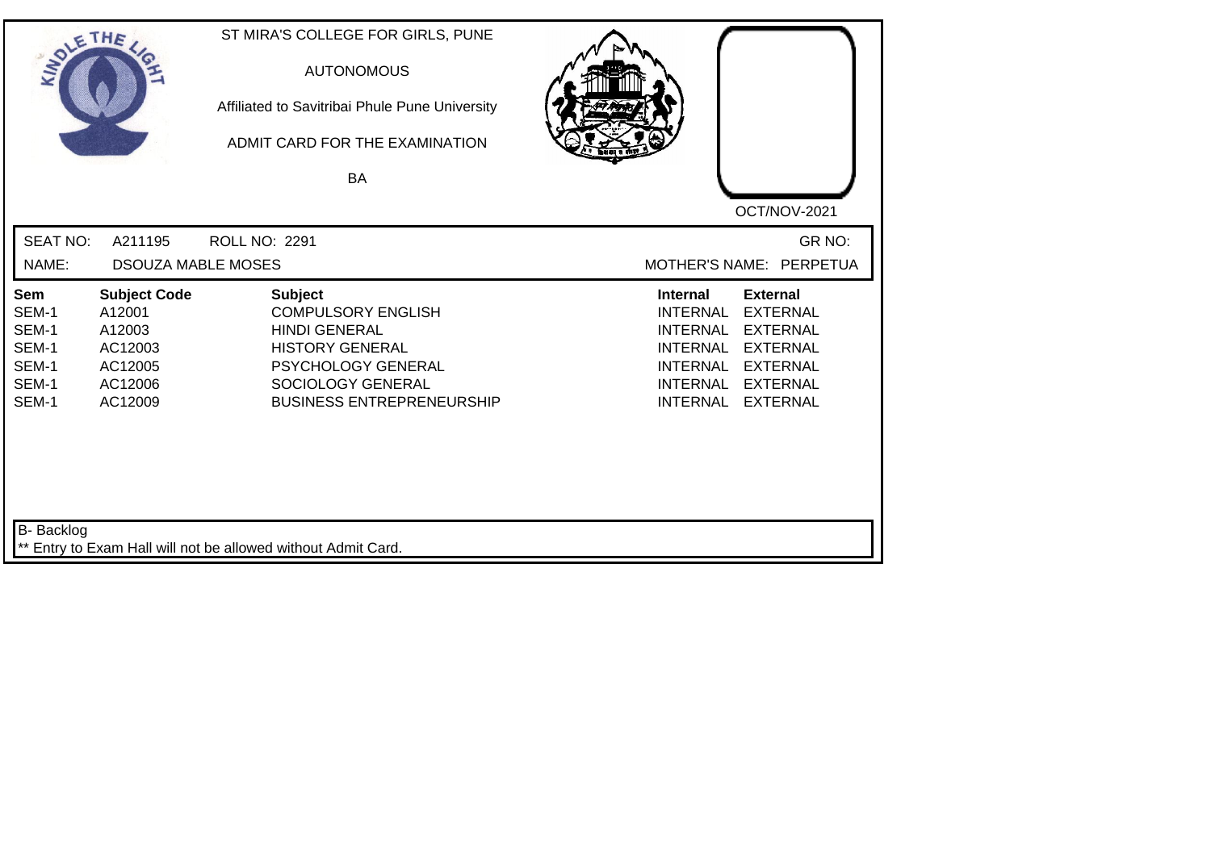ST MIRA'S COLLEGE FOR GIRLS, PUNE

AUTONOMOUS

Affiliated to Savitribai Phule Pune University

ADMIT CARD FOR THE EXAMINATION

BA

OCT/NOV-2021

SEAT NO: A211195 ROLL NO: 2291 GR NO:

NAME: DSOUZA MABLE MOSES MOTHER'S NAME: PERPETUA

| Sem | Subject Code | Subject | Internal | External |
|---|---|---|---|---|
| SEM-1 | A12001 | COMPULSORY ENGLISH | INTERNAL | EXTERNAL |
| SEM-1 | A12003 | HINDI GENERAL | INTERNAL | EXTERNAL |
| SEM-1 | AC12003 | HISTORY GENERAL | INTERNAL | EXTERNAL |
| SEM-1 | AC12005 | PSYCHOLOGY GENERAL | INTERNAL | EXTERNAL |
| SEM-1 | AC12006 | SOCIOLOGY GENERAL | INTERNAL | EXTERNAL |
| SEM-1 | AC12009 | BUSINESS ENTREPRENEURSHIP | INTERNAL | EXTERNAL |

B- Backlog

** Entry to Exam Hall will not be allowed without Admit Card.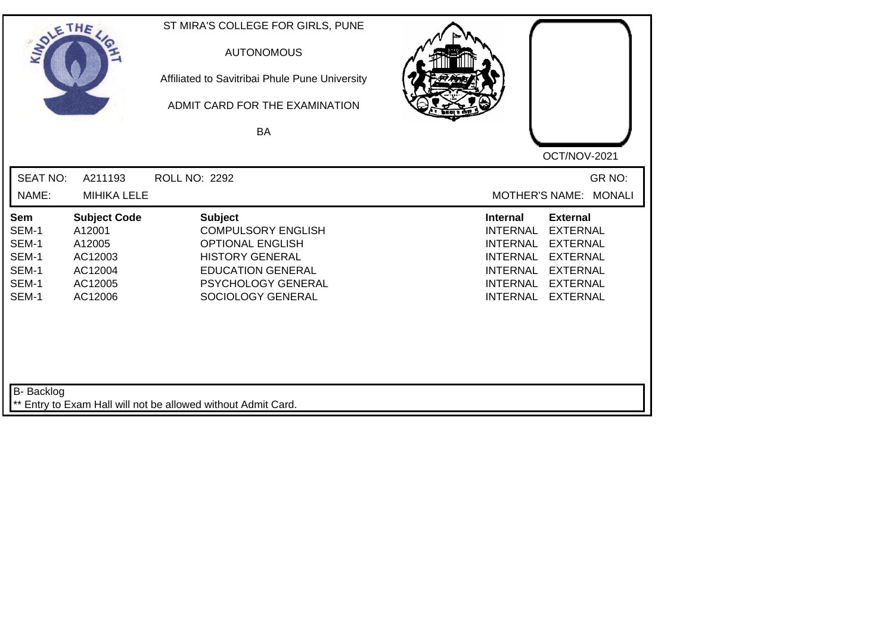ST MIRA'S COLLEGE FOR GIRLS, PUNE

AUTONOMOUS

Affiliated to Savitribai Phule Pune University

ADMIT CARD FOR THE EXAMINATION

BA

OCT/NOV-2021

SEAT NO: A211193 ROLL NO: 2292 GR NO:

NAME: MIHIKA LELE MOTHER'S NAME: MONALI

| Sem | Subject Code | Subject | Internal | External |
|---|---|---|---|---|
| SEM-1 | A12001 | COMPULSORY ENGLISH | INTERNAL | EXTERNAL |
| SEM-1 | A12005 | OPTIONAL ENGLISH | INTERNAL | EXTERNAL |
| SEM-1 | AC12003 | HISTORY GENERAL | INTERNAL | EXTERNAL |
| SEM-1 | AC12004 | EDUCATION GENERAL | INTERNAL | EXTERNAL |
| SEM-1 | AC12005 | PSYCHOLOGY GENERAL | INTERNAL | EXTERNAL |
| SEM-1 | AC12006 | SOCIOLOGY GENERAL | INTERNAL | EXTERNAL |

B- Backlog

** Entry to Exam Hall will not be allowed without Admit Card.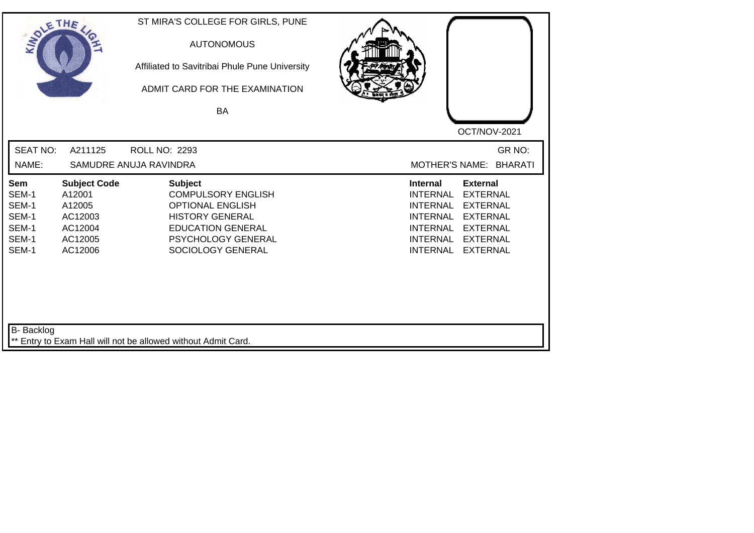ST MIRA'S COLLEGE FOR GIRLS, PUNE

AUTONOMOUS

Affiliated to Savitribai Phule Pune University

ADMIT CARD FOR THE EXAMINATION

BA

OCT/NOV-2021

SEAT NO: A211125 ROLL NO: 2293 GR NO:

NAME: SAMUDRE ANUJA RAVINDRA MOTHER'S NAME: BHARATI

| Sem | Subject Code | Subject | Internal | External |
|---|---|---|---|---|
| SEM-1 | A12001 | COMPULSORY ENGLISH | INTERNAL | EXTERNAL |
| SEM-1 | A12005 | OPTIONAL ENGLISH | INTERNAL | EXTERNAL |
| SEM-1 | AC12003 | HISTORY GENERAL | INTERNAL | EXTERNAL |
| SEM-1 | AC12004 | EDUCATION GENERAL | INTERNAL | EXTERNAL |
| SEM-1 | AC12005 | PSYCHOLOGY GENERAL | INTERNAL | EXTERNAL |
| SEM-1 | AC12006 | SOCIOLOGY GENERAL | INTERNAL | EXTERNAL |

B- Backlog

** Entry to Exam Hall will not be allowed without Admit Card.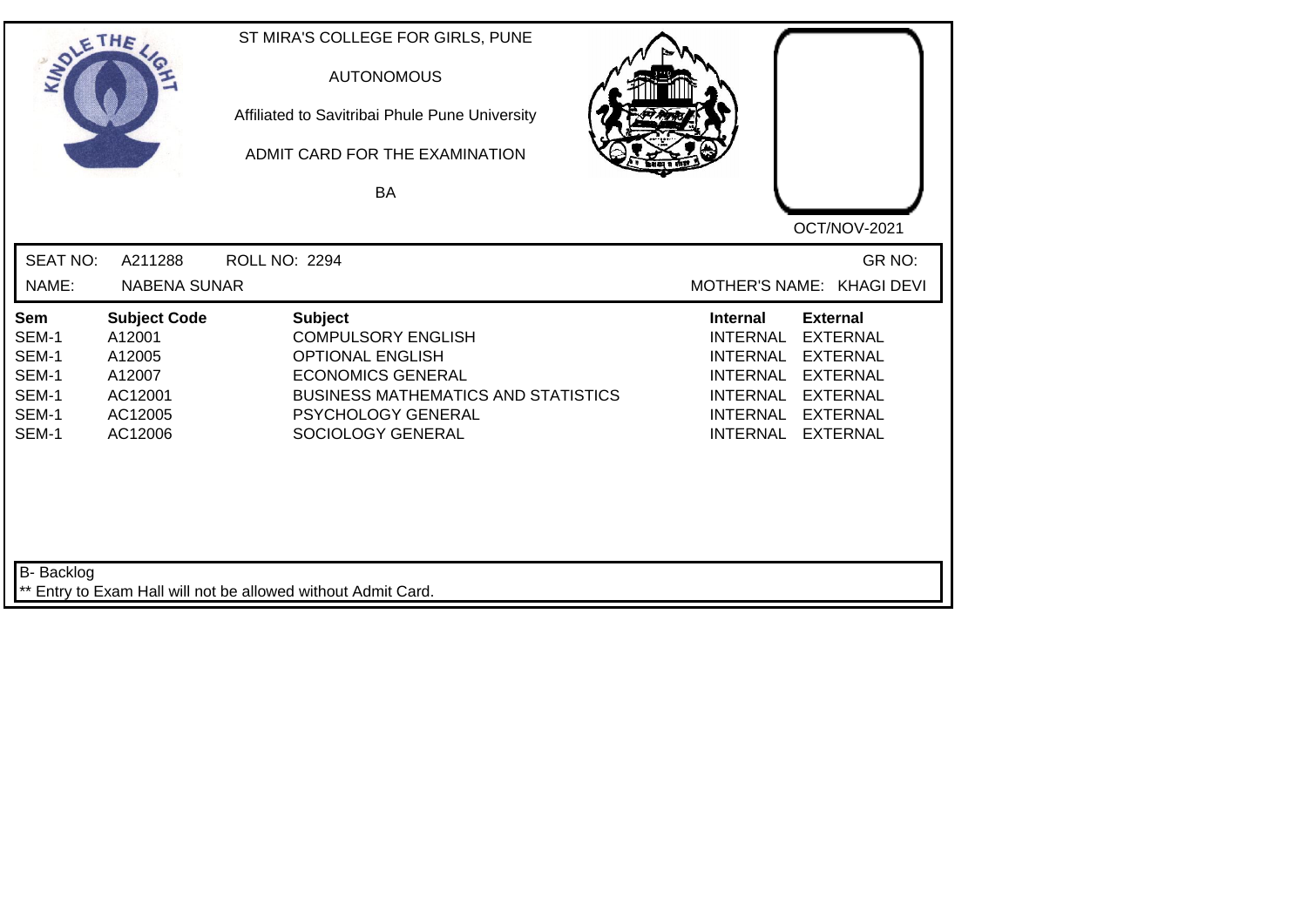ST MIRA'S COLLEGE FOR GIRLS, PUNE

AUTONOMOUS

Affiliated to Savitribai Phule Pune University

ADMIT CARD FOR THE EXAMINATION

BA

OCT/NOV-2021

SEAT NO: A211288 ROLL NO: 2294 GR NO:

NAME: NABENA SUNAR MOTHER'S NAME: KHAGI DEVI

| Sem | Subject Code | Subject | Internal | External |
|---|---|---|---|---|
| SEM-1 | A12001 | COMPULSORY ENGLISH | INTERNAL | EXTERNAL |
| SEM-1 | A12005 | OPTIONAL ENGLISH | INTERNAL | EXTERNAL |
| SEM-1 | A12007 | ECONOMICS GENERAL | INTERNAL | EXTERNAL |
| SEM-1 | AC12001 | BUSINESS MATHEMATICS AND STATISTICS | INTERNAL | EXTERNAL |
| SEM-1 | AC12005 | PSYCHOLOGY GENERAL | INTERNAL | EXTERNAL |
| SEM-1 | AC12006 | SOCIOLOGY GENERAL | INTERNAL | EXTERNAL |

B- Backlog

** Entry to Exam Hall will not be allowed without Admit Card.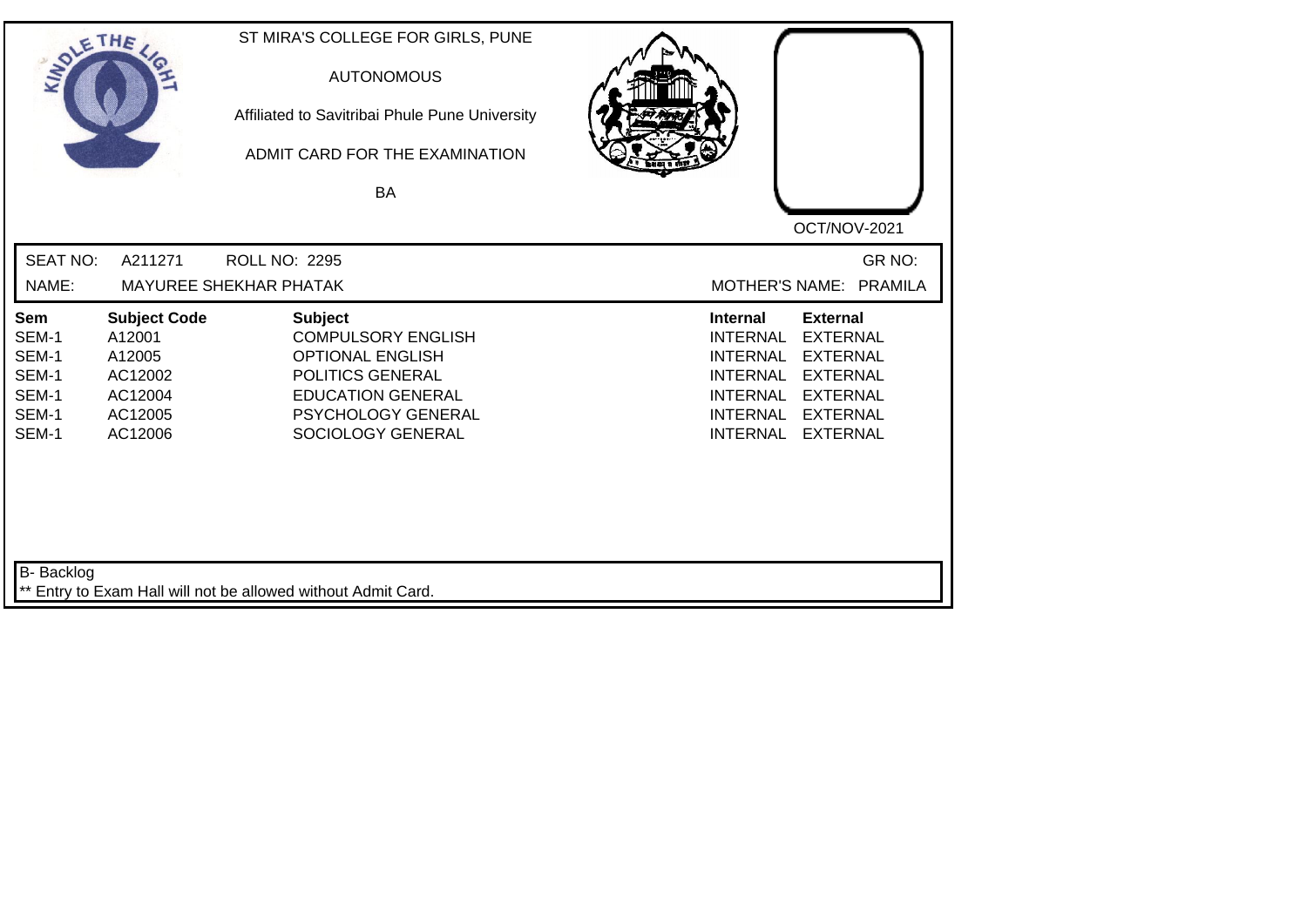ST MIRA'S COLLEGE FOR GIRLS, PUNE

AUTONOMOUS

Affiliated to Savitribai Phule Pune University

ADMIT CARD FOR THE EXAMINATION

BA

OCT/NOV-2021

SEAT NO: A211271 ROLL NO: 2295 GR NO:

NAME: MAYUREE SHEKHAR PHATAK MOTHER'S NAME: PRAMILA

| Sem | Subject Code | Subject | Internal | External |
|---|---|---|---|---|
| SEM-1 | A12001 | COMPULSORY ENGLISH | INTERNAL | EXTERNAL |
| SEM-1 | A12005 | OPTIONAL ENGLISH | INTERNAL | EXTERNAL |
| SEM-1 | AC12002 | POLITICS GENERAL | INTERNAL | EXTERNAL |
| SEM-1 | AC12004 | EDUCATION GENERAL | INTERNAL | EXTERNAL |
| SEM-1 | AC12005 | PSYCHOLOGY GENERAL | INTERNAL | EXTERNAL |
| SEM-1 | AC12006 | SOCIOLOGY GENERAL | INTERNAL | EXTERNAL |

B- Backlog

** Entry to Exam Hall will not be allowed without Admit Card.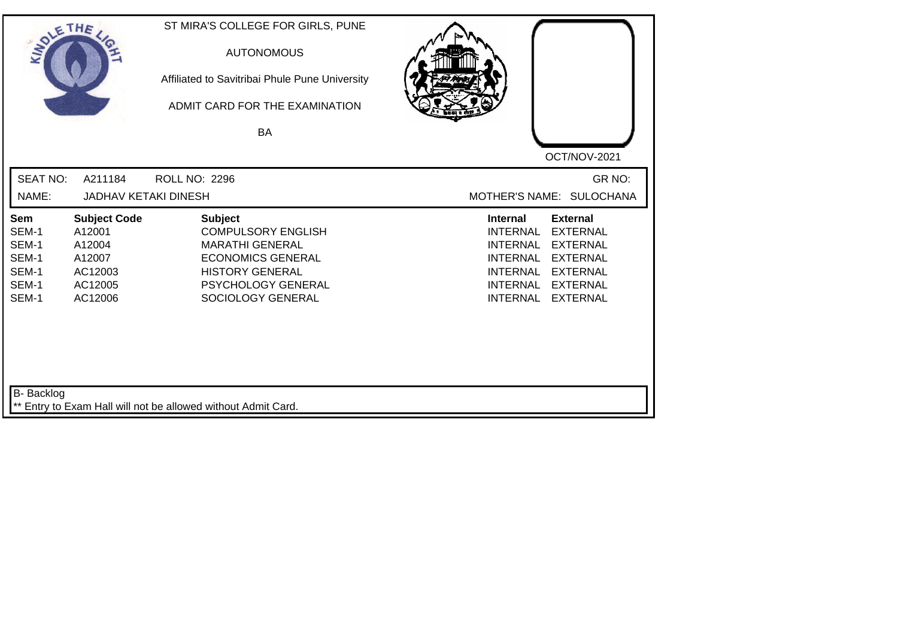ST MIRA'S COLLEGE FOR GIRLS, PUNE

AUTONOMOUS

Affiliated to Savitribai Phule Pune University

ADMIT CARD FOR THE EXAMINATION

BA

OCT/NOV-2021

SEAT NO: A211184 ROLL NO: 2296 GR NO:

NAME: JADHAV KETAKI DINESH MOTHER'S NAME: SULOCHANA

| Sem | Subject Code | Subject | Internal | External |
|---|---|---|---|---|
| SEM-1 | A12001 | COMPULSORY ENGLISH | INTERNAL | EXTERNAL |
| SEM-1 | A12004 | MARATHI GENERAL | INTERNAL | EXTERNAL |
| SEM-1 | A12007 | ECONOMICS GENERAL | INTERNAL | EXTERNAL |
| SEM-1 | AC12003 | HISTORY GENERAL | INTERNAL | EXTERNAL |
| SEM-1 | AC12005 | PSYCHOLOGY GENERAL | INTERNAL | EXTERNAL |
| SEM-1 | AC12006 | SOCIOLOGY GENERAL | INTERNAL | EXTERNAL |

B- Backlog

** Entry to Exam Hall will not be allowed without Admit Card.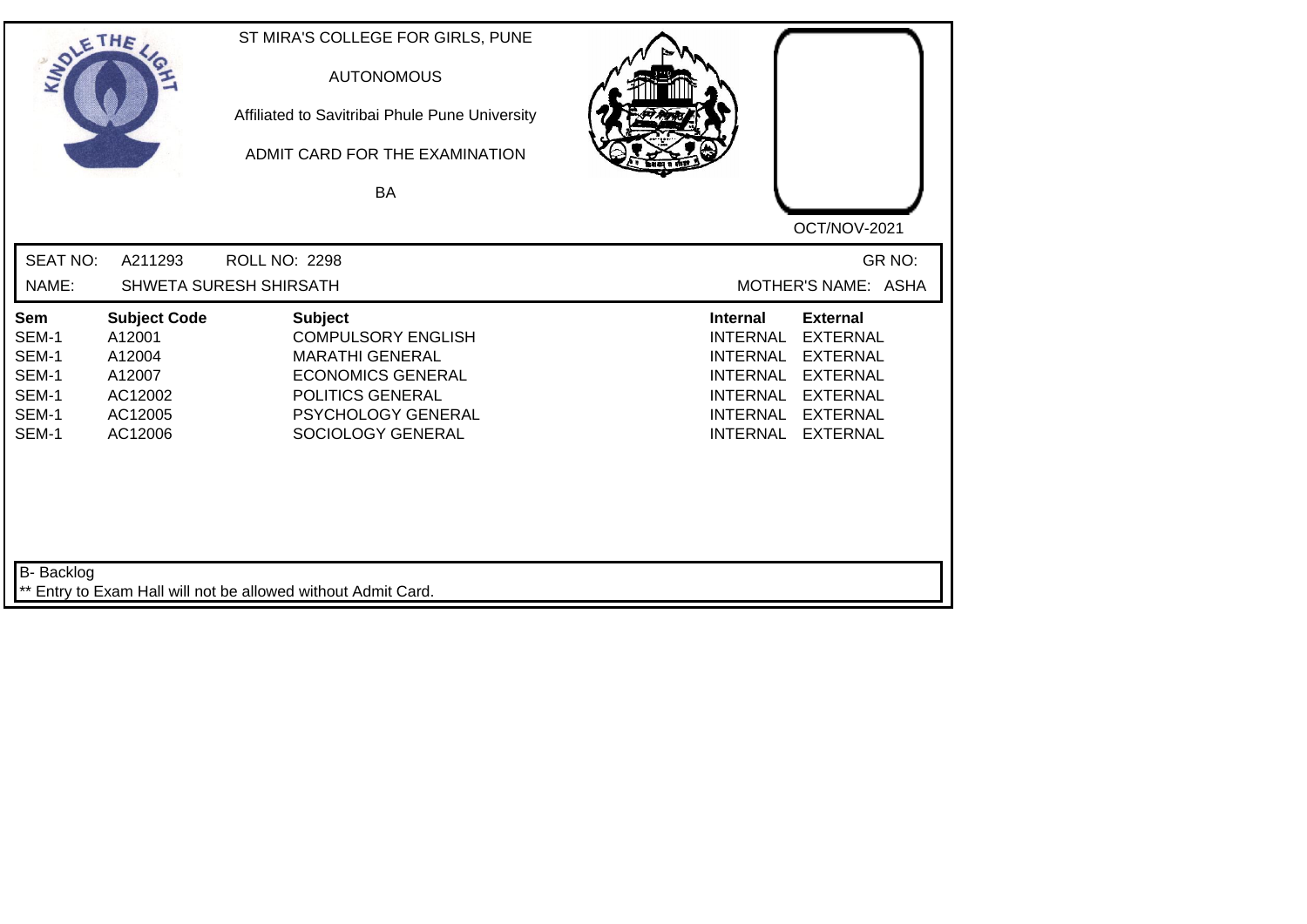ST MIRA'S COLLEGE FOR GIRLS, PUNE

AUTONOMOUS

Affiliated to Savitribai Phule Pune University

ADMIT CARD FOR THE EXAMINATION

BA

OCT/NOV-2021

SEAT NO: A211293 ROLL NO: 2298 GR NO:

NAME: SHWETA SURESH SHIRSATH MOTHER'S NAME: ASHA

| Sem | Subject Code | Subject | Internal | External |
|---|---|---|---|---|
| SEM-1 | A12001 | COMPULSORY ENGLISH | INTERNAL | EXTERNAL |
| SEM-1 | A12004 | MARATHI GENERAL | INTERNAL | EXTERNAL |
| SEM-1 | A12007 | ECONOMICS GENERAL | INTERNAL | EXTERNAL |
| SEM-1 | AC12002 | POLITICS GENERAL | INTERNAL | EXTERNAL |
| SEM-1 | AC12005 | PSYCHOLOGY GENERAL | INTERNAL | EXTERNAL |
| SEM-1 | AC12006 | SOCIOLOGY GENERAL | INTERNAL | EXTERNAL |

B- Backlog

** Entry to Exam Hall will not be allowed without Admit Card.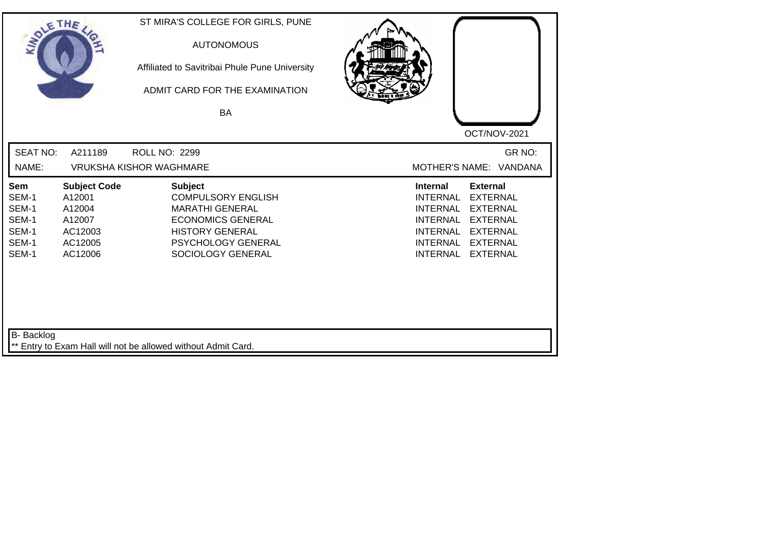ST MIRA'S COLLEGE FOR GIRLS, PUNE

AUTONOMOUS

Affiliated to Savitribai Phule Pune University

ADMIT CARD FOR THE EXAMINATION

BA

OCT/NOV-2021

SEAT NO: A211189 ROLL NO: 2299 GR NO:

NAME: VRUKSHA KISHOR WAGHMARE MOTHER'S NAME: VANDANA

| Sem | Subject Code | Subject | Internal | External |
|---|---|---|---|---|
| SEM-1 | A12001 | COMPULSORY ENGLISH | INTERNAL | EXTERNAL |
| SEM-1 | A12004 | MARATHI GENERAL | INTERNAL | EXTERNAL |
| SEM-1 | A12007 | ECONOMICS GENERAL | INTERNAL | EXTERNAL |
| SEM-1 | AC12003 | HISTORY GENERAL | INTERNAL | EXTERNAL |
| SEM-1 | AC12005 | PSYCHOLOGY GENERAL | INTERNAL | EXTERNAL |
| SEM-1 | AC12006 | SOCIOLOGY GENERAL | INTERNAL | EXTERNAL |

B- Backlog

** Entry to Exam Hall will not be allowed without Admit Card.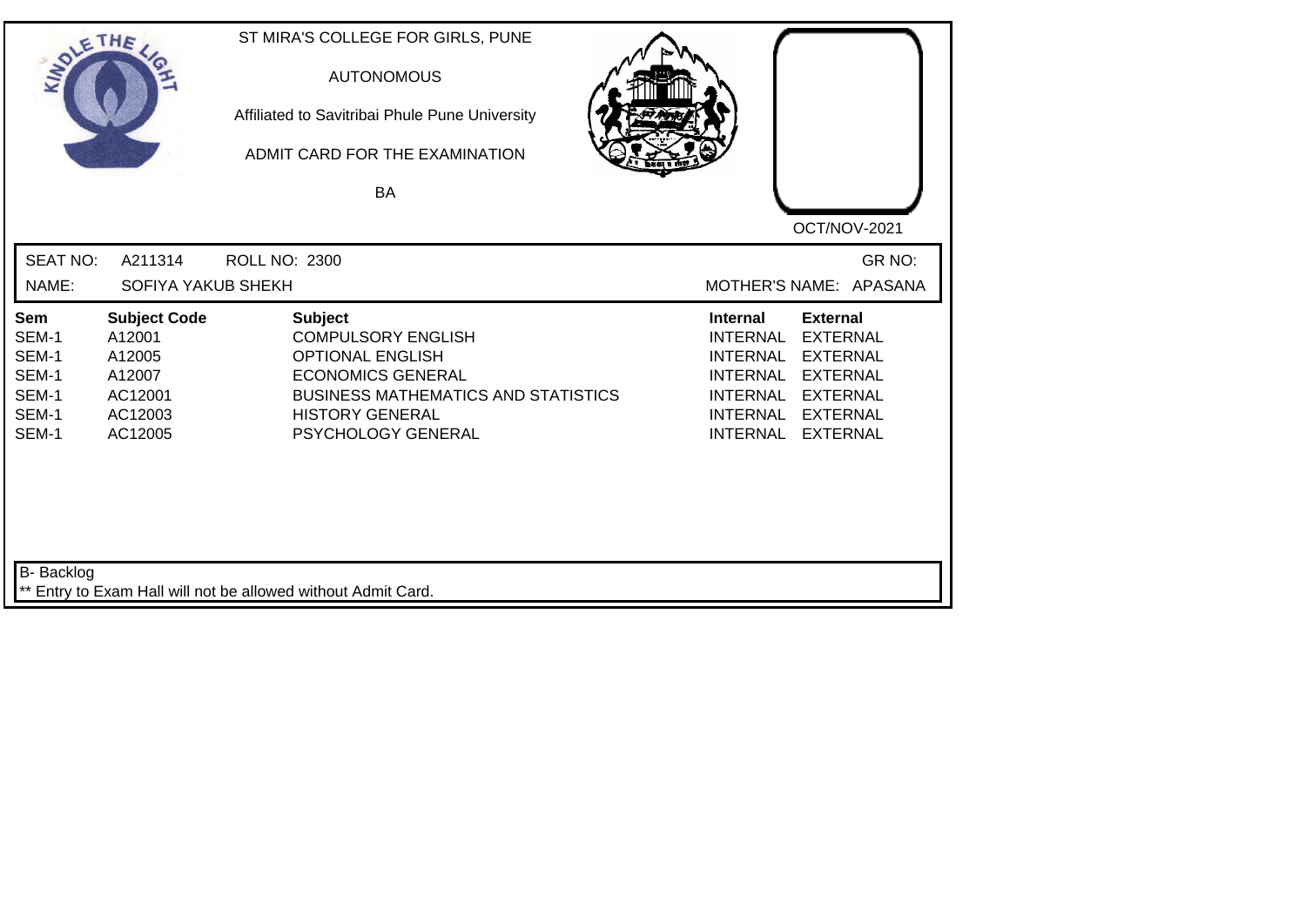ST MIRA'S COLLEGE FOR GIRLS, PUNE

AUTONOMOUS

Affiliated to Savitribai Phule Pune University

ADMIT CARD FOR THE EXAMINATION

BA

OCT/NOV-2021

SEAT NO: A211314 ROLL NO: 2300 GR NO:

NAME: SOFIYA YAKUB SHEKH MOTHER'S NAME: APASANA

| Sem | Subject Code | Subject | Internal | External |
|---|---|---|---|---|
| SEM-1 | A12001 | COMPULSORY ENGLISH | INTERNAL | EXTERNAL |
| SEM-1 | A12005 | OPTIONAL ENGLISH | INTERNAL | EXTERNAL |
| SEM-1 | A12007 | ECONOMICS GENERAL | INTERNAL | EXTERNAL |
| SEM-1 | AC12001 | BUSINESS MATHEMATICS AND STATISTICS | INTERNAL | EXTERNAL |
| SEM-1 | AC12003 | HISTORY GENERAL | INTERNAL | EXTERNAL |
| SEM-1 | AC12005 | PSYCHOLOGY GENERAL | INTERNAL | EXTERNAL |

B- Backlog

** Entry to Exam Hall will not be allowed without Admit Card.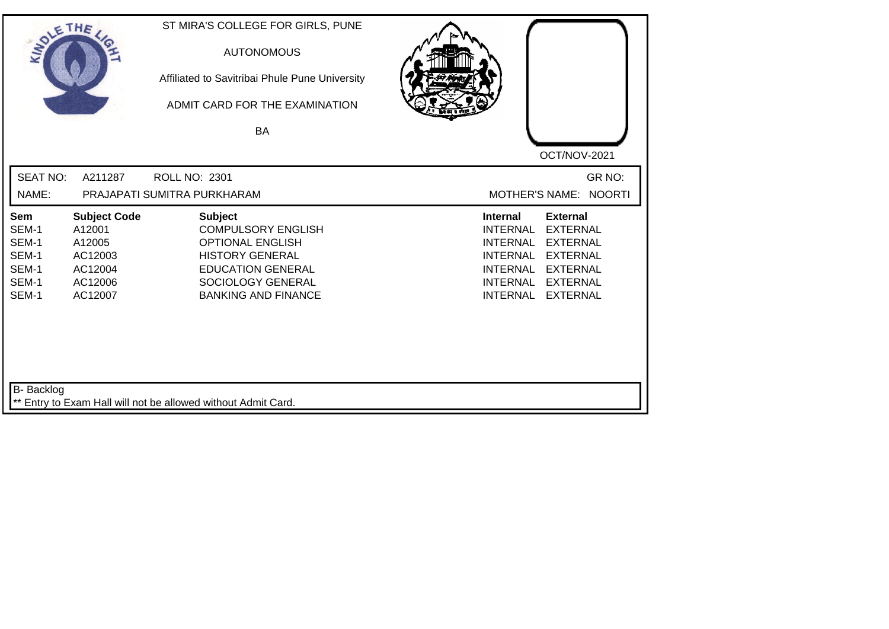ST MIRA'S COLLEGE FOR GIRLS, PUNE

AUTONOMOUS

Affiliated to Savitribai Phule Pune University

ADMIT CARD FOR THE EXAMINATION

BA

OCT/NOV-2021

SEAT NO: A211287 ROLL NO: 2301 GR NO:

NAME: PRAJAPATI SUMITRA PURKHARAM MOTHER'S NAME: NOORTI

| Sem | Subject Code | Subject | Internal | External |
|---|---|---|---|---|
| SEM-1 | A12001 | COMPULSORY ENGLISH | INTERNAL | EXTERNAL |
| SEM-1 | A12005 | OPTIONAL ENGLISH | INTERNAL | EXTERNAL |
| SEM-1 | AC12003 | HISTORY GENERAL | INTERNAL | EXTERNAL |
| SEM-1 | AC12004 | EDUCATION GENERAL | INTERNAL | EXTERNAL |
| SEM-1 | AC12006 | SOCIOLOGY GENERAL | INTERNAL | EXTERNAL |
| SEM-1 | AC12007 | BANKING AND FINANCE | INTERNAL | EXTERNAL |

B- Backlog

** Entry to Exam Hall will not be allowed without Admit Card.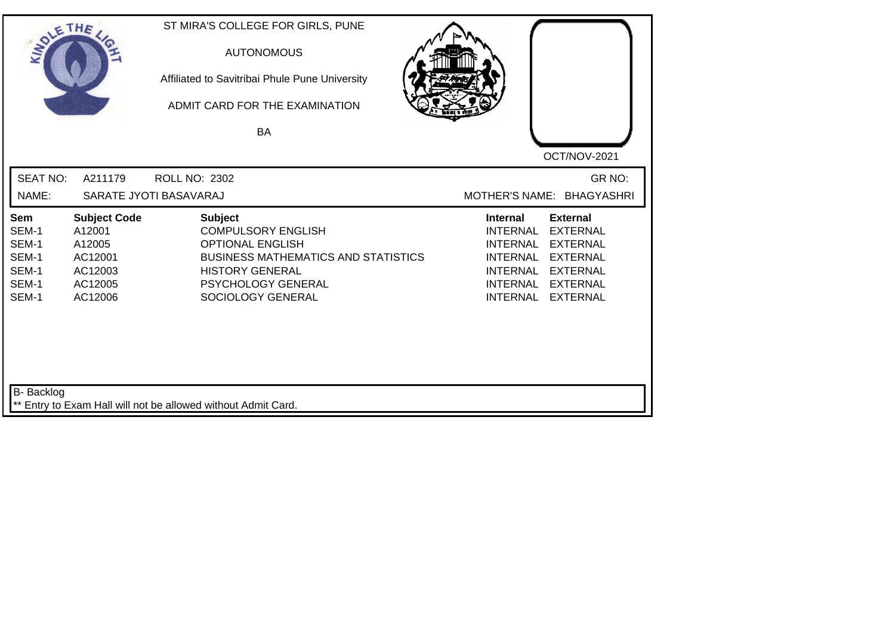ST MIRA'S COLLEGE FOR GIRLS, PUNE

AUTONOMOUS

Affiliated to Savitribai Phule Pune University

ADMIT CARD FOR THE EXAMINATION

BA

OCT/NOV-2021

SEAT NO: A211179 ROLL NO: 2302 GR NO:

NAME: SARATE JYOTI BASAVARAJ MOTHER'S NAME: BHAGYASHRI

| Sem | Subject Code | Subject | Internal | External |
|---|---|---|---|---|
| SEM-1 | A12001 | COMPULSORY ENGLISH | INTERNAL | EXTERNAL |
| SEM-1 | A12005 | OPTIONAL ENGLISH | INTERNAL | EXTERNAL |
| SEM-1 | AC12001 | BUSINESS MATHEMATICS AND STATISTICS | INTERNAL | EXTERNAL |
| SEM-1 | AC12003 | HISTORY GENERAL | INTERNAL | EXTERNAL |
| SEM-1 | AC12005 | PSYCHOLOGY GENERAL | INTERNAL | EXTERNAL |
| SEM-1 | AC12006 | SOCIOLOGY GENERAL | INTERNAL | EXTERNAL |

B- Backlog

** Entry to Exam Hall will not be allowed without Admit Card.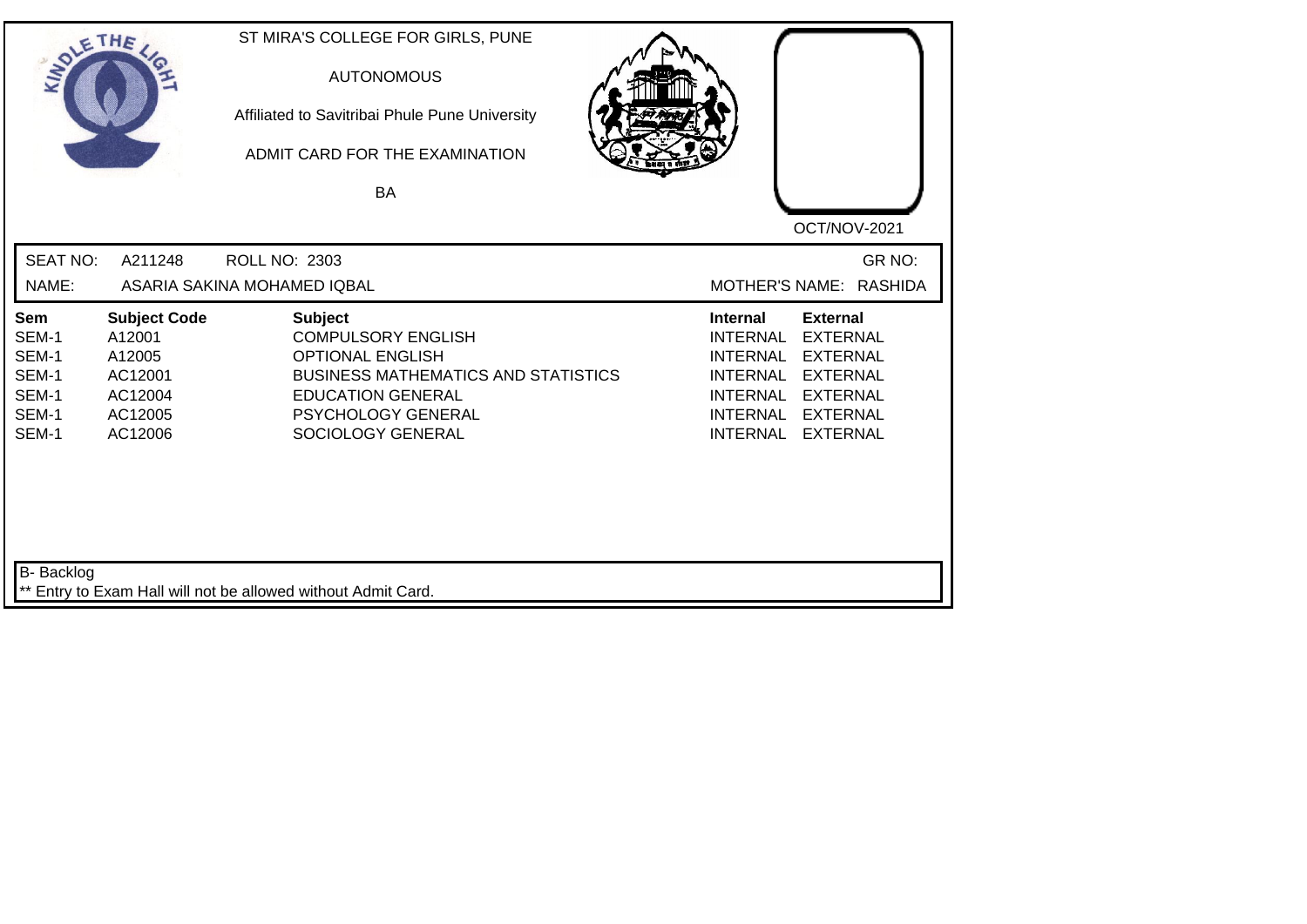ST MIRA'S COLLEGE FOR GIRLS, PUNE

AUTONOMOUS

Affiliated to Savitribai Phule Pune University

ADMIT CARD FOR THE EXAMINATION

BA

OCT/NOV-2021

SEAT NO: A211248 ROLL NO: 2303 GR NO:

NAME: ASARIA SAKINA MOHAMED IQBAL MOTHER'S NAME: RASHIDA

| Sem | Subject Code | Subject | Internal | External |
|---|---|---|---|---|
| SEM-1 | A12001 | COMPULSORY ENGLISH | INTERNAL | EXTERNAL |
| SEM-1 | A12005 | OPTIONAL ENGLISH | INTERNAL | EXTERNAL |
| SEM-1 | AC12001 | BUSINESS MATHEMATICS AND STATISTICS | INTERNAL | EXTERNAL |
| SEM-1 | AC12004 | EDUCATION GENERAL | INTERNAL | EXTERNAL |
| SEM-1 | AC12005 | PSYCHOLOGY GENERAL | INTERNAL | EXTERNAL |
| SEM-1 | AC12006 | SOCIOLOGY GENERAL | INTERNAL | EXTERNAL |

B- Backlog

** Entry to Exam Hall will not be allowed without Admit Card.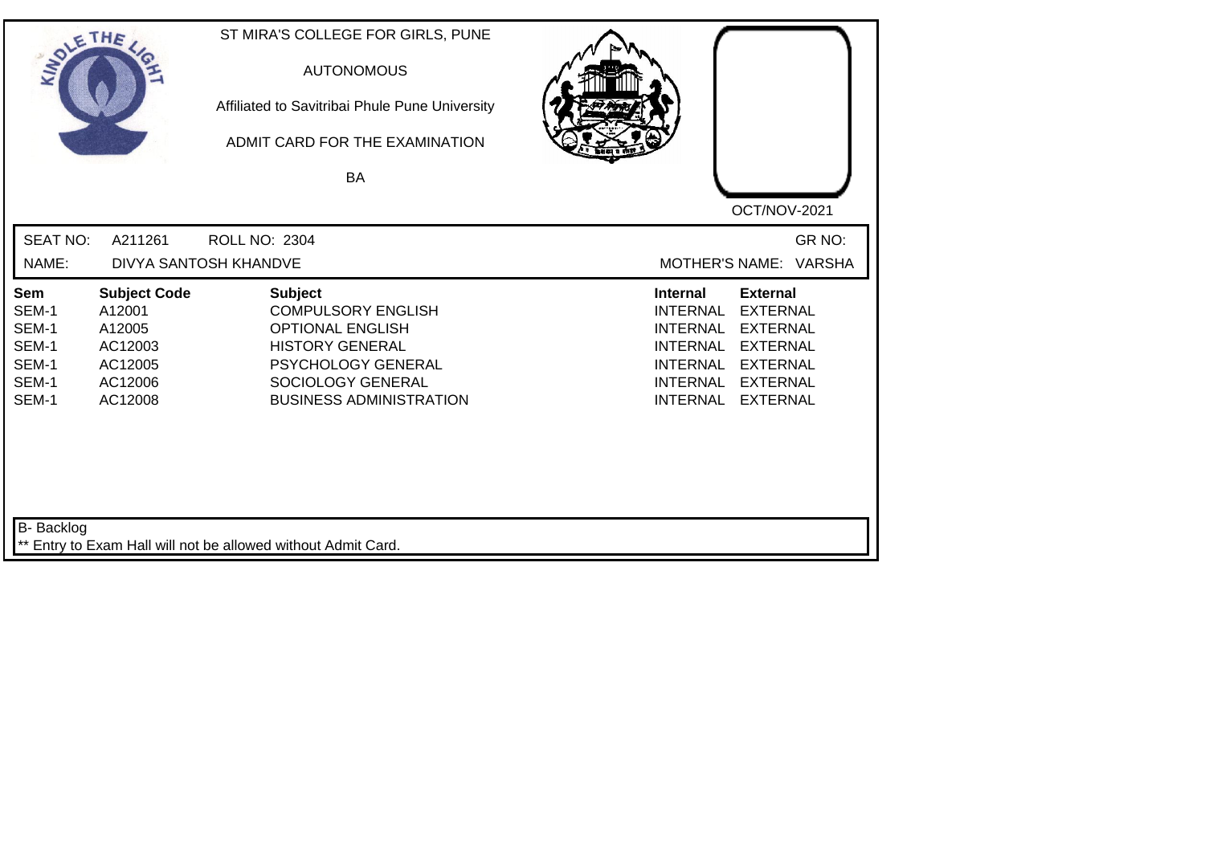ST MIRA'S COLLEGE FOR GIRLS, PUNE

AUTONOMOUS

Affiliated to Savitribai Phule Pune University

ADMIT CARD FOR THE EXAMINATION

BA

OCT/NOV-2021

SEAT NO: A211261 ROLL NO: 2304 GR NO:

NAME: DIVYA SANTOSH KHANDVE MOTHER'S NAME: VARSHA

| Sem | Subject Code | Subject | Internal | External |
|---|---|---|---|---|
| SEM-1 | A12001 | COMPULSORY ENGLISH | INTERNAL | EXTERNAL |
| SEM-1 | A12005 | OPTIONAL ENGLISH | INTERNAL | EXTERNAL |
| SEM-1 | AC12003 | HISTORY GENERAL | INTERNAL | EXTERNAL |
| SEM-1 | AC12005 | PSYCHOLOGY GENERAL | INTERNAL | EXTERNAL |
| SEM-1 | AC12006 | SOCIOLOGY GENERAL | INTERNAL | EXTERNAL |
| SEM-1 | AC12008 | BUSINESS ADMINISTRATION | INTERNAL | EXTERNAL |

B- Backlog

** Entry to Exam Hall will not be allowed without Admit Card.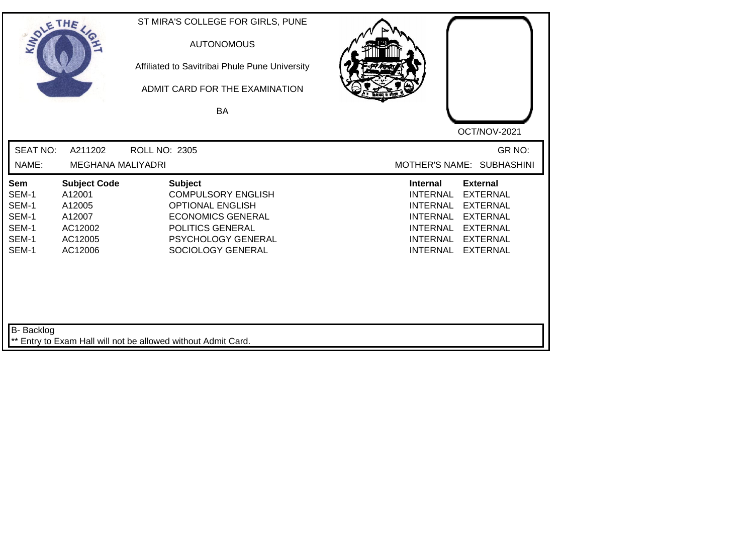ST MIRA'S COLLEGE FOR GIRLS, PUNE

AUTONOMOUS

Affiliated to Savitribai Phule Pune University

ADMIT CARD FOR THE EXAMINATION

BA

OCT/NOV-2021

SEAT NO: A211202 ROLL NO: 2305 GR NO:

NAME: MEGHANA MALIYADRI MOTHER'S NAME: SUBHASHINI

| Sem | Subject Code | Subject | Internal | External |
|---|---|---|---|---|
| SEM-1 | A12001 | COMPULSORY ENGLISH | INTERNAL | EXTERNAL |
| SEM-1 | A12005 | OPTIONAL ENGLISH | INTERNAL | EXTERNAL |
| SEM-1 | A12007 | ECONOMICS GENERAL | INTERNAL | EXTERNAL |
| SEM-1 | AC12002 | POLITICS GENERAL | INTERNAL | EXTERNAL |
| SEM-1 | AC12005 | PSYCHOLOGY GENERAL | INTERNAL | EXTERNAL |
| SEM-1 | AC12006 | SOCIOLOGY GENERAL | INTERNAL | EXTERNAL |

B- Backlog

** Entry to Exam Hall will not be allowed without Admit Card.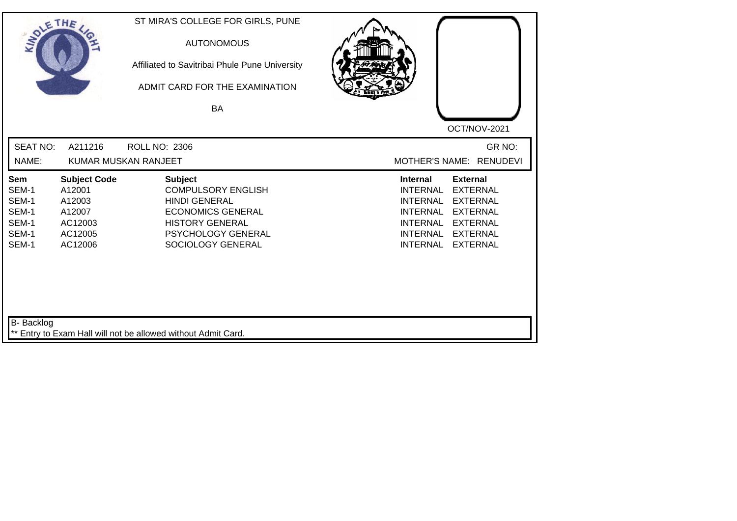ST MIRA'S COLLEGE FOR GIRLS, PUNE

AUTONOMOUS

Affiliated to Savitribai Phule Pune University

ADMIT CARD FOR THE EXAMINATION

BA

OCT/NOV-2021

SEAT NO: A211216 ROLL NO: 2306 GR NO:

NAME: KUMAR MUSKAN RANJEET MOTHER'S NAME: RENUDEVI

| Sem | Subject Code | Subject | Internal | External |
|---|---|---|---|---|
| SEM-1 | A12001 | COMPULSORY ENGLISH | INTERNAL | EXTERNAL |
| SEM-1 | A12003 | HINDI GENERAL | INTERNAL | EXTERNAL |
| SEM-1 | A12007 | ECONOMICS GENERAL | INTERNAL | EXTERNAL |
| SEM-1 | AC12003 | HISTORY GENERAL | INTERNAL | EXTERNAL |
| SEM-1 | AC12005 | PSYCHOLOGY GENERAL | INTERNAL | EXTERNAL |
| SEM-1 | AC12006 | SOCIOLOGY GENERAL | INTERNAL | EXTERNAL |

B- Backlog

** Entry to Exam Hall will not be allowed without Admit Card.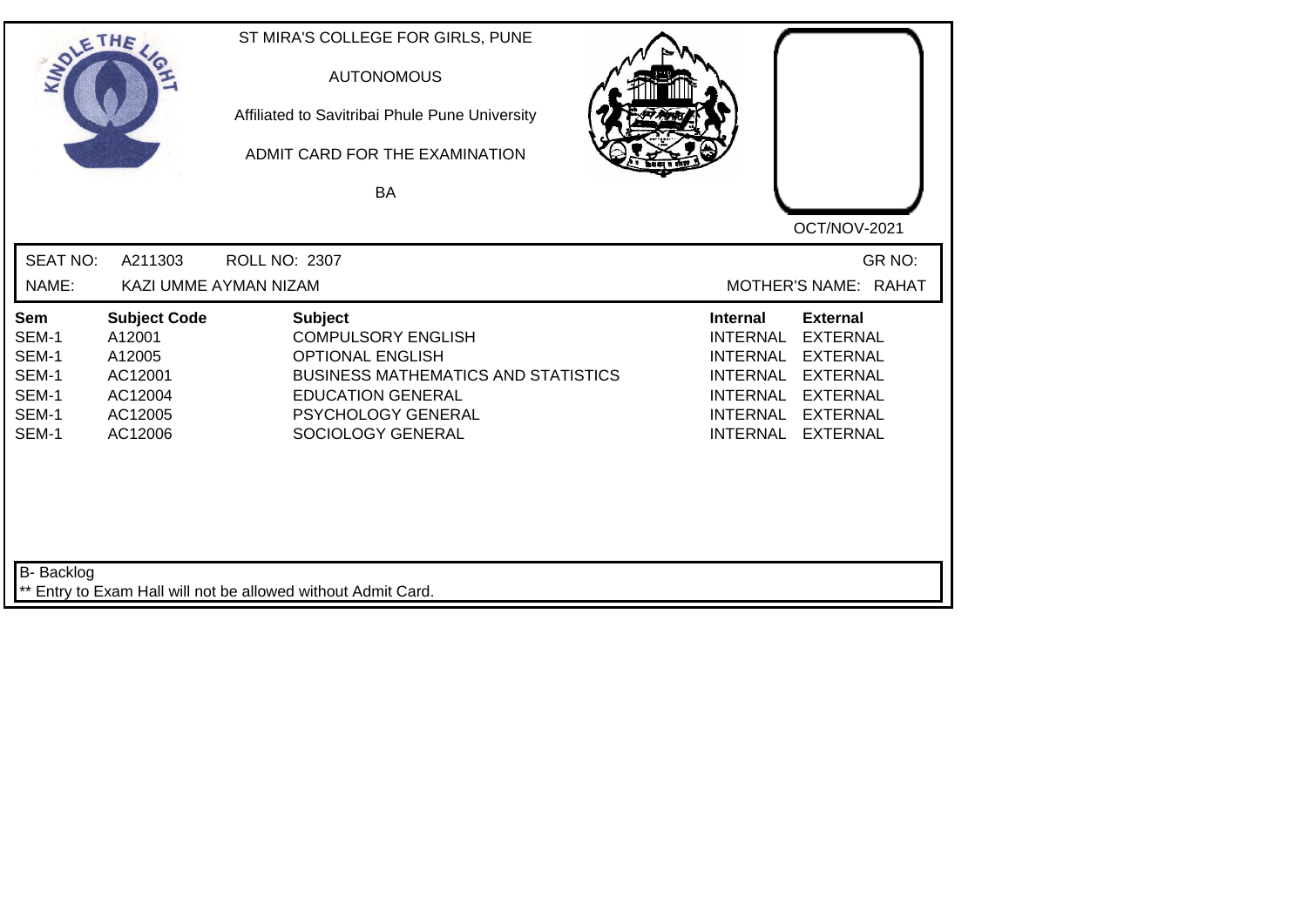ST MIRA'S COLLEGE FOR GIRLS, PUNE

AUTONOMOUS

Affiliated to Savitribai Phule Pune University

ADMIT CARD FOR THE EXAMINATION

BA

OCT/NOV-2021

SEAT NO: A211303 ROLL NO: 2307 GR NO:

NAME: KAZI UMME AYMAN NIZAM MOTHER'S NAME: RAHAT

| Sem | Subject Code | Subject | Internal | External |
|---|---|---|---|---|
| SEM-1 | A12001 | COMPULSORY ENGLISH | INTERNAL | EXTERNAL |
| SEM-1 | A12005 | OPTIONAL ENGLISH | INTERNAL | EXTERNAL |
| SEM-1 | AC12001 | BUSINESS MATHEMATICS AND STATISTICS | INTERNAL | EXTERNAL |
| SEM-1 | AC12004 | EDUCATION GENERAL | INTERNAL | EXTERNAL |
| SEM-1 | AC12005 | PSYCHOLOGY GENERAL | INTERNAL | EXTERNAL |
| SEM-1 | AC12006 | SOCIOLOGY GENERAL | INTERNAL | EXTERNAL |

B- Backlog

** Entry to Exam Hall will not be allowed without Admit Card.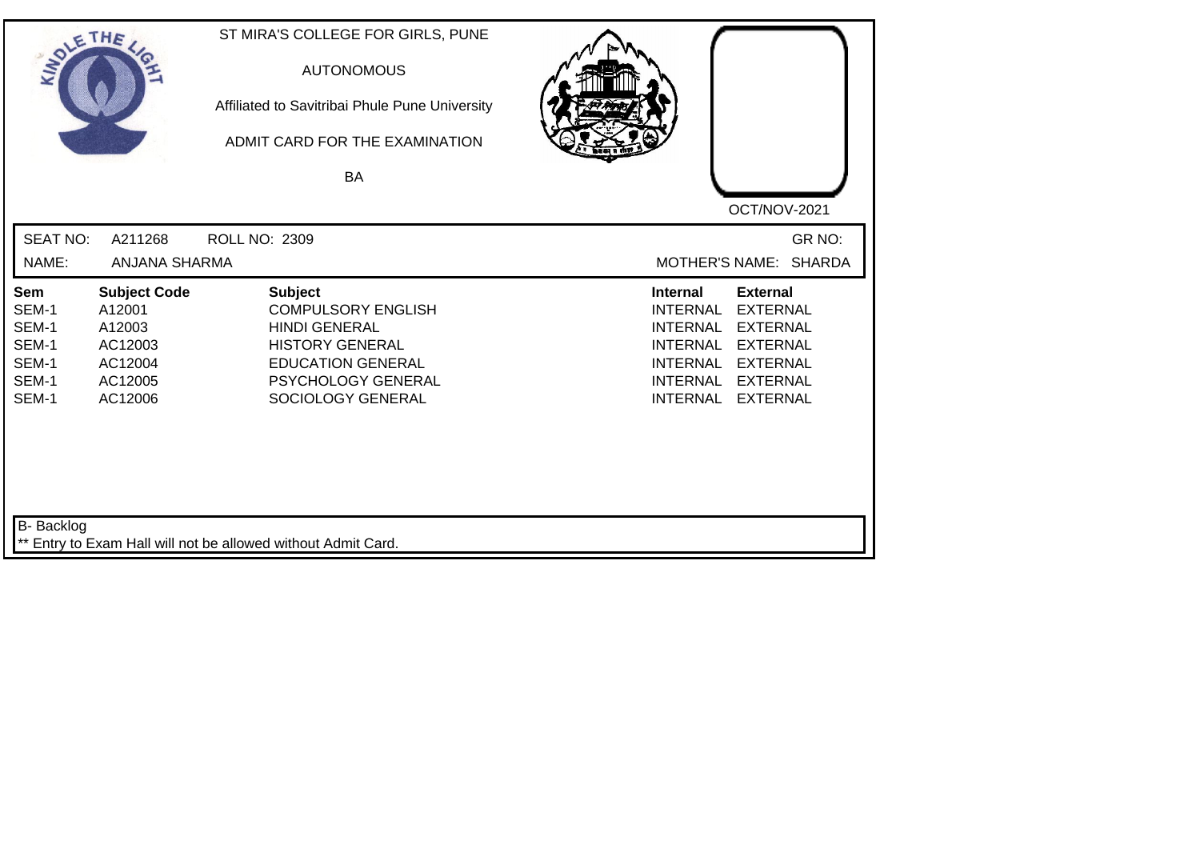ST MIRA'S COLLEGE FOR GIRLS, PUNE

AUTONOMOUS

Affiliated to Savitribai Phule Pune University

ADMIT CARD FOR THE EXAMINATION

BA

OCT/NOV-2021

SEAT NO: A211268 ROLL NO: 2309 GR NO:

NAME: ANJANA SHARMA MOTHER'S NAME: SHARDA

| Sem | Subject Code | Subject | Internal | External |
|---|---|---|---|---|
| SEM-1 | A12001 | COMPULSORY ENGLISH | INTERNAL | EXTERNAL |
| SEM-1 | A12003 | HINDI GENERAL | INTERNAL | EXTERNAL |
| SEM-1 | AC12003 | HISTORY GENERAL | INTERNAL | EXTERNAL |
| SEM-1 | AC12004 | EDUCATION GENERAL | INTERNAL | EXTERNAL |
| SEM-1 | AC12005 | PSYCHOLOGY GENERAL | INTERNAL | EXTERNAL |
| SEM-1 | AC12006 | SOCIOLOGY GENERAL | INTERNAL | EXTERNAL |

B- Backlog

** Entry to Exam Hall will not be allowed without Admit Card.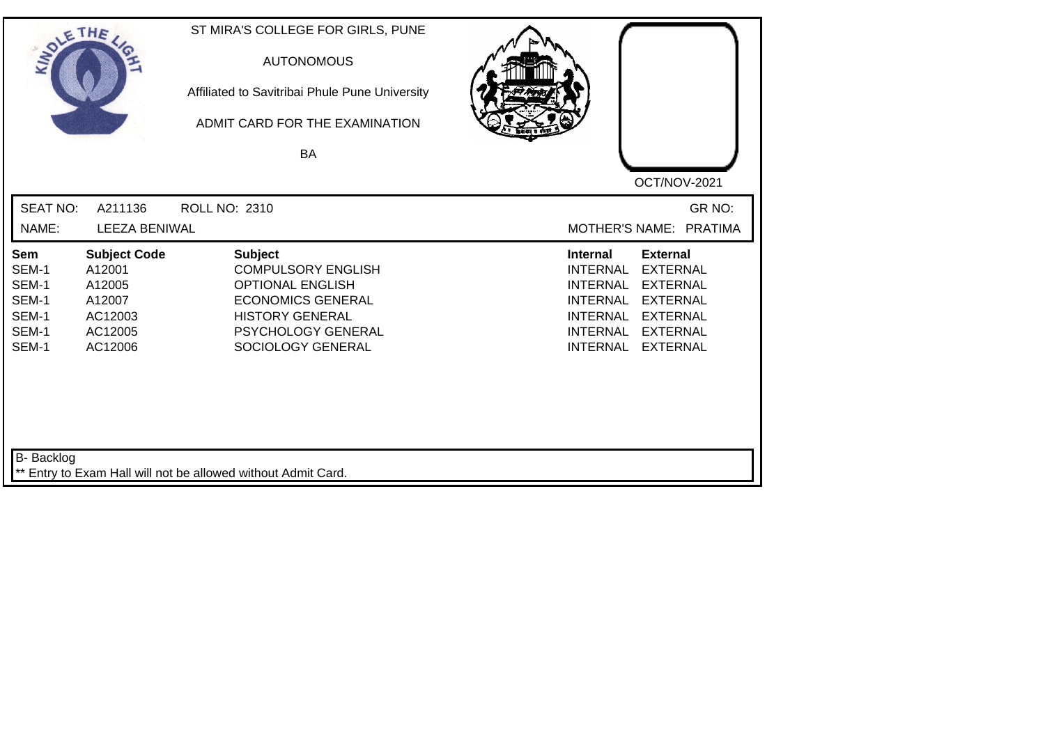ST MIRA'S COLLEGE FOR GIRLS, PUNE

AUTONOMOUS

Affiliated to Savitribai Phule Pune University

ADMIT CARD FOR THE EXAMINATION

BA

OCT/NOV-2021

SEAT NO: A211136 ROLL NO: 2310 GR NO:

NAME: LEEZA BENIWAL MOTHER'S NAME: PRATIMA

| Sem | Subject Code | Subject | Internal | External |
|---|---|---|---|---|
| SEM-1 | A12001 | COMPULSORY ENGLISH | INTERNAL | EXTERNAL |
| SEM-1 | A12005 | OPTIONAL ENGLISH | INTERNAL | EXTERNAL |
| SEM-1 | A12007 | ECONOMICS GENERAL | INTERNAL | EXTERNAL |
| SEM-1 | AC12003 | HISTORY GENERAL | INTERNAL | EXTERNAL |
| SEM-1 | AC12005 | PSYCHOLOGY GENERAL | INTERNAL | EXTERNAL |
| SEM-1 | AC12006 | SOCIOLOGY GENERAL | INTERNAL | EXTERNAL |

B- Backlog

** Entry to Exam Hall will not be allowed without Admit Card.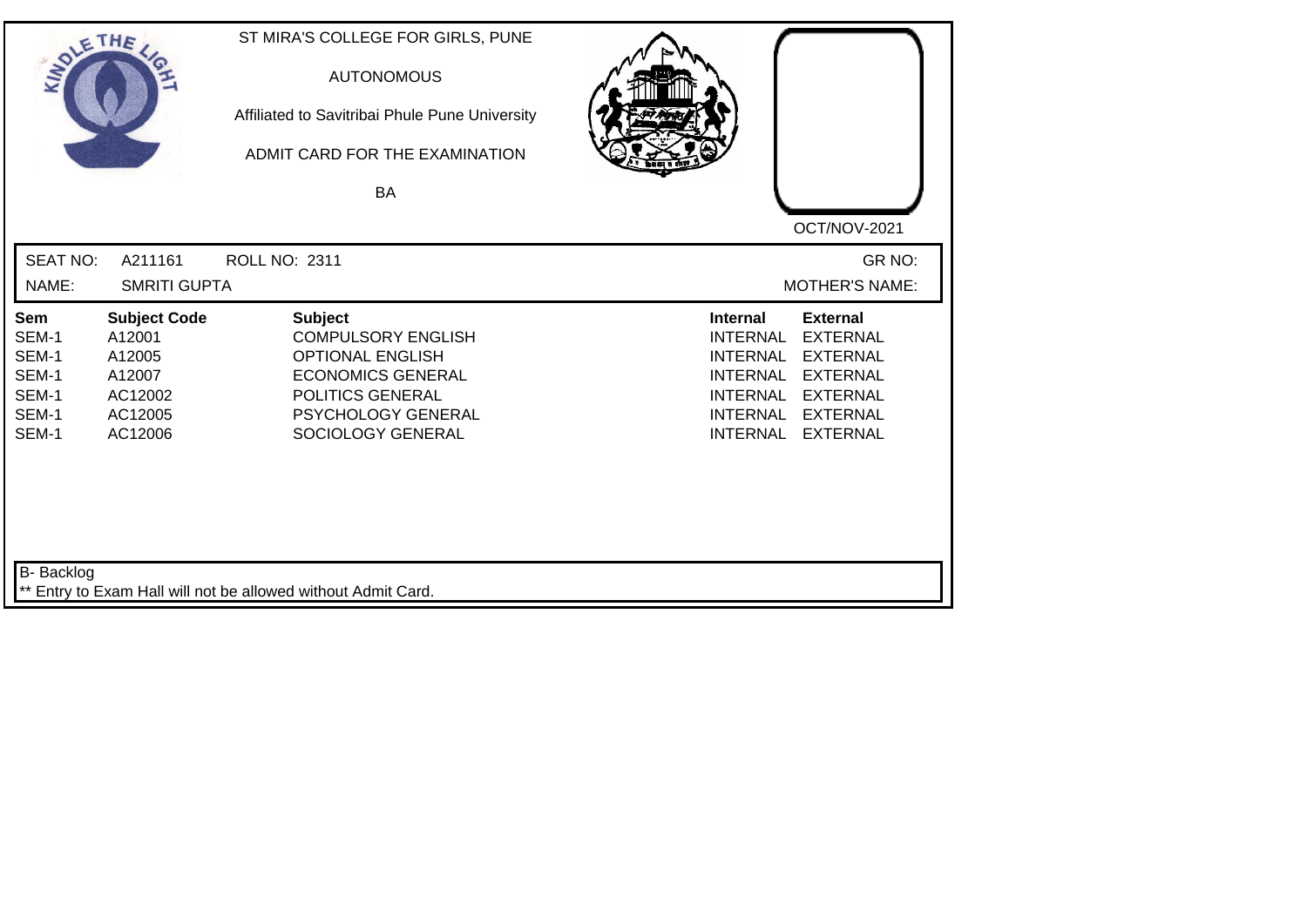ST MIRA'S COLLEGE FOR GIRLS, PUNE

AUTONOMOUS

Affiliated to Savitribai Phule Pune University

ADMIT CARD FOR THE EXAMINATION

BA

OCT/NOV-2021

SEAT NO: A211161 ROLL NO: 2311 GR NO:

NAME: SMRITI GUPTA MOTHER'S NAME:

| Sem | Subject Code | Subject | Internal | External |
|---|---|---|---|---|
| SEM-1 | A12001 | COMPULSORY ENGLISH | INTERNAL | EXTERNAL |
| SEM-1 | A12005 | OPTIONAL ENGLISH | INTERNAL | EXTERNAL |
| SEM-1 | A12007 | ECONOMICS GENERAL | INTERNAL | EXTERNAL |
| SEM-1 | AC12002 | POLITICS GENERAL | INTERNAL | EXTERNAL |
| SEM-1 | AC12005 | PSYCHOLOGY GENERAL | INTERNAL | EXTERNAL |
| SEM-1 | AC12006 | SOCIOLOGY GENERAL | INTERNAL | EXTERNAL |

B- Backlog

** Entry to Exam Hall will not be allowed without Admit Card.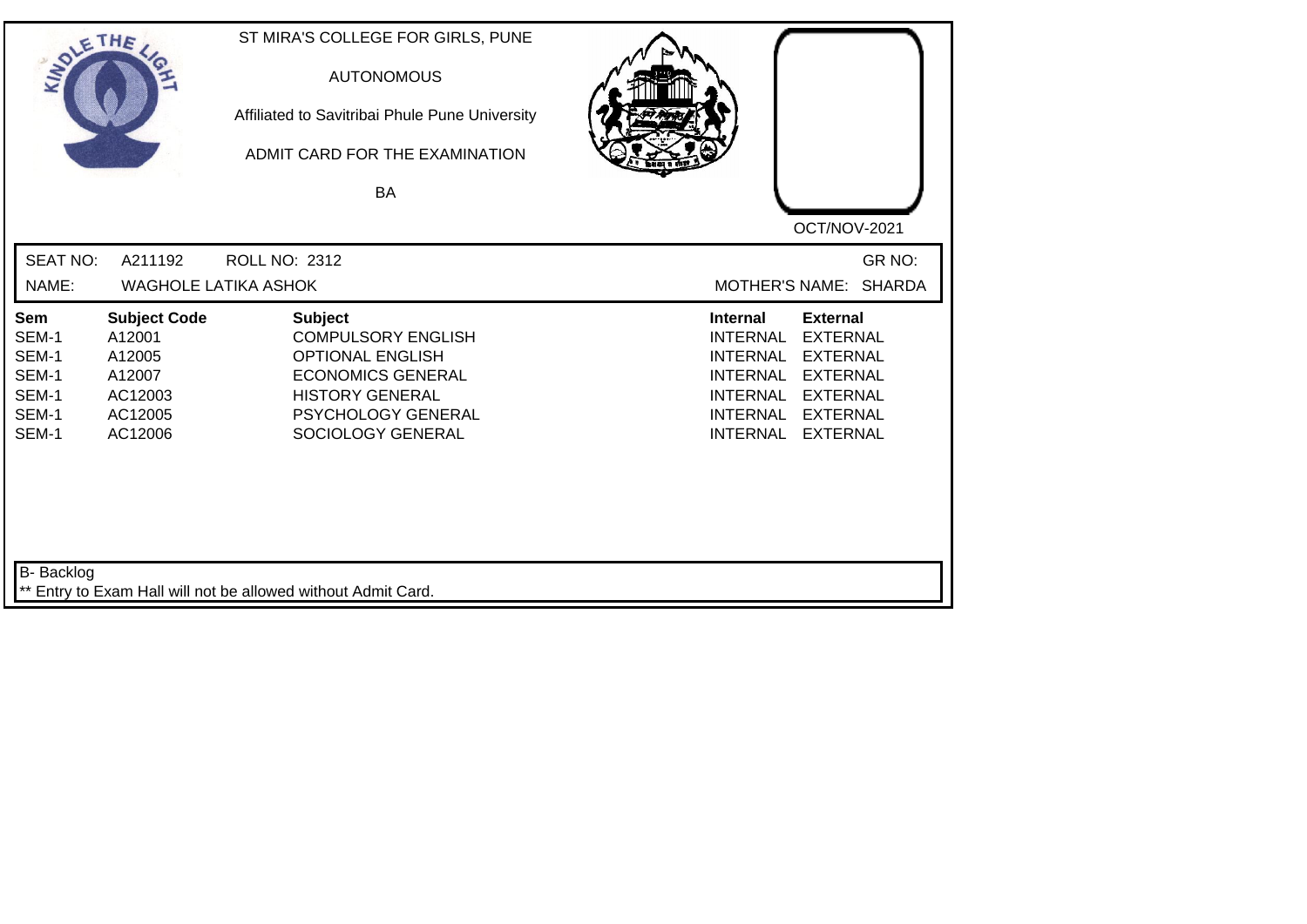ST MIRA'S COLLEGE FOR GIRLS, PUNE

AUTONOMOUS

Affiliated to Savitribai Phule Pune University

ADMIT CARD FOR THE EXAMINATION

BA

OCT/NOV-2021

SEAT NO: A211192 ROLL NO: 2312 GR NO:

NAME: WAGHOLE LATIKA ASHOK MOTHER'S NAME: SHARDA

| Sem | Subject Code | Subject | Internal | External |
|---|---|---|---|---|
| SEM-1 | A12001 | COMPULSORY ENGLISH | INTERNAL | EXTERNAL |
| SEM-1 | A12005 | OPTIONAL ENGLISH | INTERNAL | EXTERNAL |
| SEM-1 | A12007 | ECONOMICS GENERAL | INTERNAL | EXTERNAL |
| SEM-1 | AC12003 | HISTORY GENERAL | INTERNAL | EXTERNAL |
| SEM-1 | AC12005 | PSYCHOLOGY GENERAL | INTERNAL | EXTERNAL |
| SEM-1 | AC12006 | SOCIOLOGY GENERAL | INTERNAL | EXTERNAL |

B- Backlog

** Entry to Exam Hall will not be allowed without Admit Card.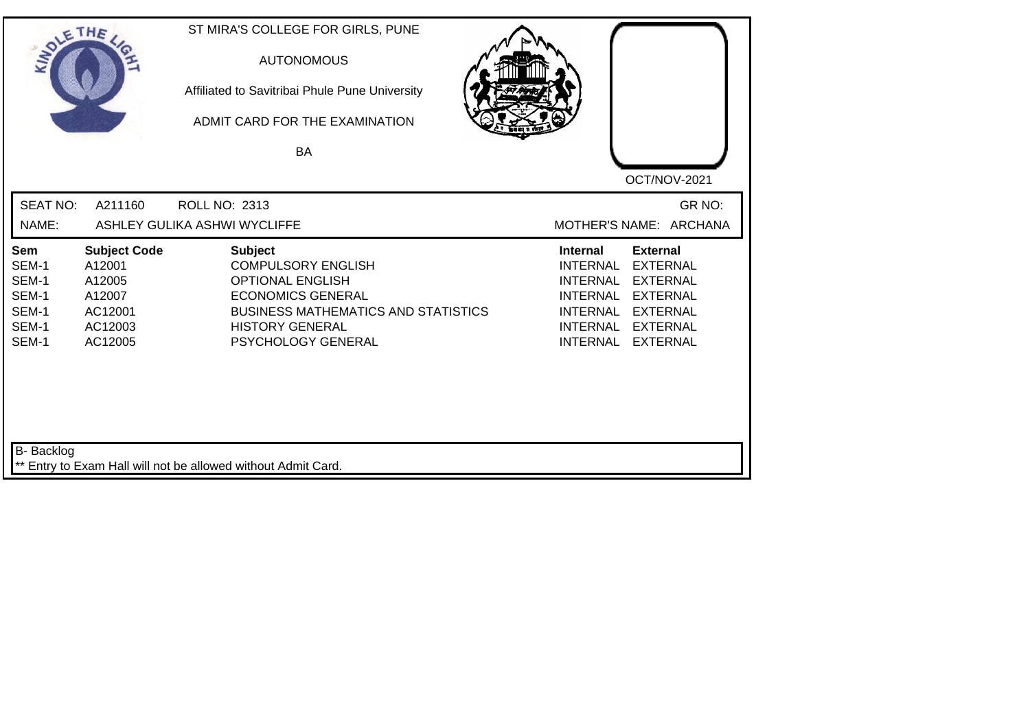ST MIRA'S COLLEGE FOR GIRLS, PUNE

AUTONOMOUS

Affiliated to Savitribai Phule Pune University

ADMIT CARD FOR THE EXAMINATION

BA

OCT/NOV-2021

SEAT NO: A211160 ROLL NO: 2313 GR NO:

NAME: ASHLEY GULIKA ASHWI WYCLIFFE MOTHER'S NAME: ARCHANA

| Sem | Subject Code | Subject | Internal | External |
|---|---|---|---|---|
| SEM-1 | A12001 | COMPULSORY ENGLISH | INTERNAL | EXTERNAL |
| SEM-1 | A12005 | OPTIONAL ENGLISH | INTERNAL | EXTERNAL |
| SEM-1 | A12007 | ECONOMICS GENERAL | INTERNAL | EXTERNAL |
| SEM-1 | AC12001 | BUSINESS MATHEMATICS AND STATISTICS | INTERNAL | EXTERNAL |
| SEM-1 | AC12003 | HISTORY GENERAL | INTERNAL | EXTERNAL |
| SEM-1 | AC12005 | PSYCHOLOGY GENERAL | INTERNAL | EXTERNAL |

B- Backlog

** Entry to Exam Hall will not be allowed without Admit Card.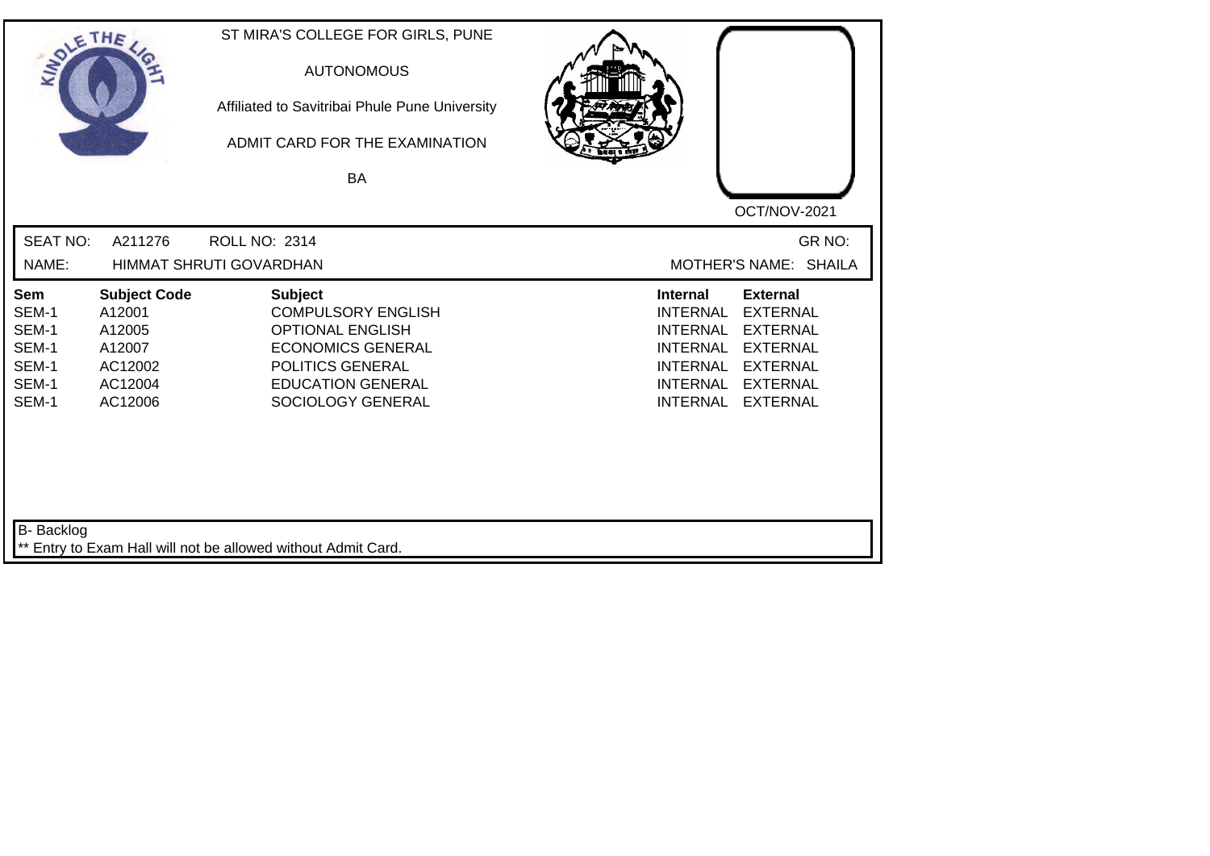ST MIRA'S COLLEGE FOR GIRLS, PUNE

AUTONOMOUS

Affiliated to Savitribai Phule Pune University

ADMIT CARD FOR THE EXAMINATION

BA

OCT/NOV-2021

SEAT NO: A211276 ROLL NO: 2314 GR NO:

NAME: HIMMAT SHRUTI GOVARDHAN MOTHER'S NAME: SHAILA

| Sem | Subject Code | Subject | Internal | External |
|---|---|---|---|---|
| SEM-1 | A12001 | COMPULSORY ENGLISH | INTERNAL | EXTERNAL |
| SEM-1 | A12005 | OPTIONAL ENGLISH | INTERNAL | EXTERNAL |
| SEM-1 | A12007 | ECONOMICS GENERAL | INTERNAL | EXTERNAL |
| SEM-1 | AC12002 | POLITICS GENERAL | INTERNAL | EXTERNAL |
| SEM-1 | AC12004 | EDUCATION GENERAL | INTERNAL | EXTERNAL |
| SEM-1 | AC12006 | SOCIOLOGY GENERAL | INTERNAL | EXTERNAL |

B- Backlog

** Entry to Exam Hall will not be allowed without Admit Card.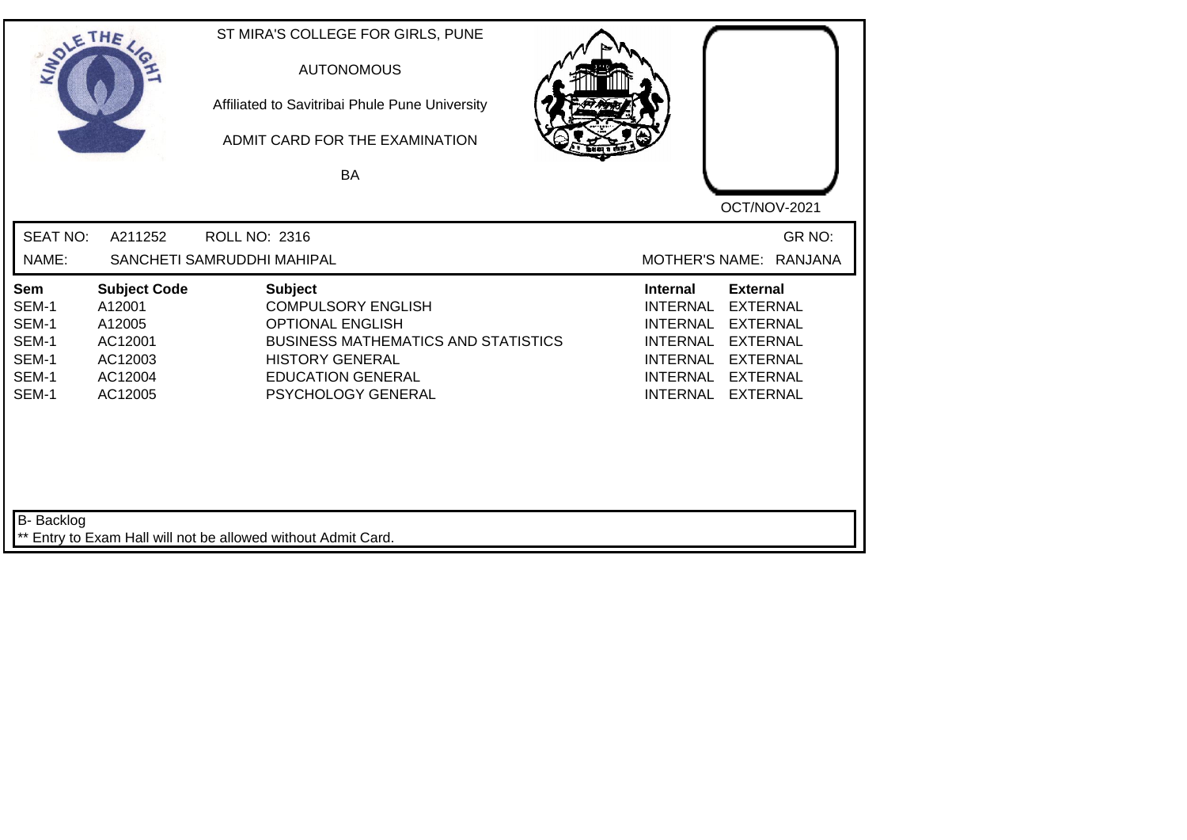ST MIRA'S COLLEGE FOR GIRLS, PUNE

AUTONOMOUS

Affiliated to Savitribai Phule Pune University

ADMIT CARD FOR THE EXAMINATION

BA

OCT/NOV-2021

SEAT NO: A211252 ROLL NO: 2316 GR NO:

NAME: SANCHETI SAMRUDDHI MAHIPAL MOTHER'S NAME: RANJANA

| Sem | Subject Code | Subject | Internal | External |
|---|---|---|---|---|
| SEM-1 | A12001 | COMPULSORY ENGLISH | INTERNAL | EXTERNAL |
| SEM-1 | A12005 | OPTIONAL ENGLISH | INTERNAL | EXTERNAL |
| SEM-1 | AC12001 | BUSINESS MATHEMATICS AND STATISTICS | INTERNAL | EXTERNAL |
| SEM-1 | AC12003 | HISTORY GENERAL | INTERNAL | EXTERNAL |
| SEM-1 | AC12004 | EDUCATION GENERAL | INTERNAL | EXTERNAL |
| SEM-1 | AC12005 | PSYCHOLOGY GENERAL | INTERNAL | EXTERNAL |

B- Backlog

** Entry to Exam Hall will not be allowed without Admit Card.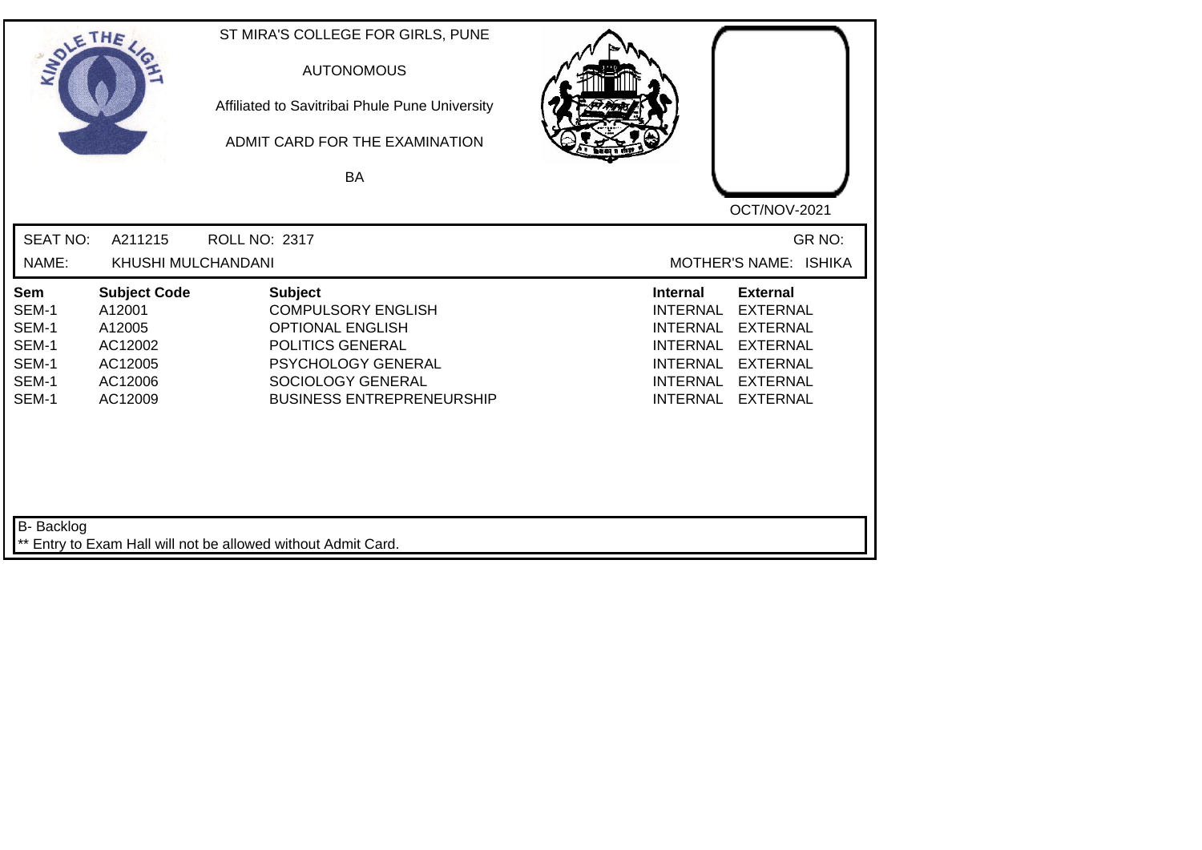ST MIRA'S COLLEGE FOR GIRLS, PUNE

AUTONOMOUS

Affiliated to Savitribai Phule Pune University

ADMIT CARD FOR THE EXAMINATION

BA

OCT/NOV-2021

SEAT NO: A211215 ROLL NO: 2317 GR NO:

NAME: KHUSHI MULCHANDANI MOTHER'S NAME: ISHIKA

| Sem | Subject Code | Subject | Internal | External |
|---|---|---|---|---|
| SEM-1 | A12001 | COMPULSORY ENGLISH | INTERNAL | EXTERNAL |
| SEM-1 | A12005 | OPTIONAL ENGLISH | INTERNAL | EXTERNAL |
| SEM-1 | AC12002 | POLITICS GENERAL | INTERNAL | EXTERNAL |
| SEM-1 | AC12005 | PSYCHOLOGY GENERAL | INTERNAL | EXTERNAL |
| SEM-1 | AC12006 | SOCIOLOGY GENERAL | INTERNAL | EXTERNAL |
| SEM-1 | AC12009 | BUSINESS ENTREPRENEURSHIP | INTERNAL | EXTERNAL |

B- Backlog

** Entry to Exam Hall will not be allowed without Admit Card.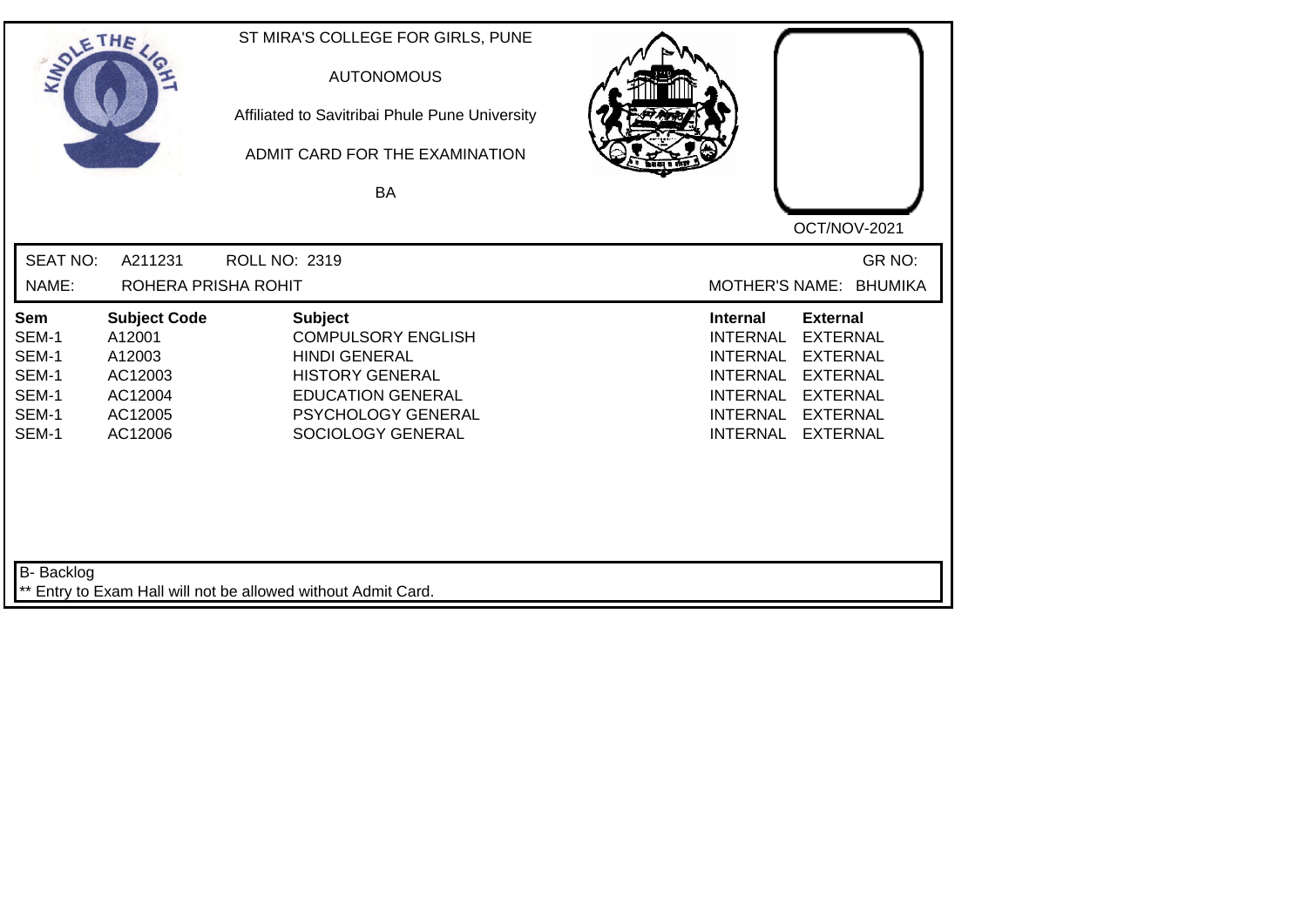ST MIRA'S COLLEGE FOR GIRLS, PUNE

AUTONOMOUS

Affiliated to Savitribai Phule Pune University

ADMIT CARD FOR THE EXAMINATION

BA

OCT/NOV-2021

SEAT NO: A211231 ROLL NO: 2319 GR NO:

NAME: ROHERA PRISHA ROHIT MOTHER'S NAME: BHUMIKA

| Sem | Subject Code | Subject | Internal | External |
|---|---|---|---|---|
| SEM-1 | A12001 | COMPULSORY ENGLISH | INTERNAL | EXTERNAL |
| SEM-1 | A12003 | HINDI GENERAL | INTERNAL | EXTERNAL |
| SEM-1 | AC12003 | HISTORY GENERAL | INTERNAL | EXTERNAL |
| SEM-1 | AC12004 | EDUCATION GENERAL | INTERNAL | EXTERNAL |
| SEM-1 | AC12005 | PSYCHOLOGY GENERAL | INTERNAL | EXTERNAL |
| SEM-1 | AC12006 | SOCIOLOGY GENERAL | INTERNAL | EXTERNAL |

B- Backlog

** Entry to Exam Hall will not be allowed without Admit Card.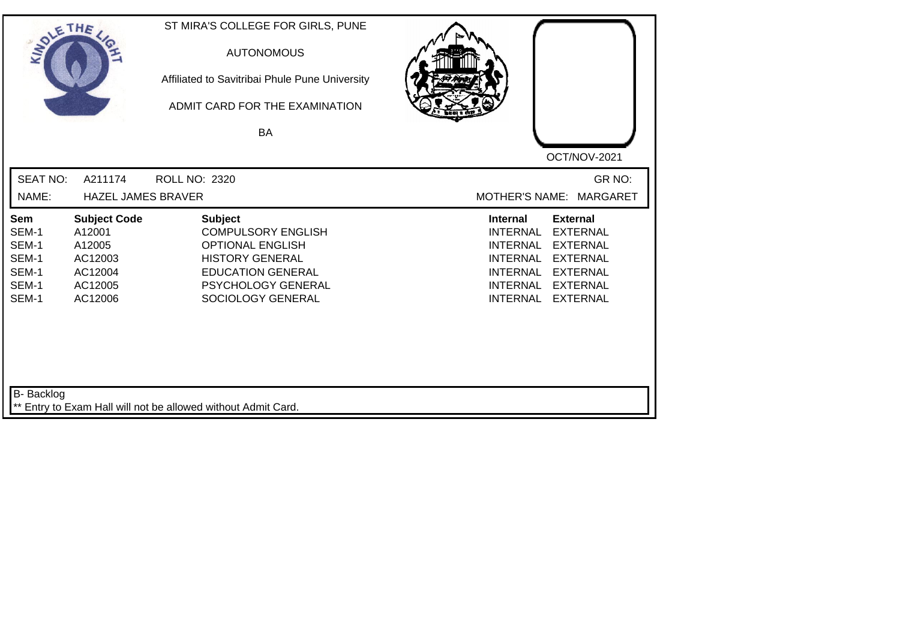ST MIRA'S COLLEGE FOR GIRLS, PUNE

AUTONOMOUS

Affiliated to Savitribai Phule Pune University

ADMIT CARD FOR THE EXAMINATION

BA

OCT/NOV-2021

SEAT NO: A211174 ROLL NO: 2320 GR NO:

NAME: HAZEL JAMES BRAVER MOTHER'S NAME: MARGARET

| Sem | Subject Code | Subject | Internal | External |
|---|---|---|---|---|
| SEM-1 | A12001 | COMPULSORY ENGLISH | INTERNAL | EXTERNAL |
| SEM-1 | A12005 | OPTIONAL ENGLISH | INTERNAL | EXTERNAL |
| SEM-1 | AC12003 | HISTORY GENERAL | INTERNAL | EXTERNAL |
| SEM-1 | AC12004 | EDUCATION GENERAL | INTERNAL | EXTERNAL |
| SEM-1 | AC12005 | PSYCHOLOGY GENERAL | INTERNAL | EXTERNAL |
| SEM-1 | AC12006 | SOCIOLOGY GENERAL | INTERNAL | EXTERNAL |

B- Backlog

** Entry to Exam Hall will not be allowed without Admit Card.